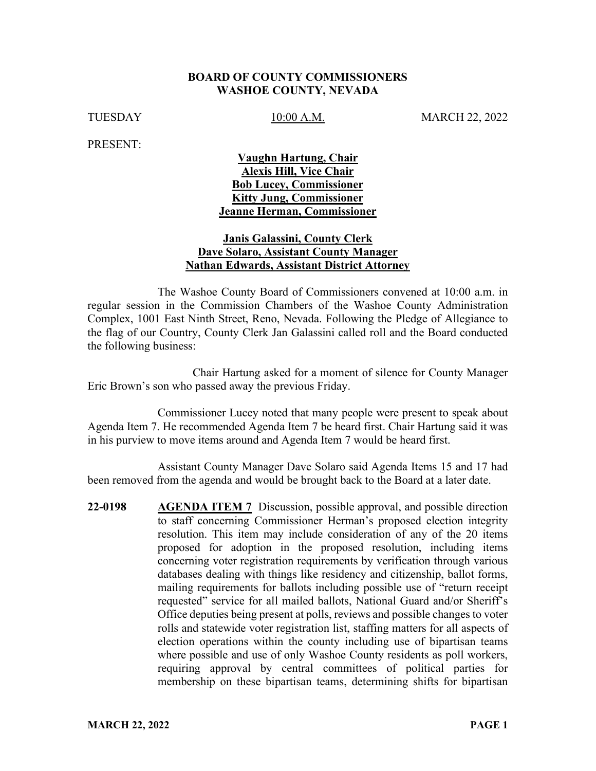**BOARD OF COUNTY COMMISSIONERS**
**WASHOE COUNTY, NEVADA**

TUESDAY 10:00 A.M. MARCH 22, 2022

PRESENT:

**Vaughn Hartung, Chair**
**Alexis Hill, Vice Chair**
**Bob Lucey, Commissioner**
**Kitty Jung, Commissioner**
**Jeanne Herman, Commissioner**

**Janis Galassini, County Clerk**
**Dave Solaro, Assistant County Manager**
**Nathan Edwards, Assistant District Attorney**

The Washoe County Board of Commissioners convened at 10:00 a.m. in regular session in the Commission Chambers of the Washoe County Administration Complex, 1001 East Ninth Street, Reno, Nevada. Following the Pledge of Allegiance to the flag of our Country, County Clerk Jan Galassini called roll and the Board conducted the following business:

Chair Hartung asked for a moment of silence for County Manager Eric Brown's son who passed away the previous Friday.

Commissioner Lucey noted that many people were present to speak about Agenda Item 7. He recommended Agenda Item 7 be heard first. Chair Hartung said it was in his purview to move items around and Agenda Item 7 would be heard first.

Assistant County Manager Dave Solaro said Agenda Items 15 and 17 had been removed from the agenda and would be brought back to the Board at a later date.

**22-0198** **AGENDA ITEM 7** Discussion, possible approval, and possible direction to staff concerning Commissioner Herman's proposed election integrity resolution. This item may include consideration of any of the 20 items proposed for adoption in the proposed resolution, including items concerning voter registration requirements by verification through various databases dealing with things like residency and citizenship, ballot forms, mailing requirements for ballots including possible use of "return receipt requested" service for all mailed ballots, National Guard and/or Sheriff's Office deputies being present at polls, reviews and possible changes to voter rolls and statewide voter registration list, staffing matters for all aspects of election operations within the county including use of bipartisan teams where possible and use of only Washoe County residents as poll workers, requiring approval by central committees of political parties for membership on these bipartisan teams, determining shifts for bipartisan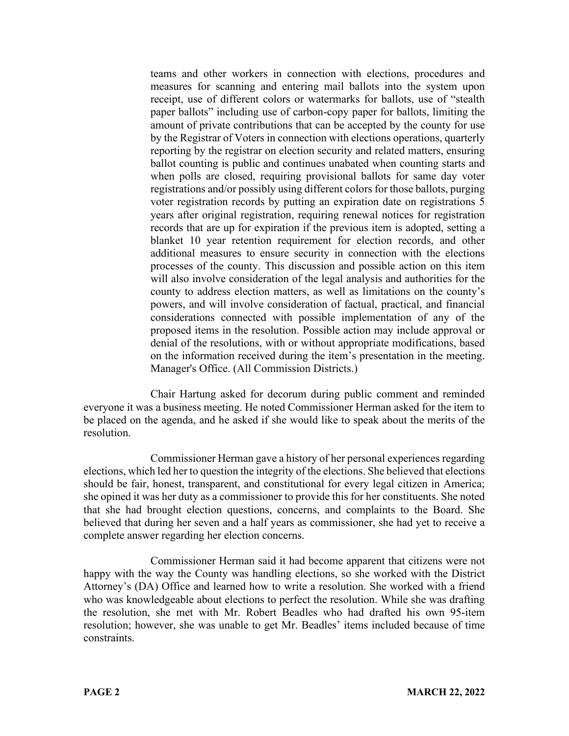teams and other workers in connection with elections, procedures and measures for scanning and entering mail ballots into the system upon receipt, use of different colors or watermarks for ballots, use of "stealth paper ballots" including use of carbon-copy paper for ballots, limiting the amount of private contributions that can be accepted by the county for use by the Registrar of Voters in connection with elections operations, quarterly reporting by the registrar on election security and related matters, ensuring ballot counting is public and continues unabated when counting starts and when polls are closed, requiring provisional ballots for same day voter registrations and/or possibly using different colors for those ballots, purging voter registration records by putting an expiration date on registrations 5 years after original registration, requiring renewal notices for registration records that are up for expiration if the previous item is adopted, setting a blanket 10 year retention requirement for election records, and other additional measures to ensure security in connection with the elections processes of the county. This discussion and possible action on this item will also involve consideration of the legal analysis and authorities for the county to address election matters, as well as limitations on the county's powers, and will involve consideration of factual, practical, and financial considerations connected with possible implementation of any of the proposed items in the resolution. Possible action may include approval or denial of the resolutions, with or without appropriate modifications, based on the information received during the item's presentation in the meeting. Manager's Office. (All Commission Districts.)

Chair Hartung asked for decorum during public comment and reminded everyone it was a business meeting. He noted Commissioner Herman asked for the item to be placed on the agenda, and he asked if she would like to speak about the merits of the resolution.

Commissioner Herman gave a history of her personal experiences regarding elections, which led her to question the integrity of the elections. She believed that elections should be fair, honest, transparent, and constitutional for every legal citizen in America; she opined it was her duty as a commissioner to provide this for her constituents. She noted that she had brought election questions, concerns, and complaints to the Board. She believed that during her seven and a half years as commissioner, she had yet to receive a complete answer regarding her election concerns.

Commissioner Herman said it had become apparent that citizens were not happy with the way the County was handling elections, so she worked with the District Attorney's (DA) Office and learned how to write a resolution. She worked with a friend who was knowledgeable about elections to perfect the resolution. While she was drafting the resolution, she met with Mr. Robert Beadles who had drafted his own 95-item resolution; however, she was unable to get Mr. Beadles' items included because of time constraints.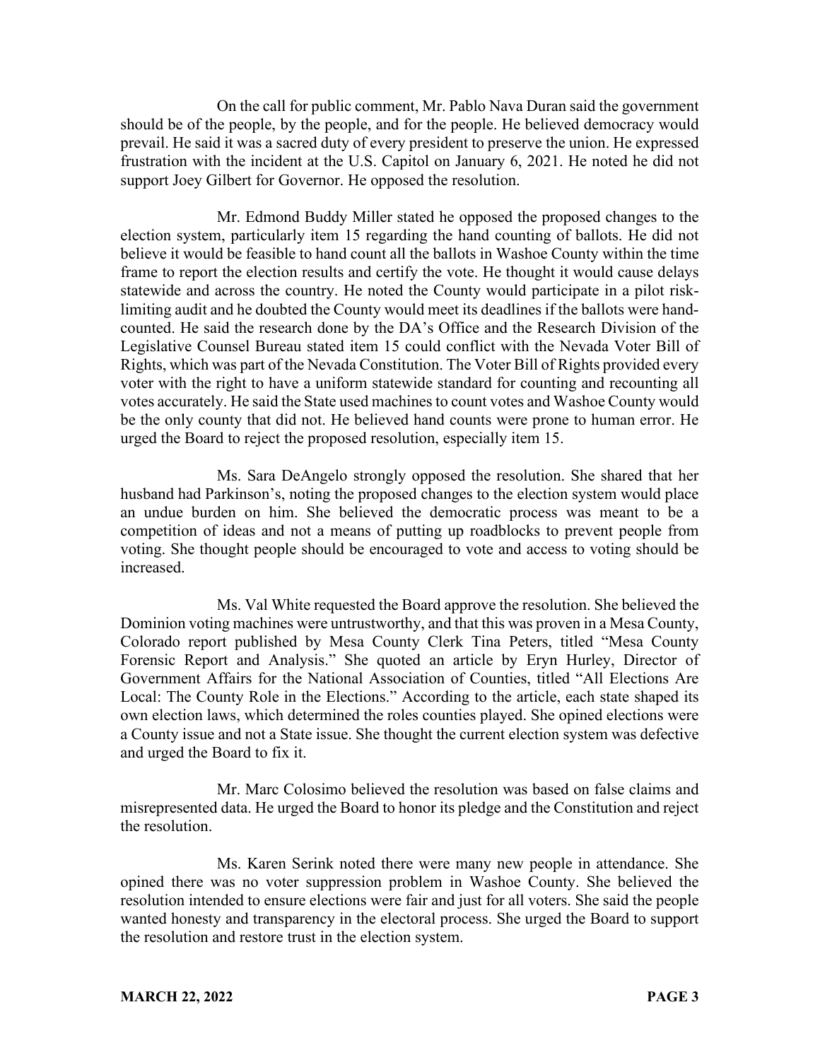On the call for public comment, Mr. Pablo Nava Duran said the government should be of the people, by the people, and for the people. He believed democracy would prevail. He said it was a sacred duty of every president to preserve the union. He expressed frustration with the incident at the U.S. Capitol on January 6, 2021. He noted he did not support Joey Gilbert for Governor. He opposed the resolution.

Mr. Edmond Buddy Miller stated he opposed the proposed changes to the election system, particularly item 15 regarding the hand counting of ballots. He did not believe it would be feasible to hand count all the ballots in Washoe County within the time frame to report the election results and certify the vote. He thought it would cause delays statewide and across the country. He noted the County would participate in a pilot risk-limiting audit and he doubted the County would meet its deadlines if the ballots were hand-counted. He said the research done by the DA's Office and the Research Division of the Legislative Counsel Bureau stated item 15 could conflict with the Nevada Voter Bill of Rights, which was part of the Nevada Constitution. The Voter Bill of Rights provided every voter with the right to have a uniform statewide standard for counting and recounting all votes accurately. He said the State used machines to count votes and Washoe County would be the only county that did not. He believed hand counts were prone to human error. He urged the Board to reject the proposed resolution, especially item 15.

Ms. Sara DeAngelo strongly opposed the resolution. She shared that her husband had Parkinson's, noting the proposed changes to the election system would place an undue burden on him. She believed the democratic process was meant to be a competition of ideas and not a means of putting up roadblocks to prevent people from voting. She thought people should be encouraged to vote and access to voting should be increased.

Ms. Val White requested the Board approve the resolution. She believed the Dominion voting machines were untrustworthy, and that this was proven in a Mesa County, Colorado report published by Mesa County Clerk Tina Peters, titled "Mesa County Forensic Report and Analysis." She quoted an article by Eryn Hurley, Director of Government Affairs for the National Association of Counties, titled "All Elections Are Local: The County Role in the Elections." According to the article, each state shaped its own election laws, which determined the roles counties played. She opined elections were a County issue and not a State issue. She thought the current election system was defective and urged the Board to fix it.

Mr. Marc Colosimo believed the resolution was based on false claims and misrepresented data. He urged the Board to honor its pledge and the Constitution and reject the resolution.

Ms. Karen Serink noted there were many new people in attendance. She opined there was no voter suppression problem in Washoe County. She believed the resolution intended to ensure elections were fair and just for all voters. She said the people wanted honesty and transparency in the electoral process. She urged the Board to support the resolution and restore trust in the election system.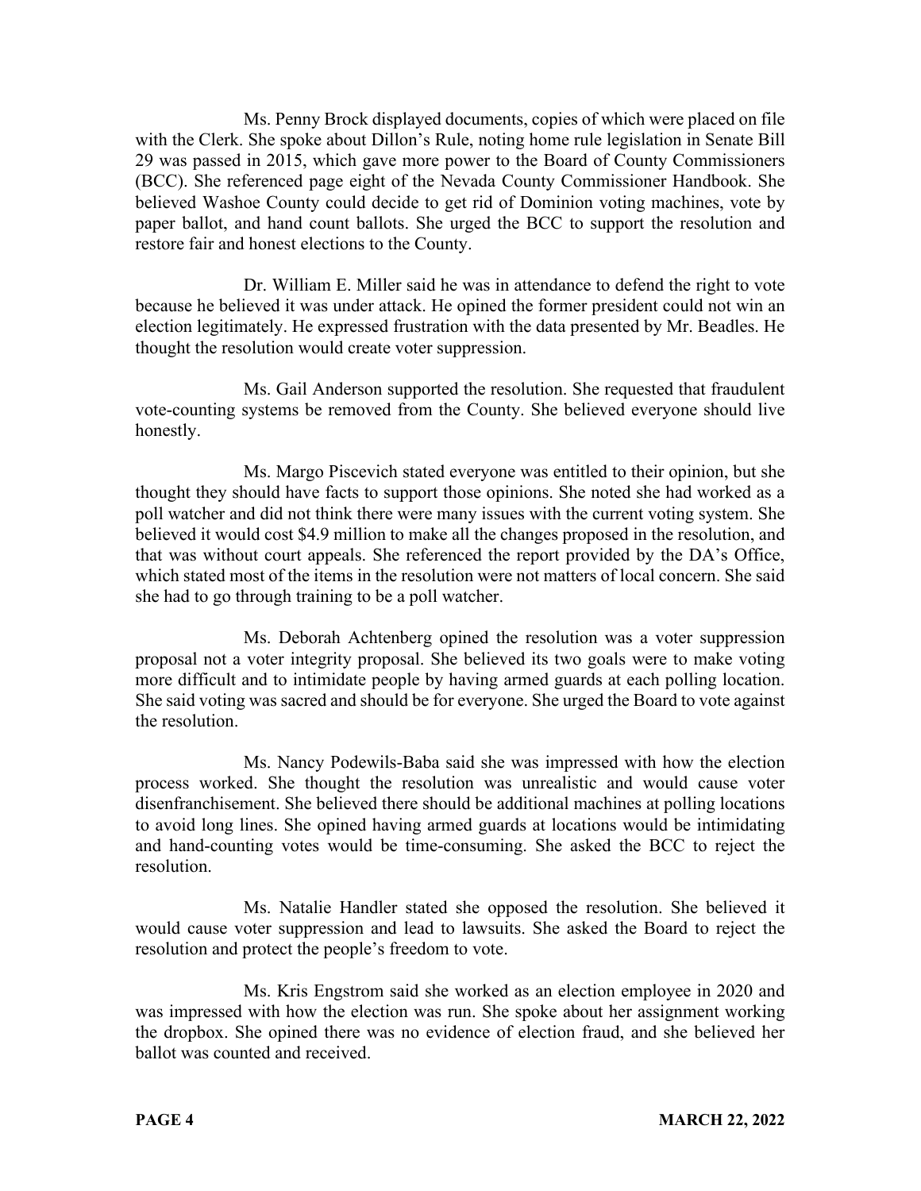Ms. Penny Brock displayed documents, copies of which were placed on file with the Clerk. She spoke about Dillon's Rule, noting home rule legislation in Senate Bill 29 was passed in 2015, which gave more power to the Board of County Commissioners (BCC). She referenced page eight of the Nevada County Commissioner Handbook. She believed Washoe County could decide to get rid of Dominion voting machines, vote by paper ballot, and hand count ballots. She urged the BCC to support the resolution and restore fair and honest elections to the County.

Dr. William E. Miller said he was in attendance to defend the right to vote because he believed it was under attack. He opined the former president could not win an election legitimately. He expressed frustration with the data presented by Mr. Beadles. He thought the resolution would create voter suppression.

Ms. Gail Anderson supported the resolution. She requested that fraudulent vote-counting systems be removed from the County. She believed everyone should live honestly.

Ms. Margo Piscevich stated everyone was entitled to their opinion, but she thought they should have facts to support those opinions. She noted she had worked as a poll watcher and did not think there were many issues with the current voting system. She believed it would cost $4.9 million to make all the changes proposed in the resolution, and that was without court appeals. She referenced the report provided by the DA's Office, which stated most of the items in the resolution were not matters of local concern. She said she had to go through training to be a poll watcher.

Ms. Deborah Achtenberg opined the resolution was a voter suppression proposal not a voter integrity proposal. She believed its two goals were to make voting more difficult and to intimidate people by having armed guards at each polling location. She said voting was sacred and should be for everyone. She urged the Board to vote against the resolution.

Ms. Nancy Podewils-Baba said she was impressed with how the election process worked. She thought the resolution was unrealistic and would cause voter disenfranchisement. She believed there should be additional machines at polling locations to avoid long lines. She opined having armed guards at locations would be intimidating and hand-counting votes would be time-consuming. She asked the BCC to reject the resolution.

Ms. Natalie Handler stated she opposed the resolution. She believed it would cause voter suppression and lead to lawsuits. She asked the Board to reject the resolution and protect the people's freedom to vote.

Ms. Kris Engstrom said she worked as an election employee in 2020 and was impressed with how the election was run. She spoke about her assignment working the dropbox. She opined there was no evidence of election fraud, and she believed her ballot was counted and received.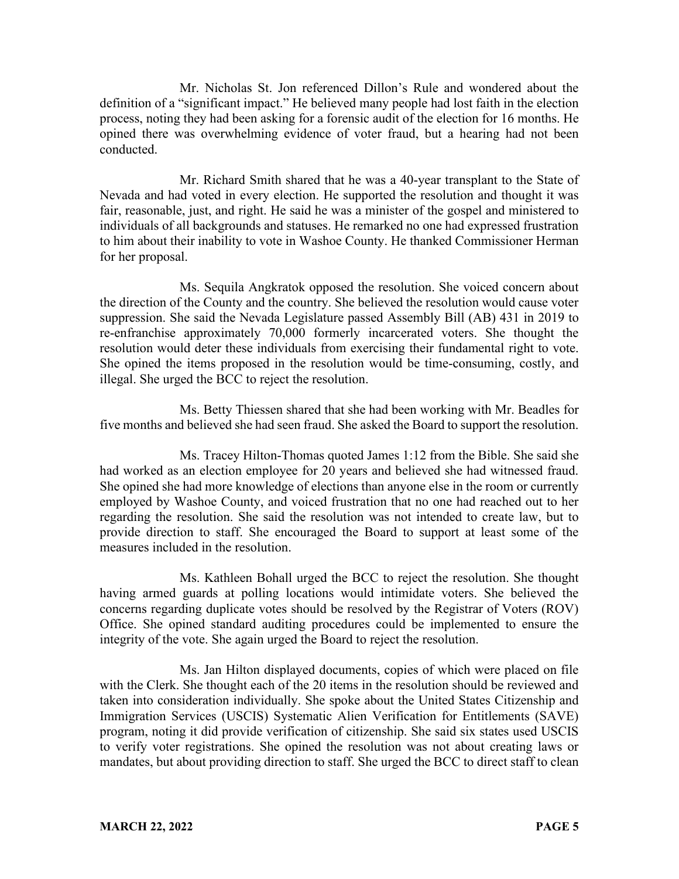Mr. Nicholas St. Jon referenced Dillon's Rule and wondered about the definition of a "significant impact." He believed many people had lost faith in the election process, noting they had been asking for a forensic audit of the election for 16 months. He opined there was overwhelming evidence of voter fraud, but a hearing had not been conducted.

Mr. Richard Smith shared that he was a 40-year transplant to the State of Nevada and had voted in every election. He supported the resolution and thought it was fair, reasonable, just, and right. He said he was a minister of the gospel and ministered to individuals of all backgrounds and statuses. He remarked no one had expressed frustration to him about their inability to vote in Washoe County. He thanked Commissioner Herman for her proposal.

Ms. Sequila Angkratok opposed the resolution. She voiced concern about the direction of the County and the country. She believed the resolution would cause voter suppression. She said the Nevada Legislature passed Assembly Bill (AB) 431 in 2019 to re-enfranchise approximately 70,000 formerly incarcerated voters. She thought the resolution would deter these individuals from exercising their fundamental right to vote. She opined the items proposed in the resolution would be time-consuming, costly, and illegal. She urged the BCC to reject the resolution.

Ms. Betty Thiessen shared that she had been working with Mr. Beadles for five months and believed she had seen fraud. She asked the Board to support the resolution.

Ms. Tracey Hilton-Thomas quoted James 1:12 from the Bible. She said she had worked as an election employee for 20 years and believed she had witnessed fraud. She opined she had more knowledge of elections than anyone else in the room or currently employed by Washoe County, and voiced frustration that no one had reached out to her regarding the resolution. She said the resolution was not intended to create law, but to provide direction to staff. She encouraged the Board to support at least some of the measures included in the resolution.

Ms. Kathleen Bohall urged the BCC to reject the resolution. She thought having armed guards at polling locations would intimidate voters. She believed the concerns regarding duplicate votes should be resolved by the Registrar of Voters (ROV) Office. She opined standard auditing procedures could be implemented to ensure the integrity of the vote. She again urged the Board to reject the resolution.

Ms. Jan Hilton displayed documents, copies of which were placed on file with the Clerk. She thought each of the 20 items in the resolution should be reviewed and taken into consideration individually. She spoke about the United States Citizenship and Immigration Services (USCIS) Systematic Alien Verification for Entitlements (SAVE) program, noting it did provide verification of citizenship. She said six states used USCIS to verify voter registrations. She opined the resolution was not about creating laws or mandates, but about providing direction to staff. She urged the BCC to direct staff to clean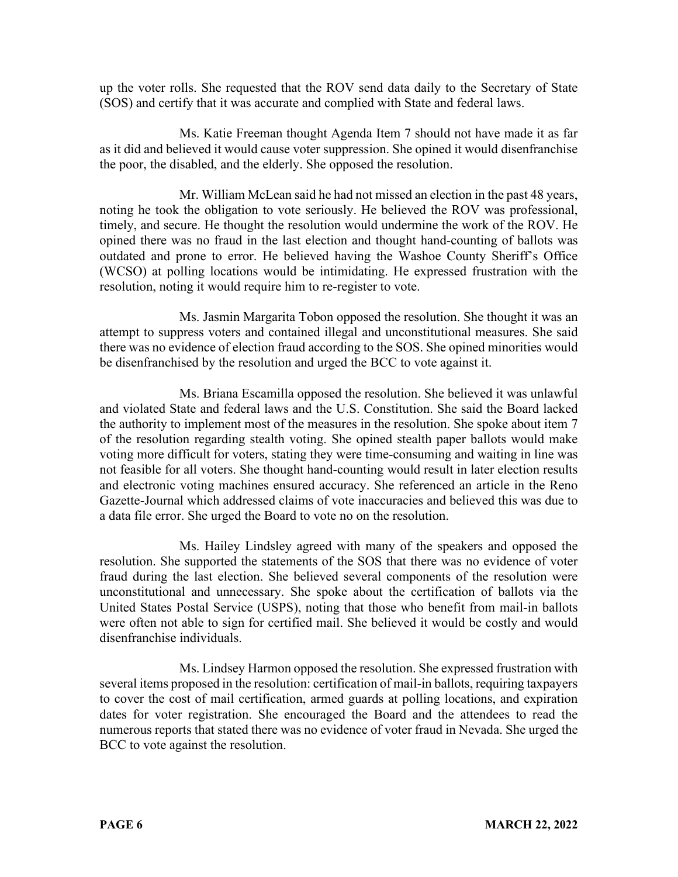up the voter rolls. She requested that the ROV send data daily to the Secretary of State (SOS) and certify that it was accurate and complied with State and federal laws.

Ms. Katie Freeman thought Agenda Item 7 should not have made it as far as it did and believed it would cause voter suppression. She opined it would disenfranchise the poor, the disabled, and the elderly. She opposed the resolution.

Mr. William McLean said he had not missed an election in the past 48 years, noting he took the obligation to vote seriously. He believed the ROV was professional, timely, and secure. He thought the resolution would undermine the work of the ROV. He opined there was no fraud in the last election and thought hand-counting of ballots was outdated and prone to error. He believed having the Washoe County Sheriff's Office (WCSO) at polling locations would be intimidating. He expressed frustration with the resolution, noting it would require him to re-register to vote.

Ms. Jasmin Margarita Tobon opposed the resolution. She thought it was an attempt to suppress voters and contained illegal and unconstitutional measures. She said there was no evidence of election fraud according to the SOS. She opined minorities would be disenfranchised by the resolution and urged the BCC to vote against it.

Ms. Briana Escamilla opposed the resolution. She believed it was unlawful and violated State and federal laws and the U.S. Constitution. She said the Board lacked the authority to implement most of the measures in the resolution. She spoke about item 7 of the resolution regarding stealth voting. She opined stealth paper ballots would make voting more difficult for voters, stating they were time-consuming and waiting in line was not feasible for all voters. She thought hand-counting would result in later election results and electronic voting machines ensured accuracy. She referenced an article in the Reno Gazette-Journal which addressed claims of vote inaccuracies and believed this was due to a data file error. She urged the Board to vote no on the resolution.

Ms. Hailey Lindsley agreed with many of the speakers and opposed the resolution. She supported the statements of the SOS that there was no evidence of voter fraud during the last election. She believed several components of the resolution were unconstitutional and unnecessary. She spoke about the certification of ballots via the United States Postal Service (USPS), noting that those who benefit from mail-in ballots were often not able to sign for certified mail. She believed it would be costly and would disenfranchise individuals.

Ms. Lindsey Harmon opposed the resolution. She expressed frustration with several items proposed in the resolution: certification of mail-in ballots, requiring taxpayers to cover the cost of mail certification, armed guards at polling locations, and expiration dates for voter registration. She encouraged the Board and the attendees to read the numerous reports that stated there was no evidence of voter fraud in Nevada. She urged the BCC to vote against the resolution.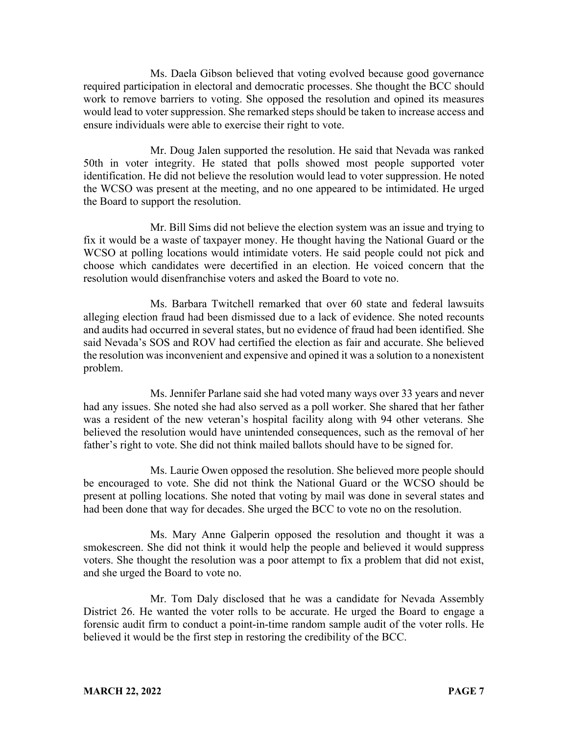Ms. Daela Gibson believed that voting evolved because good governance required participation in electoral and democratic processes. She thought the BCC should work to remove barriers to voting. She opposed the resolution and opined its measures would lead to voter suppression. She remarked steps should be taken to increase access and ensure individuals were able to exercise their right to vote.

Mr. Doug Jalen supported the resolution. He said that Nevada was ranked 50th in voter integrity. He stated that polls showed most people supported voter identification. He did not believe the resolution would lead to voter suppression. He noted the WCSO was present at the meeting, and no one appeared to be intimidated. He urged the Board to support the resolution.

Mr. Bill Sims did not believe the election system was an issue and trying to fix it would be a waste of taxpayer money. He thought having the National Guard or the WCSO at polling locations would intimidate voters. He said people could not pick and choose which candidates were decertified in an election. He voiced concern that the resolution would disenfranchise voters and asked the Board to vote no.

Ms. Barbara Twitchell remarked that over 60 state and federal lawsuits alleging election fraud had been dismissed due to a lack of evidence. She noted recounts and audits had occurred in several states, but no evidence of fraud had been identified. She said Nevada's SOS and ROV had certified the election as fair and accurate. She believed the resolution was inconvenient and expensive and opined it was a solution to a nonexistent problem.

Ms. Jennifer Parlane said she had voted many ways over 33 years and never had any issues. She noted she had also served as a poll worker. She shared that her father was a resident of the new veteran's hospital facility along with 94 other veterans. She believed the resolution would have unintended consequences, such as the removal of her father's right to vote. She did not think mailed ballots should have to be signed for.

Ms. Laurie Owen opposed the resolution. She believed more people should be encouraged to vote. She did not think the National Guard or the WCSO should be present at polling locations. She noted that voting by mail was done in several states and had been done that way for decades. She urged the BCC to vote no on the resolution.

Ms. Mary Anne Galperin opposed the resolution and thought it was a smokescreen. She did not think it would help the people and believed it would suppress voters. She thought the resolution was a poor attempt to fix a problem that did not exist, and she urged the Board to vote no.

Mr. Tom Daly disclosed that he was a candidate for Nevada Assembly District 26. He wanted the voter rolls to be accurate. He urged the Board to engage a forensic audit firm to conduct a point-in-time random sample audit of the voter rolls. He believed it would be the first step in restoring the credibility of the BCC.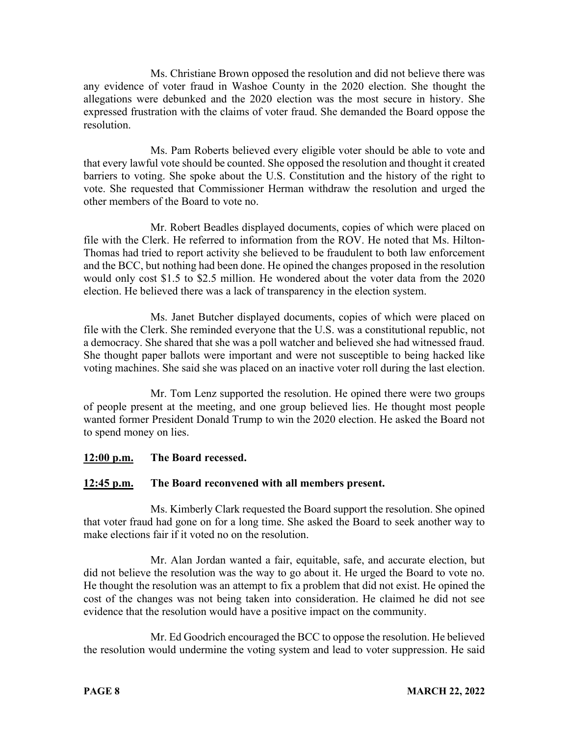Ms. Christiane Brown opposed the resolution and did not believe there was any evidence of voter fraud in Washoe County in the 2020 election. She thought the allegations were debunked and the 2020 election was the most secure in history. She expressed frustration with the claims of voter fraud. She demanded the Board oppose the resolution.

Ms. Pam Roberts believed every eligible voter should be able to vote and that every lawful vote should be counted. She opposed the resolution and thought it created barriers to voting. She spoke about the U.S. Constitution and the history of the right to vote. She requested that Commissioner Herman withdraw the resolution and urged the other members of the Board to vote no.

Mr. Robert Beadles displayed documents, copies of which were placed on file with the Clerk. He referred to information from the ROV. He noted that Ms. Hilton-Thomas had tried to report activity she believed to be fraudulent to both law enforcement and the BCC, but nothing had been done. He opined the changes proposed in the resolution would only cost \$1.5 to \$2.5 million. He wondered about the voter data from the 2020 election. He believed there was a lack of transparency in the election system.

Ms. Janet Butcher displayed documents, copies of which were placed on file with the Clerk. She reminded everyone that the U.S. was a constitutional republic, not a democracy. She shared that she was a poll watcher and believed she had witnessed fraud. She thought paper ballots were important and were not susceptible to being hacked like voting machines. She said she was placed on an inactive voter roll during the last election.

Mr. Tom Lenz supported the resolution. He opined there were two groups of people present at the meeting, and one group believed lies. He thought most people wanted former President Donald Trump to win the 2020 election. He asked the Board not to spend money on lies.

**12:00 p.m. The Board recessed.**

**12:45 p.m. The Board reconvened with all members present.**

Ms. Kimberly Clark requested the Board support the resolution. She opined that voter fraud had gone on for a long time. She asked the Board to seek another way to make elections fair if it voted no on the resolution.

Mr. Alan Jordan wanted a fair, equitable, safe, and accurate election, but did not believe the resolution was the way to go about it. He urged the Board to vote no. He thought the resolution was an attempt to fix a problem that did not exist. He opined the cost of the changes was not being taken into consideration. He claimed he did not see evidence that the resolution would have a positive impact on the community.

Mr. Ed Goodrich encouraged the BCC to oppose the resolution. He believed the resolution would undermine the voting system and lead to voter suppression. He said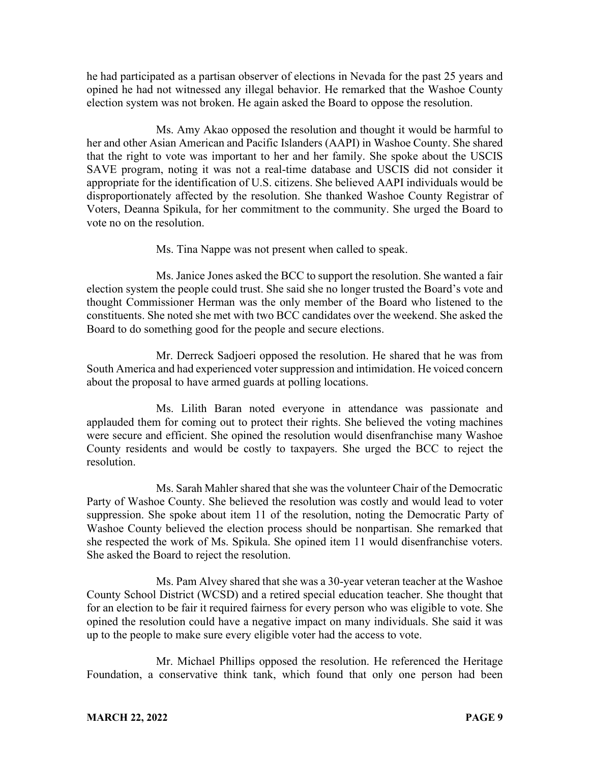he had participated as a partisan observer of elections in Nevada for the past 25 years and opined he had not witnessed any illegal behavior. He remarked that the Washoe County election system was not broken. He again asked the Board to oppose the resolution.

Ms. Amy Akao opposed the resolution and thought it would be harmful to her and other Asian American and Pacific Islanders (AAPI) in Washoe County. She shared that the right to vote was important to her and her family. She spoke about the USCIS SAVE program, noting it was not a real-time database and USCIS did not consider it appropriate for the identification of U.S. citizens. She believed AAPI individuals would be disproportionately affected by the resolution. She thanked Washoe County Registrar of Voters, Deanna Spikula, for her commitment to the community. She urged the Board to vote no on the resolution.

Ms. Tina Nappe was not present when called to speak.

Ms. Janice Jones asked the BCC to support the resolution. She wanted a fair election system the people could trust. She said she no longer trusted the Board's vote and thought Commissioner Herman was the only member of the Board who listened to the constituents. She noted she met with two BCC candidates over the weekend. She asked the Board to do something good for the people and secure elections.

Mr. Derreck Sadjoeri opposed the resolution. He shared that he was from South America and had experienced voter suppression and intimidation. He voiced concern about the proposal to have armed guards at polling locations.

Ms. Lilith Baran noted everyone in attendance was passionate and applauded them for coming out to protect their rights. She believed the voting machines were secure and efficient. She opined the resolution would disenfranchise many Washoe County residents and would be costly to taxpayers. She urged the BCC to reject the resolution.

Ms. Sarah Mahler shared that she was the volunteer Chair of the Democratic Party of Washoe County. She believed the resolution was costly and would lead to voter suppression. She spoke about item 11 of the resolution, noting the Democratic Party of Washoe County believed the election process should be nonpartisan. She remarked that she respected the work of Ms. Spikula. She opined item 11 would disenfranchise voters. She asked the Board to reject the resolution.

Ms. Pam Alvey shared that she was a 30-year veteran teacher at the Washoe County School District (WCSD) and a retired special education teacher. She thought that for an election to be fair it required fairness for every person who was eligible to vote. She opined the resolution could have a negative impact on many individuals. She said it was up to the people to make sure every eligible voter had the access to vote.

Mr. Michael Phillips opposed the resolution. He referenced the Heritage Foundation, a conservative think tank, which found that only one person had been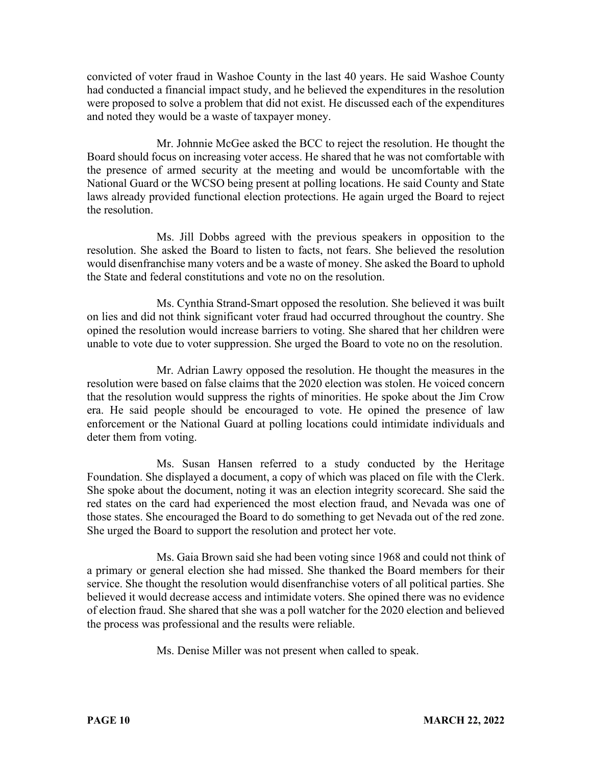convicted of voter fraud in Washoe County in the last 40 years. He said Washoe County had conducted a financial impact study, and he believed the expenditures in the resolution were proposed to solve a problem that did not exist. He discussed each of the expenditures and noted they would be a waste of taxpayer money.

Mr. Johnnie McGee asked the BCC to reject the resolution. He thought the Board should focus on increasing voter access. He shared that he was not comfortable with the presence of armed security at the meeting and would be uncomfortable with the National Guard or the WCSO being present at polling locations. He said County and State laws already provided functional election protections. He again urged the Board to reject the resolution.

Ms. Jill Dobbs agreed with the previous speakers in opposition to the resolution. She asked the Board to listen to facts, not fears. She believed the resolution would disenfranchise many voters and be a waste of money. She asked the Board to uphold the State and federal constitutions and vote no on the resolution.

Ms. Cynthia Strand-Smart opposed the resolution. She believed it was built on lies and did not think significant voter fraud had occurred throughout the country. She opined the resolution would increase barriers to voting. She shared that her children were unable to vote due to voter suppression. She urged the Board to vote no on the resolution.

Mr. Adrian Lawry opposed the resolution. He thought the measures in the resolution were based on false claims that the 2020 election was stolen. He voiced concern that the resolution would suppress the rights of minorities. He spoke about the Jim Crow era. He said people should be encouraged to vote. He opined the presence of law enforcement or the National Guard at polling locations could intimidate individuals and deter them from voting.

Ms. Susan Hansen referred to a study conducted by the Heritage Foundation. She displayed a document, a copy of which was placed on file with the Clerk. She spoke about the document, noting it was an election integrity scorecard. She said the red states on the card had experienced the most election fraud, and Nevada was one of those states. She encouraged the Board to do something to get Nevada out of the red zone. She urged the Board to support the resolution and protect her vote.

Ms. Gaia Brown said she had been voting since 1968 and could not think of a primary or general election she had missed. She thanked the Board members for their service. She thought the resolution would disenfranchise voters of all political parties. She believed it would decrease access and intimidate voters. She opined there was no evidence of election fraud. She shared that she was a poll watcher for the 2020 election and believed the process was professional and the results were reliable.

Ms. Denise Miller was not present when called to speak.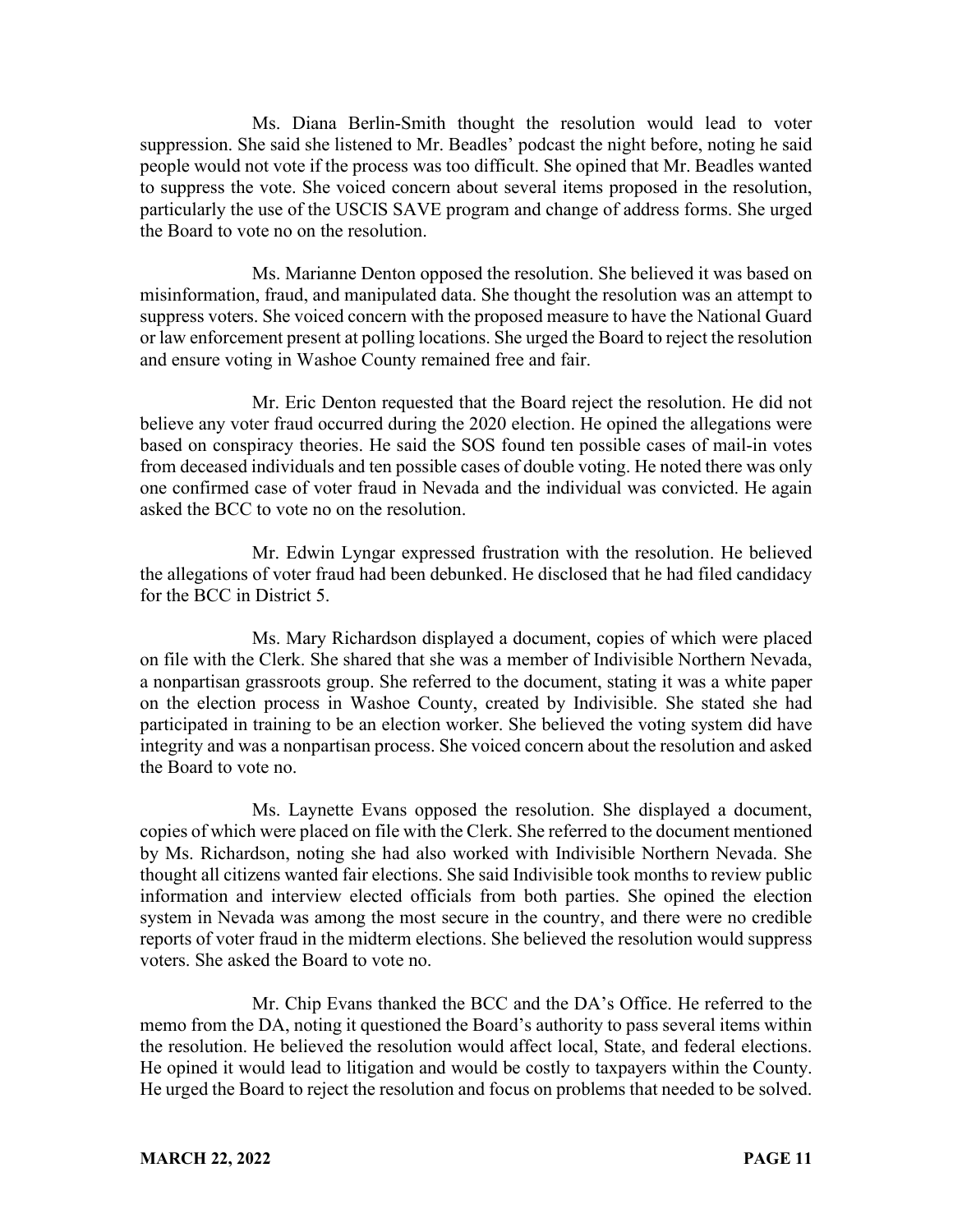Ms. Diana Berlin-Smith thought the resolution would lead to voter suppression. She said she listened to Mr. Beadles' podcast the night before, noting he said people would not vote if the process was too difficult. She opined that Mr. Beadles wanted to suppress the vote. She voiced concern about several items proposed in the resolution, particularly the use of the USCIS SAVE program and change of address forms. She urged the Board to vote no on the resolution.

Ms. Marianne Denton opposed the resolution. She believed it was based on misinformation, fraud, and manipulated data. She thought the resolution was an attempt to suppress voters. She voiced concern with the proposed measure to have the National Guard or law enforcement present at polling locations. She urged the Board to reject the resolution and ensure voting in Washoe County remained free and fair.

Mr. Eric Denton requested that the Board reject the resolution. He did not believe any voter fraud occurred during the 2020 election. He opined the allegations were based on conspiracy theories. He said the SOS found ten possible cases of mail-in votes from deceased individuals and ten possible cases of double voting. He noted there was only one confirmed case of voter fraud in Nevada and the individual was convicted. He again asked the BCC to vote no on the resolution.

Mr. Edwin Lyngar expressed frustration with the resolution. He believed the allegations of voter fraud had been debunked. He disclosed that he had filed candidacy for the BCC in District 5.

Ms. Mary Richardson displayed a document, copies of which were placed on file with the Clerk. She shared that she was a member of Indivisible Northern Nevada, a nonpartisan grassroots group. She referred to the document, stating it was a white paper on the election process in Washoe County, created by Indivisible. She stated she had participated in training to be an election worker. She believed the voting system did have integrity and was a nonpartisan process. She voiced concern about the resolution and asked the Board to vote no.

Ms. Laynette Evans opposed the resolution. She displayed a document, copies of which were placed on file with the Clerk. She referred to the document mentioned by Ms. Richardson, noting she had also worked with Indivisible Northern Nevada. She thought all citizens wanted fair elections. She said Indivisible took months to review public information and interview elected officials from both parties. She opined the election system in Nevada was among the most secure in the country, and there were no credible reports of voter fraud in the midterm elections. She believed the resolution would suppress voters. She asked the Board to vote no.

Mr. Chip Evans thanked the BCC and the DA's Office. He referred to the memo from the DA, noting it questioned the Board's authority to pass several items within the resolution. He believed the resolution would affect local, State, and federal elections. He opined it would lead to litigation and would be costly to taxpayers within the County. He urged the Board to reject the resolution and focus on problems that needed to be solved.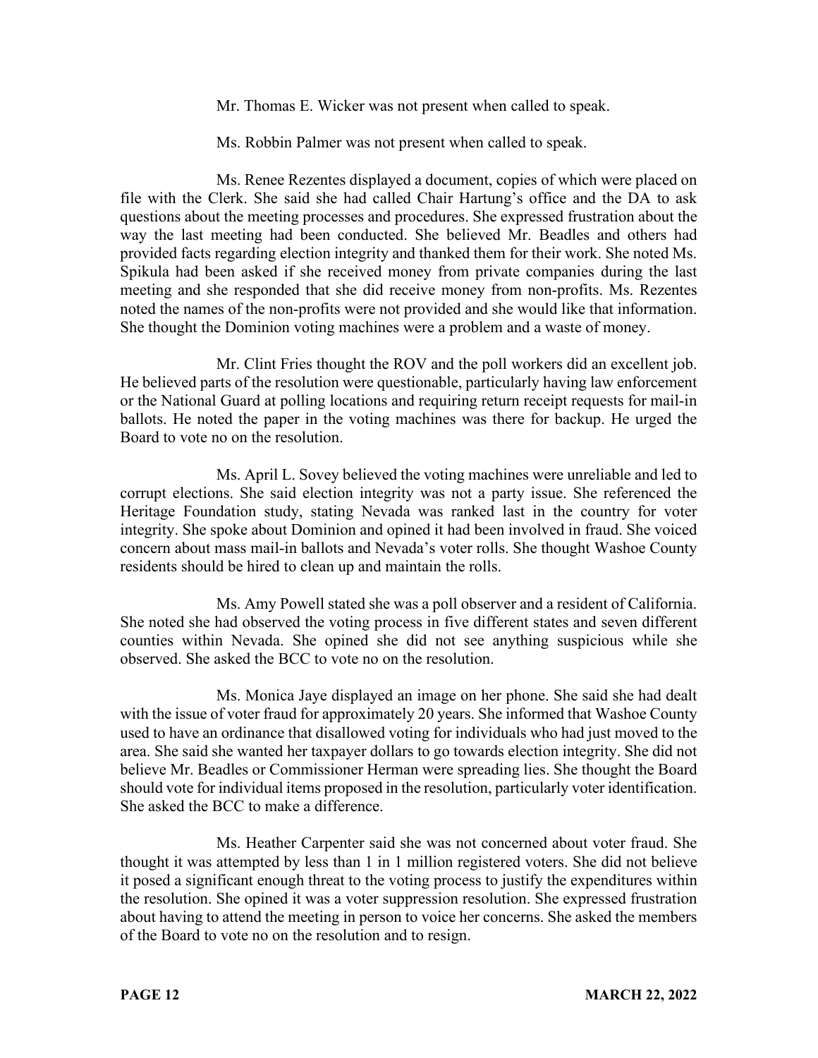Mr. Thomas E. Wicker was not present when called to speak.

Ms. Robbin Palmer was not present when called to speak.

Ms. Renee Rezentes displayed a document, copies of which were placed on file with the Clerk. She said she had called Chair Hartung's office and the DA to ask questions about the meeting processes and procedures. She expressed frustration about the way the last meeting had been conducted. She believed Mr. Beadles and others had provided facts regarding election integrity and thanked them for their work. She noted Ms. Spikula had been asked if she received money from private companies during the last meeting and she responded that she did receive money from non-profits. Ms. Rezentes noted the names of the non-profits were not provided and she would like that information. She thought the Dominion voting machines were a problem and a waste of money.

Mr. Clint Fries thought the ROV and the poll workers did an excellent job. He believed parts of the resolution were questionable, particularly having law enforcement or the National Guard at polling locations and requiring return receipt requests for mail-in ballots. He noted the paper in the voting machines was there for backup. He urged the Board to vote no on the resolution.

Ms. April L. Sovey believed the voting machines were unreliable and led to corrupt elections. She said election integrity was not a party issue. She referenced the Heritage Foundation study, stating Nevada was ranked last in the country for voter integrity. She spoke about Dominion and opined it had been involved in fraud. She voiced concern about mass mail-in ballots and Nevada's voter rolls. She thought Washoe County residents should be hired to clean up and maintain the rolls.

Ms. Amy Powell stated she was a poll observer and a resident of California. She noted she had observed the voting process in five different states and seven different counties within Nevada. She opined she did not see anything suspicious while she observed. She asked the BCC to vote no on the resolution.

Ms. Monica Jaye displayed an image on her phone. She said she had dealt with the issue of voter fraud for approximately 20 years. She informed that Washoe County used to have an ordinance that disallowed voting for individuals who had just moved to the area. She said she wanted her taxpayer dollars to go towards election integrity. She did not believe Mr. Beadles or Commissioner Herman were spreading lies. She thought the Board should vote for individual items proposed in the resolution, particularly voter identification. She asked the BCC to make a difference.

Ms. Heather Carpenter said she was not concerned about voter fraud. She thought it was attempted by less than 1 in 1 million registered voters. She did not believe it posed a significant enough threat to the voting process to justify the expenditures within the resolution. She opined it was a voter suppression resolution. She expressed frustration about having to attend the meeting in person to voice her concerns. She asked the members of the Board to vote no on the resolution and to resign.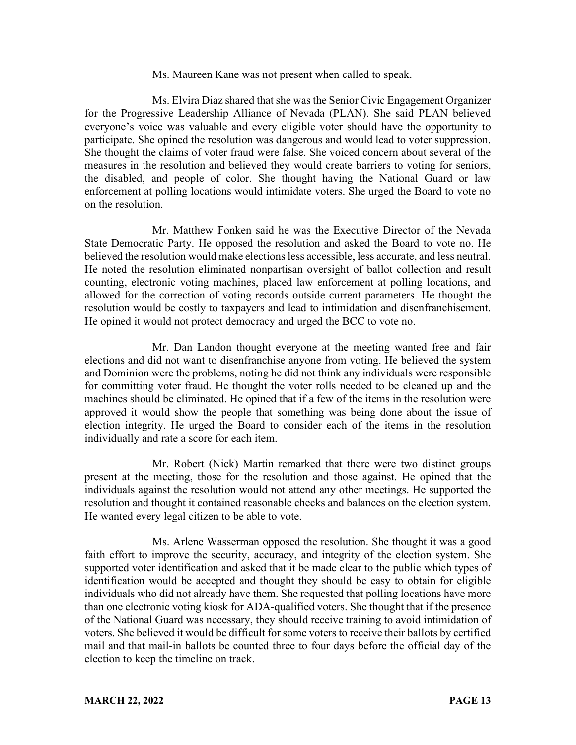Ms. Maureen Kane was not present when called to speak.

Ms. Elvira Diaz shared that she was the Senior Civic Engagement Organizer for the Progressive Leadership Alliance of Nevada (PLAN). She said PLAN believed everyone's voice was valuable and every eligible voter should have the opportunity to participate. She opined the resolution was dangerous and would lead to voter suppression. She thought the claims of voter fraud were false. She voiced concern about several of the measures in the resolution and believed they would create barriers to voting for seniors, the disabled, and people of color. She thought having the National Guard or law enforcement at polling locations would intimidate voters. She urged the Board to vote no on the resolution.

Mr. Matthew Fonken said he was the Executive Director of the Nevada State Democratic Party. He opposed the resolution and asked the Board to vote no. He believed the resolution would make elections less accessible, less accurate, and less neutral. He noted the resolution eliminated nonpartisan oversight of ballot collection and result counting, electronic voting machines, placed law enforcement at polling locations, and allowed for the correction of voting records outside current parameters. He thought the resolution would be costly to taxpayers and lead to intimidation and disenfranchisement. He opined it would not protect democracy and urged the BCC to vote no.

Mr. Dan Landon thought everyone at the meeting wanted free and fair elections and did not want to disenfranchise anyone from voting. He believed the system and Dominion were the problems, noting he did not think any individuals were responsible for committing voter fraud. He thought the voter rolls needed to be cleaned up and the machines should be eliminated. He opined that if a few of the items in the resolution were approved it would show the people that something was being done about the issue of election integrity. He urged the Board to consider each of the items in the resolution individually and rate a score for each item.

Mr. Robert (Nick) Martin remarked that there were two distinct groups present at the meeting, those for the resolution and those against. He opined that the individuals against the resolution would not attend any other meetings. He supported the resolution and thought it contained reasonable checks and balances on the election system. He wanted every legal citizen to be able to vote.

Ms. Arlene Wasserman opposed the resolution. She thought it was a good faith effort to improve the security, accuracy, and integrity of the election system. She supported voter identification and asked that it be made clear to the public which types of identification would be accepted and thought they should be easy to obtain for eligible individuals who did not already have them. She requested that polling locations have more than one electronic voting kiosk for ADA-qualified voters. She thought that if the presence of the National Guard was necessary, they should receive training to avoid intimidation of voters. She believed it would be difficult for some voters to receive their ballots by certified mail and that mail-in ballots be counted three to four days before the official day of the election to keep the timeline on track.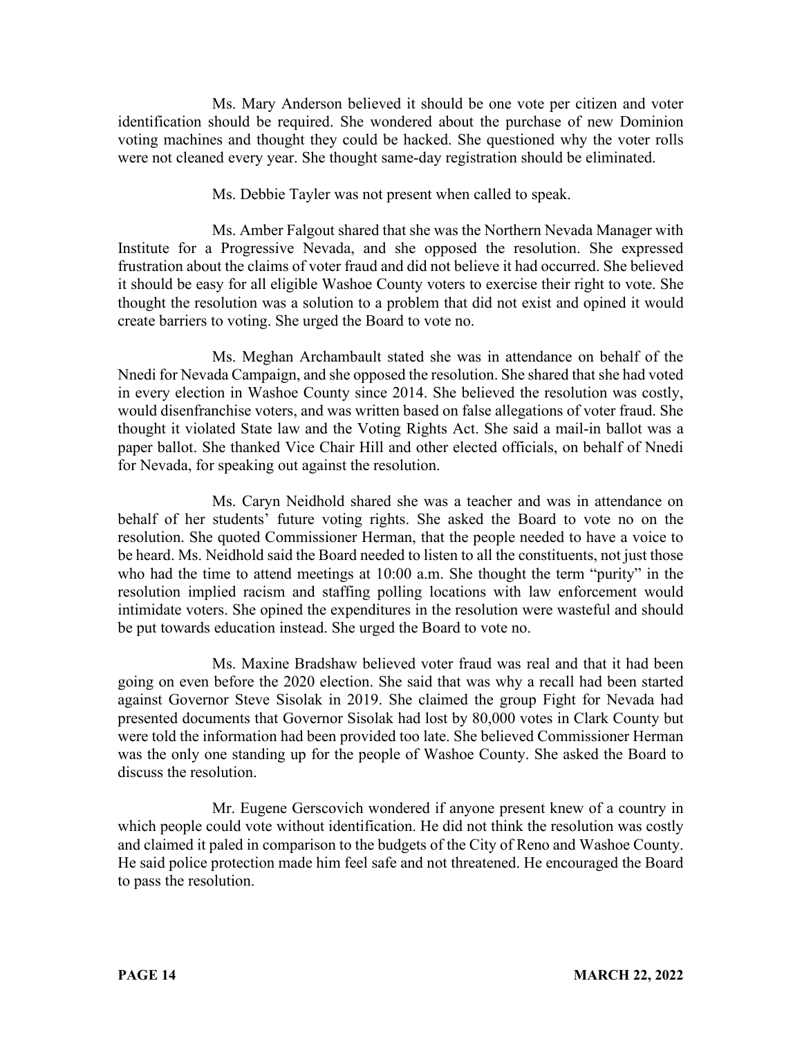Ms. Mary Anderson believed it should be one vote per citizen and voter identification should be required. She wondered about the purchase of new Dominion voting machines and thought they could be hacked. She questioned why the voter rolls were not cleaned every year. She thought same-day registration should be eliminated.

Ms. Debbie Tayler was not present when called to speak.

Ms. Amber Falgout shared that she was the Northern Nevada Manager with Institute for a Progressive Nevada, and she opposed the resolution. She expressed frustration about the claims of voter fraud and did not believe it had occurred. She believed it should be easy for all eligible Washoe County voters to exercise their right to vote. She thought the resolution was a solution to a problem that did not exist and opined it would create barriers to voting. She urged the Board to vote no.

Ms. Meghan Archambault stated she was in attendance on behalf of the Nnedi for Nevada Campaign, and she opposed the resolution. She shared that she had voted in every election in Washoe County since 2014. She believed the resolution was costly, would disenfranchise voters, and was written based on false allegations of voter fraud. She thought it violated State law and the Voting Rights Act. She said a mail-in ballot was a paper ballot. She thanked Vice Chair Hill and other elected officials, on behalf of Nnedi for Nevada, for speaking out against the resolution.

Ms. Caryn Neidhold shared she was a teacher and was in attendance on behalf of her students' future voting rights. She asked the Board to vote no on the resolution. She quoted Commissioner Herman, that the people needed to have a voice to be heard. Ms. Neidhold said the Board needed to listen to all the constituents, not just those who had the time to attend meetings at 10:00 a.m. She thought the term "purity" in the resolution implied racism and staffing polling locations with law enforcement would intimidate voters. She opined the expenditures in the resolution were wasteful and should be put towards education instead. She urged the Board to vote no.

Ms. Maxine Bradshaw believed voter fraud was real and that it had been going on even before the 2020 election. She said that was why a recall had been started against Governor Steve Sisolak in 2019. She claimed the group Fight for Nevada had presented documents that Governor Sisolak had lost by 80,000 votes in Clark County but were told the information had been provided too late. She believed Commissioner Herman was the only one standing up for the people of Washoe County. She asked the Board to discuss the resolution.

Mr. Eugene Gerscovich wondered if anyone present knew of a country in which people could vote without identification. He did not think the resolution was costly and claimed it paled in comparison to the budgets of the City of Reno and Washoe County. He said police protection made him feel safe and not threatened. He encouraged the Board to pass the resolution.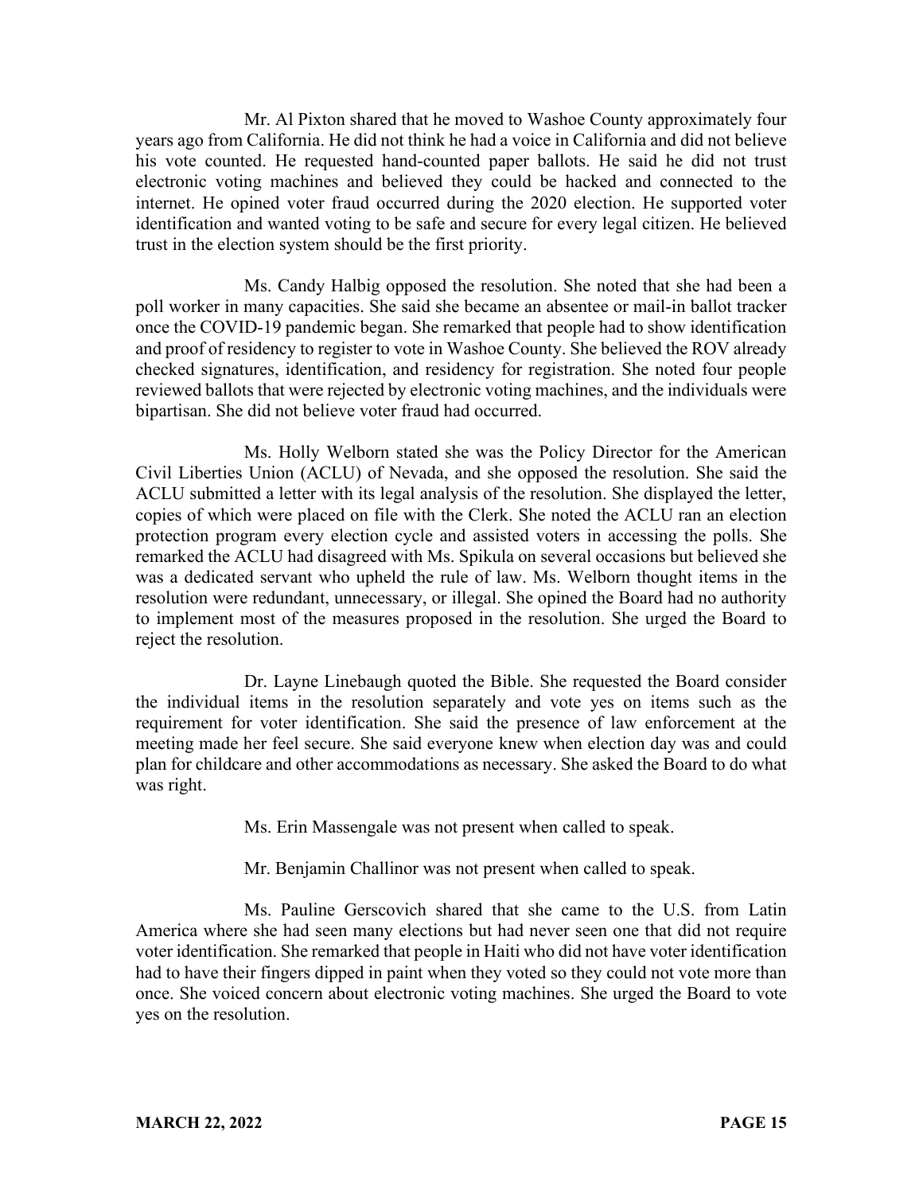Mr. Al Pixton shared that he moved to Washoe County approximately four years ago from California. He did not think he had a voice in California and did not believe his vote counted. He requested hand-counted paper ballots. He said he did not trust electronic voting machines and believed they could be hacked and connected to the internet. He opined voter fraud occurred during the 2020 election. He supported voter identification and wanted voting to be safe and secure for every legal citizen. He believed trust in the election system should be the first priority.

Ms. Candy Halbig opposed the resolution. She noted that she had been a poll worker in many capacities. She said she became an absentee or mail-in ballot tracker once the COVID-19 pandemic began. She remarked that people had to show identification and proof of residency to register to vote in Washoe County. She believed the ROV already checked signatures, identification, and residency for registration. She noted four people reviewed ballots that were rejected by electronic voting machines, and the individuals were bipartisan. She did not believe voter fraud had occurred.

Ms. Holly Welborn stated she was the Policy Director for the American Civil Liberties Union (ACLU) of Nevada, and she opposed the resolution. She said the ACLU submitted a letter with its legal analysis of the resolution. She displayed the letter, copies of which were placed on file with the Clerk. She noted the ACLU ran an election protection program every election cycle and assisted voters in accessing the polls. She remarked the ACLU had disagreed with Ms. Spikula on several occasions but believed she was a dedicated servant who upheld the rule of law. Ms. Welborn thought items in the resolution were redundant, unnecessary, or illegal. She opined the Board had no authority to implement most of the measures proposed in the resolution. She urged the Board to reject the resolution.

Dr. Layne Linebaugh quoted the Bible. She requested the Board consider the individual items in the resolution separately and vote yes on items such as the requirement for voter identification. She said the presence of law enforcement at the meeting made her feel secure. She said everyone knew when election day was and could plan for childcare and other accommodations as necessary. She asked the Board to do what was right.

Ms. Erin Massengale was not present when called to speak.

Mr. Benjamin Challinor was not present when called to speak.

Ms. Pauline Gerscovich shared that she came to the U.S. from Latin America where she had seen many elections but had never seen one that did not require voter identification. She remarked that people in Haiti who did not have voter identification had to have their fingers dipped in paint when they voted so they could not vote more than once. She voiced concern about electronic voting machines. She urged the Board to vote yes on the resolution.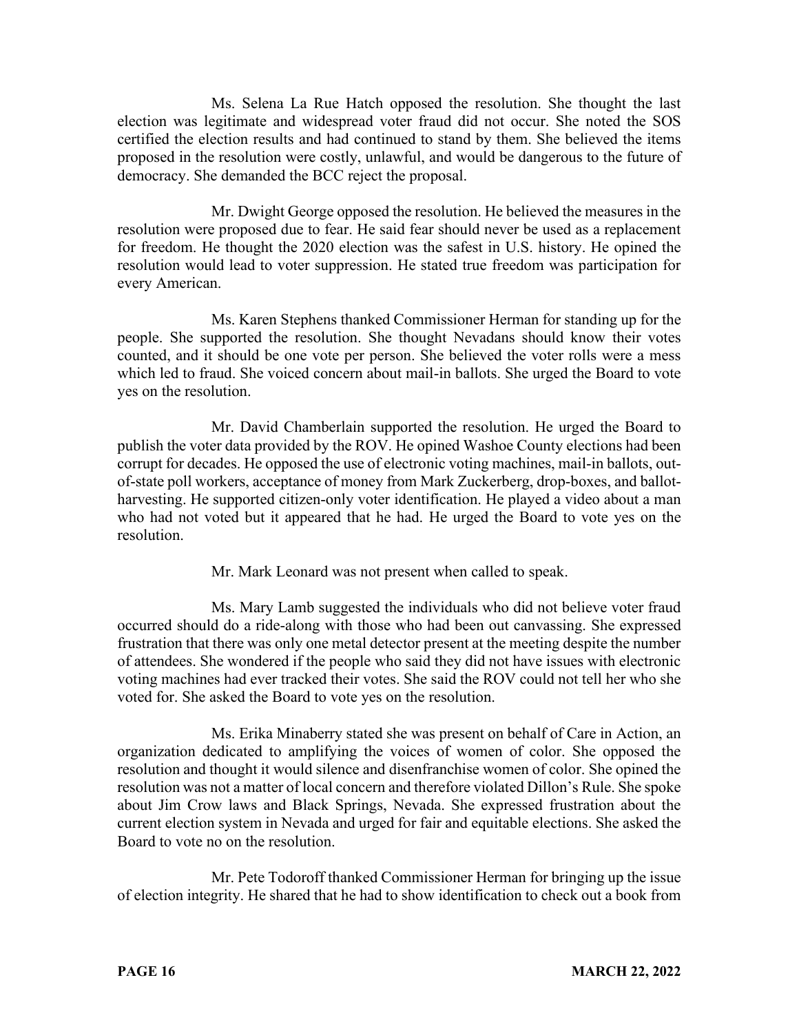Ms. Selena La Rue Hatch opposed the resolution. She thought the last election was legitimate and widespread voter fraud did not occur. She noted the SOS certified the election results and had continued to stand by them. She believed the items proposed in the resolution were costly, unlawful, and would be dangerous to the future of democracy. She demanded the BCC reject the proposal.

Mr. Dwight George opposed the resolution. He believed the measures in the resolution were proposed due to fear. He said fear should never be used as a replacement for freedom. He thought the 2020 election was the safest in U.S. history. He opined the resolution would lead to voter suppression. He stated true freedom was participation for every American.

Ms. Karen Stephens thanked Commissioner Herman for standing up for the people. She supported the resolution. She thought Nevadans should know their votes counted, and it should be one vote per person. She believed the voter rolls were a mess which led to fraud. She voiced concern about mail-in ballots. She urged the Board to vote yes on the resolution.

Mr. David Chamberlain supported the resolution. He urged the Board to publish the voter data provided by the ROV. He opined Washoe County elections had been corrupt for decades. He opposed the use of electronic voting machines, mail-in ballots, out-of-state poll workers, acceptance of money from Mark Zuckerberg, drop-boxes, and ballot-harvesting. He supported citizen-only voter identification. He played a video about a man who had not voted but it appeared that he had. He urged the Board to vote yes on the resolution.

Mr. Mark Leonard was not present when called to speak.

Ms. Mary Lamb suggested the individuals who did not believe voter fraud occurred should do a ride-along with those who had been out canvassing. She expressed frustration that there was only one metal detector present at the meeting despite the number of attendees. She wondered if the people who said they did not have issues with electronic voting machines had ever tracked their votes. She said the ROV could not tell her who she voted for. She asked the Board to vote yes on the resolution.

Ms. Erika Minaberry stated she was present on behalf of Care in Action, an organization dedicated to amplifying the voices of women of color. She opposed the resolution and thought it would silence and disenfranchise women of color. She opined the resolution was not a matter of local concern and therefore violated Dillon's Rule. She spoke about Jim Crow laws and Black Springs, Nevada. She expressed frustration about the current election system in Nevada and urged for fair and equitable elections. She asked the Board to vote no on the resolution.

Mr. Pete Todoroff thanked Commissioner Herman for bringing up the issue of election integrity. He shared that he had to show identification to check out a book from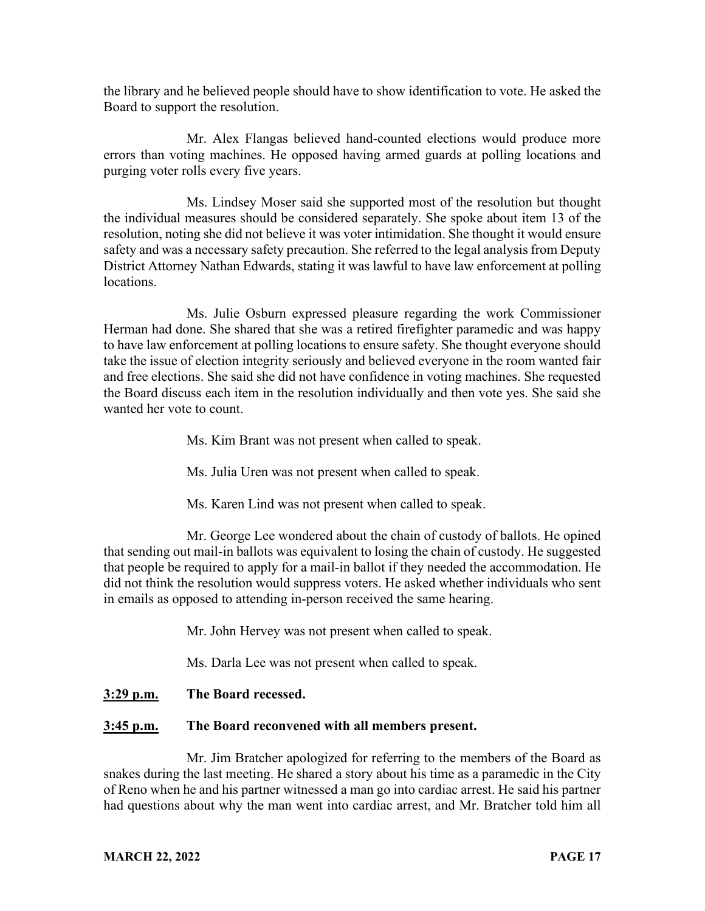the library and he believed people should have to show identification to vote. He asked the Board to support the resolution.

Mr. Alex Flangas believed hand-counted elections would produce more errors than voting machines. He opposed having armed guards at polling locations and purging voter rolls every five years.

Ms. Lindsey Moser said she supported most of the resolution but thought the individual measures should be considered separately. She spoke about item 13 of the resolution, noting she did not believe it was voter intimidation. She thought it would ensure safety and was a necessary safety precaution. She referred to the legal analysis from Deputy District Attorney Nathan Edwards, stating it was lawful to have law enforcement at polling locations.

Ms. Julie Osburn expressed pleasure regarding the work Commissioner Herman had done. She shared that she was a retired firefighter paramedic and was happy to have law enforcement at polling locations to ensure safety. She thought everyone should take the issue of election integrity seriously and believed everyone in the room wanted fair and free elections. She said she did not have confidence in voting machines. She requested the Board discuss each item in the resolution individually and then vote yes. She said she wanted her vote to count.

Ms. Kim Brant was not present when called to speak.

Ms. Julia Uren was not present when called to speak.

Ms. Karen Lind was not present when called to speak.

Mr. George Lee wondered about the chain of custody of ballots. He opined that sending out mail-in ballots was equivalent to losing the chain of custody. He suggested that people be required to apply for a mail-in ballot if they needed the accommodation. He did not think the resolution would suppress voters. He asked whether individuals who sent in emails as opposed to attending in-person received the same hearing.

Mr. John Hervey was not present when called to speak.

Ms. Darla Lee was not present when called to speak.

**3:29 p.m.** **The Board recessed.**

**3:45 p.m.** **The Board reconvened with all members present.**

Mr. Jim Bratcher apologized for referring to the members of the Board as snakes during the last meeting. He shared a story about his time as a paramedic in the City of Reno when he and his partner witnessed a man go into cardiac arrest. He said his partner had questions about why the man went into cardiac arrest, and Mr. Bratcher told him all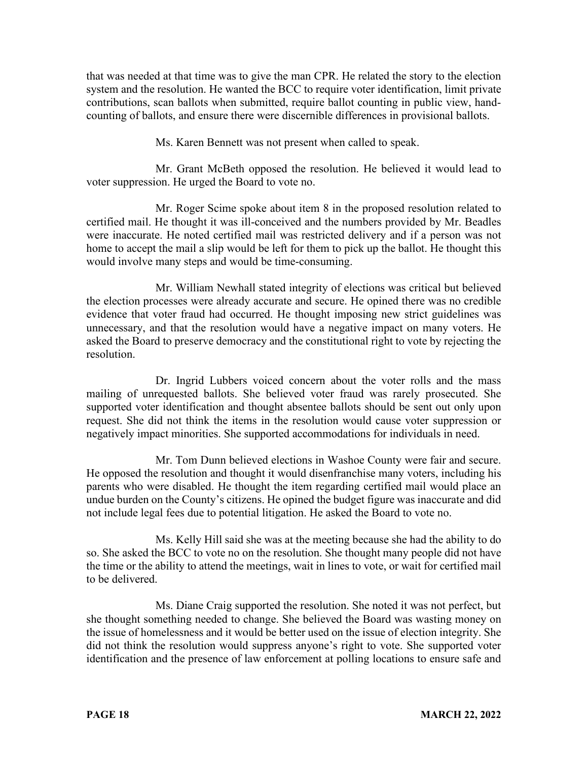that was needed at that time was to give the man CPR. He related the story to the election system and the resolution. He wanted the BCC to require voter identification, limit private contributions, scan ballots when submitted, require ballot counting in public view, hand-counting of ballots, and ensure there were discernible differences in provisional ballots.

Ms. Karen Bennett was not present when called to speak.

Mr. Grant McBeth opposed the resolution. He believed it would lead to voter suppression. He urged the Board to vote no.

Mr. Roger Scime spoke about item 8 in the proposed resolution related to certified mail. He thought it was ill-conceived and the numbers provided by Mr. Beadles were inaccurate. He noted certified mail was restricted delivery and if a person was not home to accept the mail a slip would be left for them to pick up the ballot. He thought this would involve many steps and would be time-consuming.

Mr. William Newhall stated integrity of elections was critical but believed the election processes were already accurate and secure. He opined there was no credible evidence that voter fraud had occurred. He thought imposing new strict guidelines was unnecessary, and that the resolution would have a negative impact on many voters. He asked the Board to preserve democracy and the constitutional right to vote by rejecting the resolution.

Dr. Ingrid Lubbers voiced concern about the voter rolls and the mass mailing of unrequested ballots. She believed voter fraud was rarely prosecuted. She supported voter identification and thought absentee ballots should be sent out only upon request. She did not think the items in the resolution would cause voter suppression or negatively impact minorities. She supported accommodations for individuals in need.

Mr. Tom Dunn believed elections in Washoe County were fair and secure. He opposed the resolution and thought it would disenfranchise many voters, including his parents who were disabled. He thought the item regarding certified mail would place an undue burden on the County's citizens. He opined the budget figure was inaccurate and did not include legal fees due to potential litigation. He asked the Board to vote no.

Ms. Kelly Hill said she was at the meeting because she had the ability to do so. She asked the BCC to vote no on the resolution. She thought many people did not have the time or the ability to attend the meetings, wait in lines to vote, or wait for certified mail to be delivered.

Ms. Diane Craig supported the resolution. She noted it was not perfect, but she thought something needed to change. She believed the Board was wasting money on the issue of homelessness and it would be better used on the issue of election integrity. She did not think the resolution would suppress anyone's right to vote. She supported voter identification and the presence of law enforcement at polling locations to ensure safe and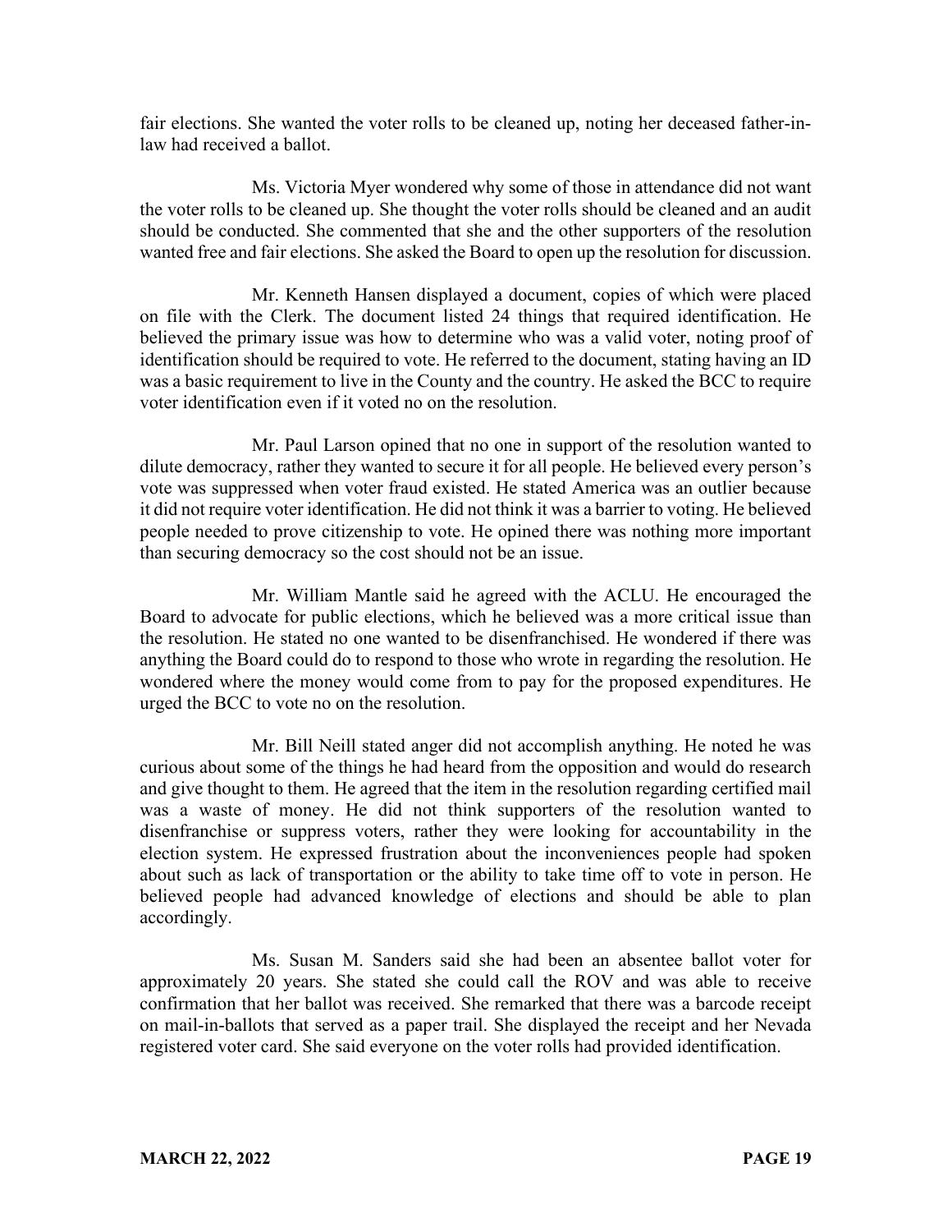fair elections. She wanted the voter rolls to be cleaned up, noting her deceased father-in-law had received a ballot.

Ms. Victoria Myer wondered why some of those in attendance did not want the voter rolls to be cleaned up. She thought the voter rolls should be cleaned and an audit should be conducted. She commented that she and the other supporters of the resolution wanted free and fair elections. She asked the Board to open up the resolution for discussion.

Mr. Kenneth Hansen displayed a document, copies of which were placed on file with the Clerk. The document listed 24 things that required identification. He believed the primary issue was how to determine who was a valid voter, noting proof of identification should be required to vote. He referred to the document, stating having an ID was a basic requirement to live in the County and the country. He asked the BCC to require voter identification even if it voted no on the resolution.

Mr. Paul Larson opined that no one in support of the resolution wanted to dilute democracy, rather they wanted to secure it for all people. He believed every person's vote was suppressed when voter fraud existed. He stated America was an outlier because it did not require voter identification. He did not think it was a barrier to voting. He believed people needed to prove citizenship to vote. He opined there was nothing more important than securing democracy so the cost should not be an issue.

Mr. William Mantle said he agreed with the ACLU. He encouraged the Board to advocate for public elections, which he believed was a more critical issue than the resolution. He stated no one wanted to be disenfranchised. He wondered if there was anything the Board could do to respond to those who wrote in regarding the resolution. He wondered where the money would come from to pay for the proposed expenditures. He urged the BCC to vote no on the resolution.

Mr. Bill Neill stated anger did not accomplish anything. He noted he was curious about some of the things he had heard from the opposition and would do research and give thought to them. He agreed that the item in the resolution regarding certified mail was a waste of money. He did not think supporters of the resolution wanted to disenfranchise or suppress voters, rather they were looking for accountability in the election system. He expressed frustration about the inconveniences people had spoken about such as lack of transportation or the ability to take time off to vote in person. He believed people had advanced knowledge of elections and should be able to plan accordingly.

Ms. Susan M. Sanders said she had been an absentee ballot voter for approximately 20 years. She stated she could call the ROV and was able to receive confirmation that her ballot was received. She remarked that there was a barcode receipt on mail-in-ballots that served as a paper trail. She displayed the receipt and her Nevada registered voter card. She said everyone on the voter rolls had provided identification.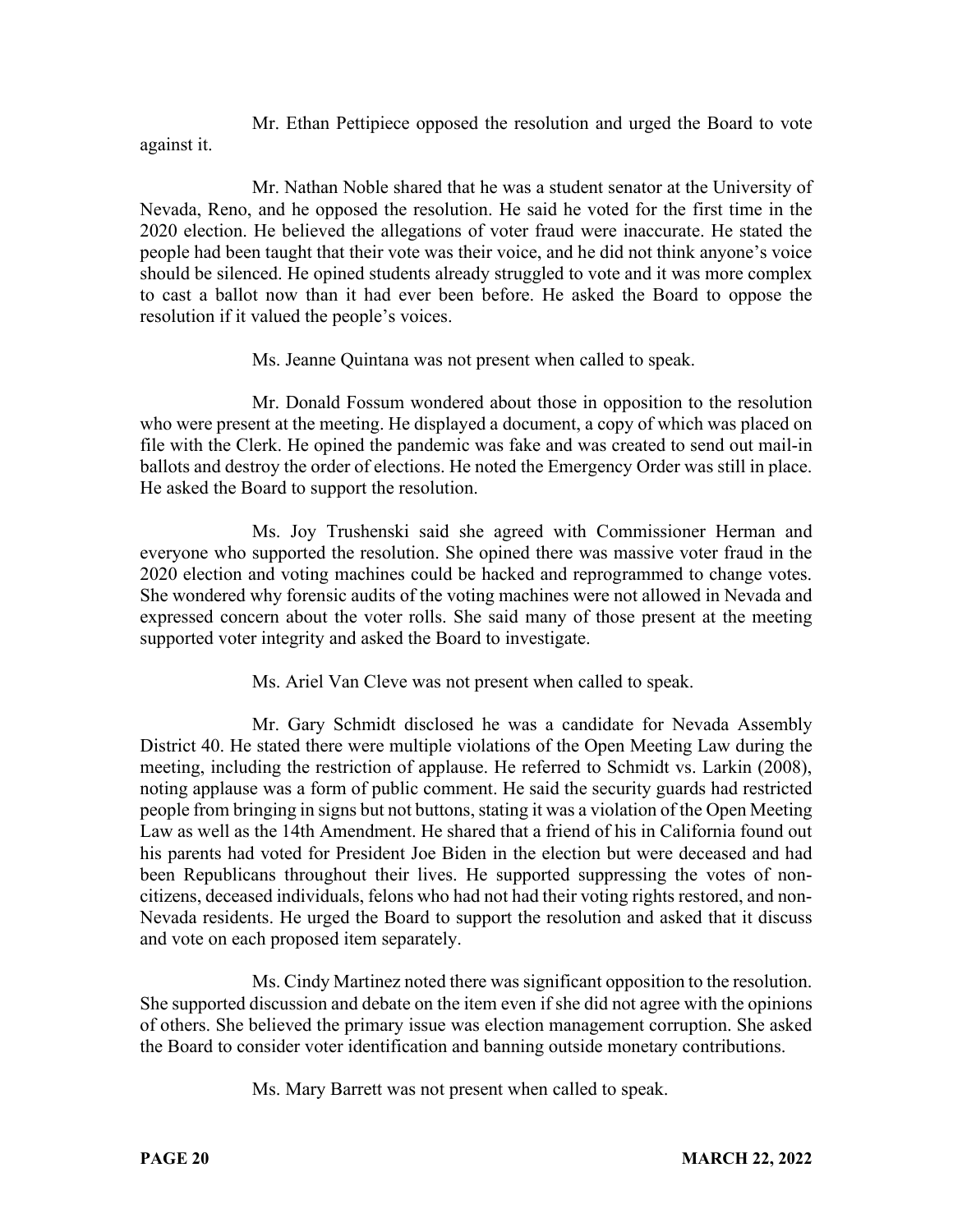Mr. Ethan Pettipiece opposed the resolution and urged the Board to vote against it.

Mr. Nathan Noble shared that he was a student senator at the University of Nevada, Reno, and he opposed the resolution. He said he voted for the first time in the 2020 election. He believed the allegations of voter fraud were inaccurate. He stated the people had been taught that their vote was their voice, and he did not think anyone's voice should be silenced. He opined students already struggled to vote and it was more complex to cast a ballot now than it had ever been before. He asked the Board to oppose the resolution if it valued the people's voices.

Ms. Jeanne Quintana was not present when called to speak.

Mr. Donald Fossum wondered about those in opposition to the resolution who were present at the meeting. He displayed a document, a copy of which was placed on file with the Clerk. He opined the pandemic was fake and was created to send out mail-in ballots and destroy the order of elections. He noted the Emergency Order was still in place. He asked the Board to support the resolution.

Ms. Joy Trushenski said she agreed with Commissioner Herman and everyone who supported the resolution. She opined there was massive voter fraud in the 2020 election and voting machines could be hacked and reprogrammed to change votes. She wondered why forensic audits of the voting machines were not allowed in Nevada and expressed concern about the voter rolls. She said many of those present at the meeting supported voter integrity and asked the Board to investigate.

Ms. Ariel Van Cleve was not present when called to speak.

Mr. Gary Schmidt disclosed he was a candidate for Nevada Assembly District 40. He stated there were multiple violations of the Open Meeting Law during the meeting, including the restriction of applause. He referred to Schmidt vs. Larkin (2008), noting applause was a form of public comment. He said the security guards had restricted people from bringing in signs but not buttons, stating it was a violation of the Open Meeting Law as well as the 14th Amendment. He shared that a friend of his in California found out his parents had voted for President Joe Biden in the election but were deceased and had been Republicans throughout their lives. He supported suppressing the votes of non-citizens, deceased individuals, felons who had not had their voting rights restored, and non-Nevada residents. He urged the Board to support the resolution and asked that it discuss and vote on each proposed item separately.

Ms. Cindy Martinez noted there was significant opposition to the resolution. She supported discussion and debate on the item even if she did not agree with the opinions of others. She believed the primary issue was election management corruption. She asked the Board to consider voter identification and banning outside monetary contributions.

Ms. Mary Barrett was not present when called to speak.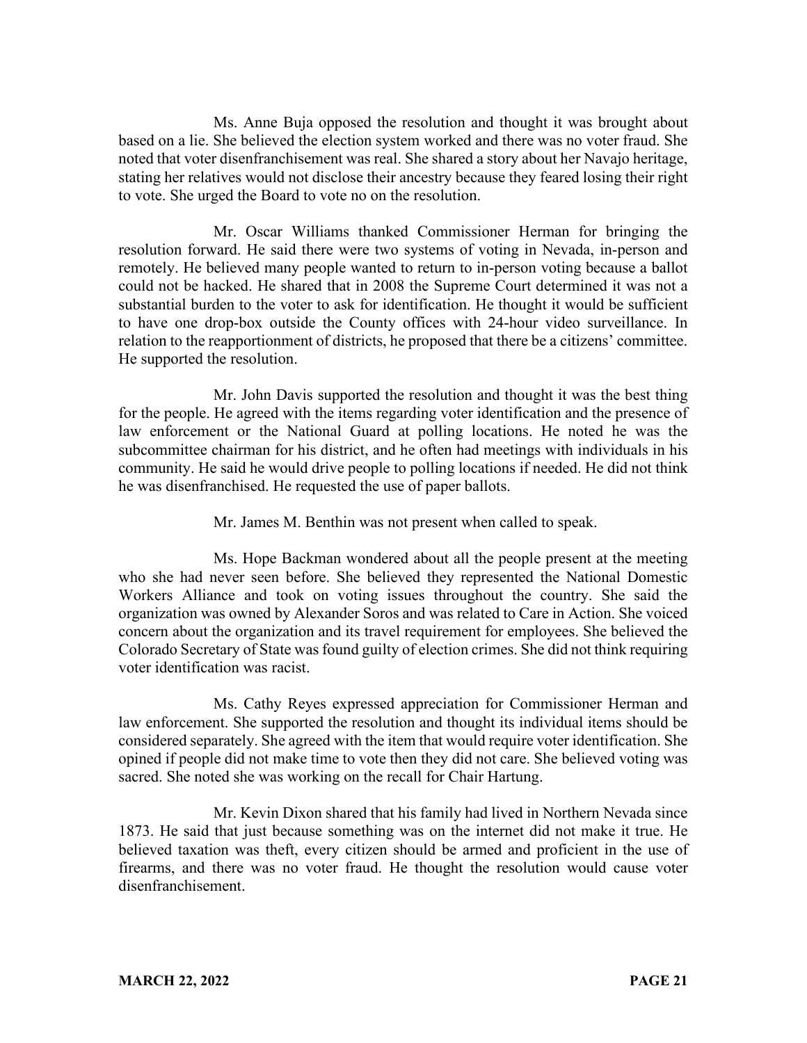Ms. Anne Buja opposed the resolution and thought it was brought about based on a lie. She believed the election system worked and there was no voter fraud. She noted that voter disenfranchisement was real. She shared a story about her Navajo heritage, stating her relatives would not disclose their ancestry because they feared losing their right to vote. She urged the Board to vote no on the resolution.

Mr. Oscar Williams thanked Commissioner Herman for bringing the resolution forward. He said there were two systems of voting in Nevada, in-person and remotely. He believed many people wanted to return to in-person voting because a ballot could not be hacked. He shared that in 2008 the Supreme Court determined it was not a substantial burden to the voter to ask for identification. He thought it would be sufficient to have one drop-box outside the County offices with 24-hour video surveillance. In relation to the reapportionment of districts, he proposed that there be a citizens' committee. He supported the resolution.

Mr. John Davis supported the resolution and thought it was the best thing for the people. He agreed with the items regarding voter identification and the presence of law enforcement or the National Guard at polling locations. He noted he was the subcommittee chairman for his district, and he often had meetings with individuals in his community. He said he would drive people to polling locations if needed. He did not think he was disenfranchised. He requested the use of paper ballots.

Mr. James M. Benthin was not present when called to speak.

Ms. Hope Backman wondered about all the people present at the meeting who she had never seen before. She believed they represented the National Domestic Workers Alliance and took on voting issues throughout the country. She said the organization was owned by Alexander Soros and was related to Care in Action. She voiced concern about the organization and its travel requirement for employees. She believed the Colorado Secretary of State was found guilty of election crimes. She did not think requiring voter identification was racist.

Ms. Cathy Reyes expressed appreciation for Commissioner Herman and law enforcement. She supported the resolution and thought its individual items should be considered separately. She agreed with the item that would require voter identification. She opined if people did not make time to vote then they did not care. She believed voting was sacred. She noted she was working on the recall for Chair Hartung.

Mr. Kevin Dixon shared that his family had lived in Northern Nevada since 1873. He said that just because something was on the internet did not make it true. He believed taxation was theft, every citizen should be armed and proficient in the use of firearms, and there was no voter fraud. He thought the resolution would cause voter disenfranchisement.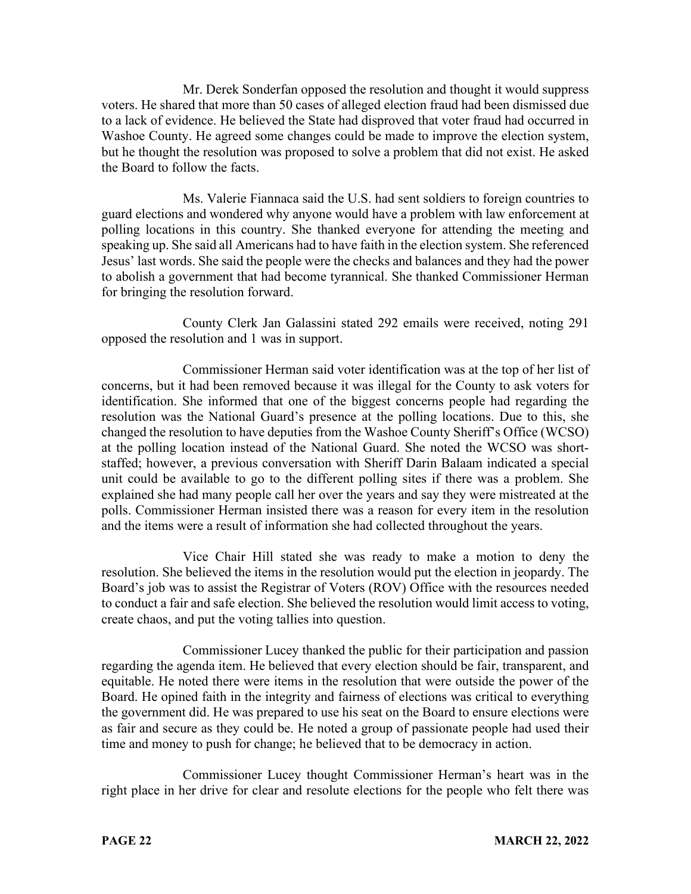Mr. Derek Sonderfan opposed the resolution and thought it would suppress voters. He shared that more than 50 cases of alleged election fraud had been dismissed due to a lack of evidence. He believed the State had disproved that voter fraud had occurred in Washoe County. He agreed some changes could be made to improve the election system, but he thought the resolution was proposed to solve a problem that did not exist. He asked the Board to follow the facts.

Ms. Valerie Fiannaca said the U.S. had sent soldiers to foreign countries to guard elections and wondered why anyone would have a problem with law enforcement at polling locations in this country. She thanked everyone for attending the meeting and speaking up. She said all Americans had to have faith in the election system. She referenced Jesus' last words. She said the people were the checks and balances and they had the power to abolish a government that had become tyrannical. She thanked Commissioner Herman for bringing the resolution forward.

County Clerk Jan Galassini stated 292 emails were received, noting 291 opposed the resolution and 1 was in support.

Commissioner Herman said voter identification was at the top of her list of concerns, but it had been removed because it was illegal for the County to ask voters for identification. She informed that one of the biggest concerns people had regarding the resolution was the National Guard's presence at the polling locations. Due to this, she changed the resolution to have deputies from the Washoe County Sheriff's Office (WCSO) at the polling location instead of the National Guard. She noted the WCSO was short-staffed; however, a previous conversation with Sheriff Darin Balaam indicated a special unit could be available to go to the different polling sites if there was a problem. She explained she had many people call her over the years and say they were mistreated at the polls. Commissioner Herman insisted there was a reason for every item in the resolution and the items were a result of information she had collected throughout the years.

Vice Chair Hill stated she was ready to make a motion to deny the resolution. She believed the items in the resolution would put the election in jeopardy. The Board's job was to assist the Registrar of Voters (ROV) Office with the resources needed to conduct a fair and safe election. She believed the resolution would limit access to voting, create chaos, and put the voting tallies into question.

Commissioner Lucey thanked the public for their participation and passion regarding the agenda item. He believed that every election should be fair, transparent, and equitable. He noted there were items in the resolution that were outside the power of the Board. He opined faith in the integrity and fairness of elections was critical to everything the government did. He was prepared to use his seat on the Board to ensure elections were as fair and secure as they could be. He noted a group of passionate people had used their time and money to push for change; he believed that to be democracy in action.

Commissioner Lucey thought Commissioner Herman's heart was in the right place in her drive for clear and resolute elections for the people who felt there was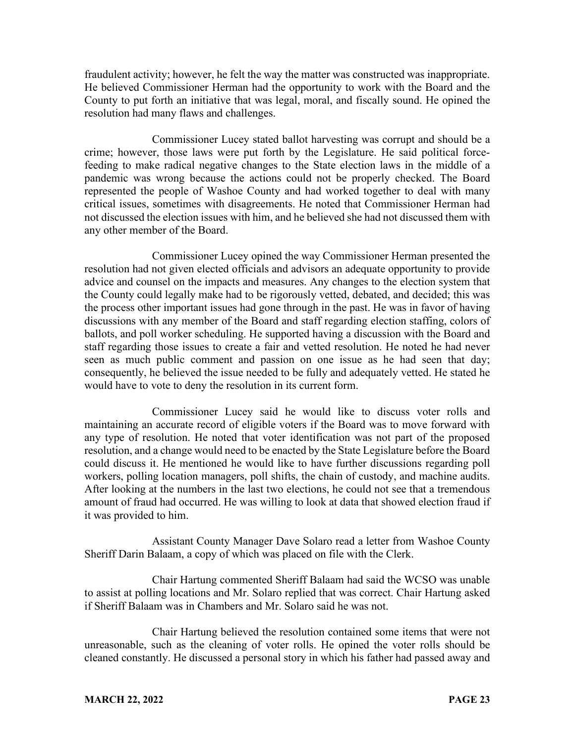fraudulent activity; however, he felt the way the matter was constructed was inappropriate. He believed Commissioner Herman had the opportunity to work with the Board and the County to put forth an initiative that was legal, moral, and fiscally sound. He opined the resolution had many flaws and challenges.

Commissioner Lucey stated ballot harvesting was corrupt and should be a crime; however, those laws were put forth by the Legislature. He said political force-feeding to make radical negative changes to the State election laws in the middle of a pandemic was wrong because the actions could not be properly checked. The Board represented the people of Washoe County and had worked together to deal with many critical issues, sometimes with disagreements. He noted that Commissioner Herman had not discussed the election issues with him, and he believed she had not discussed them with any other member of the Board.

Commissioner Lucey opined the way Commissioner Herman presented the resolution had not given elected officials and advisors an adequate opportunity to provide advice and counsel on the impacts and measures. Any changes to the election system that the County could legally make had to be rigorously vetted, debated, and decided; this was the process other important issues had gone through in the past. He was in favor of having discussions with any member of the Board and staff regarding election staffing, colors of ballots, and poll worker scheduling. He supported having a discussion with the Board and staff regarding those issues to create a fair and vetted resolution. He noted he had never seen as much public comment and passion on one issue as he had seen that day; consequently, he believed the issue needed to be fully and adequately vetted. He stated he would have to vote to deny the resolution in its current form.

Commissioner Lucey said he would like to discuss voter rolls and maintaining an accurate record of eligible voters if the Board was to move forward with any type of resolution. He noted that voter identification was not part of the proposed resolution, and a change would need to be enacted by the State Legislature before the Board could discuss it. He mentioned he would like to have further discussions regarding poll workers, polling location managers, poll shifts, the chain of custody, and machine audits. After looking at the numbers in the last two elections, he could not see that a tremendous amount of fraud had occurred. He was willing to look at data that showed election fraud if it was provided to him.

Assistant County Manager Dave Solaro read a letter from Washoe County Sheriff Darin Balaam, a copy of which was placed on file with the Clerk.

Chair Hartung commented Sheriff Balaam had said the WCSO was unable to assist at polling locations and Mr. Solaro replied that was correct. Chair Hartung asked if Sheriff Balaam was in Chambers and Mr. Solaro said he was not.

Chair Hartung believed the resolution contained some items that were not unreasonable, such as the cleaning of voter rolls. He opined the voter rolls should be cleaned constantly. He discussed a personal story in which his father had passed away and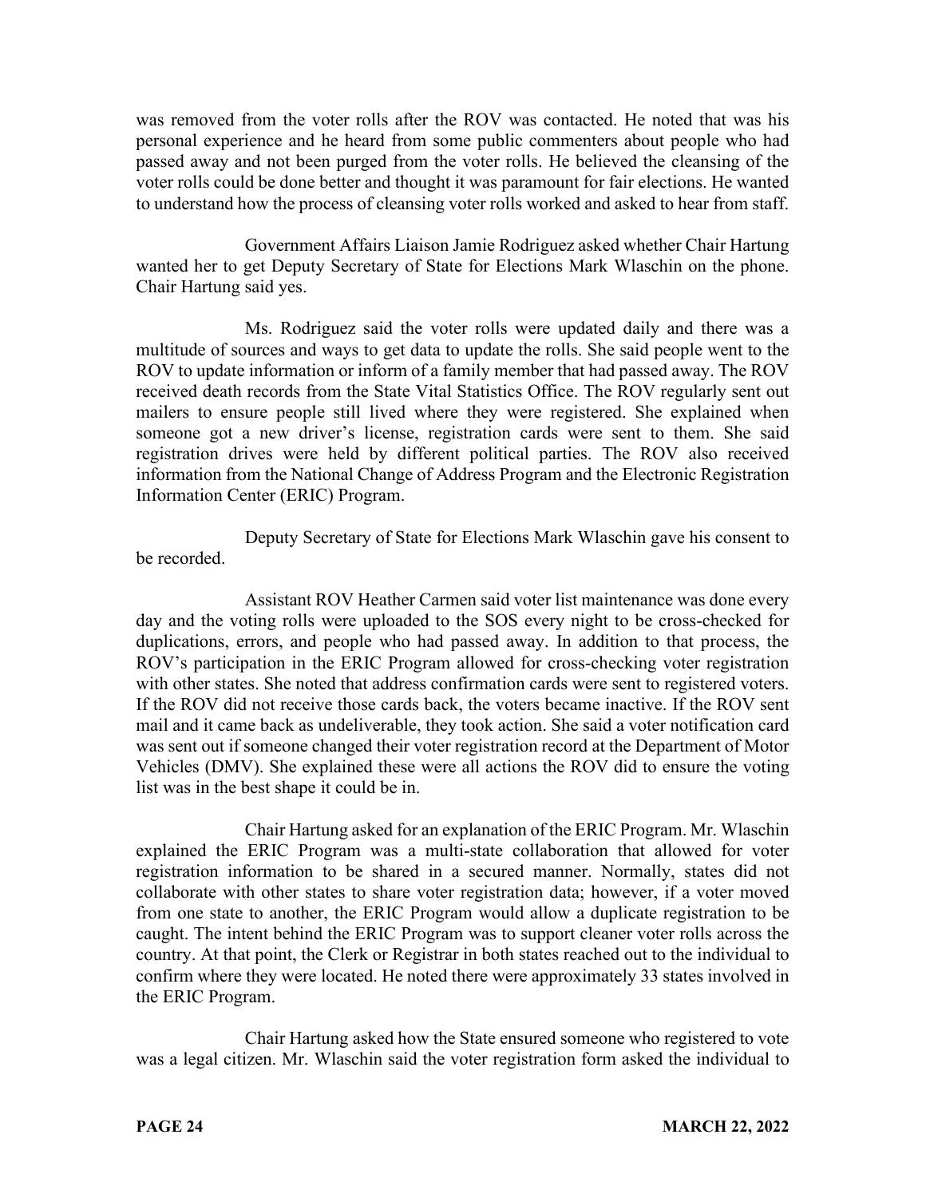was removed from the voter rolls after the ROV was contacted. He noted that was his personal experience and he heard from some public commenters about people who had passed away and not been purged from the voter rolls. He believed the cleansing of the voter rolls could be done better and thought it was paramount for fair elections. He wanted to understand how the process of cleansing voter rolls worked and asked to hear from staff.

Government Affairs Liaison Jamie Rodriguez asked whether Chair Hartung wanted her to get Deputy Secretary of State for Elections Mark Wlaschin on the phone. Chair Hartung said yes.

Ms. Rodriguez said the voter rolls were updated daily and there was a multitude of sources and ways to get data to update the rolls. She said people went to the ROV to update information or inform of a family member that had passed away. The ROV received death records from the State Vital Statistics Office. The ROV regularly sent out mailers to ensure people still lived where they were registered. She explained when someone got a new driver's license, registration cards were sent to them. She said registration drives were held by different political parties. The ROV also received information from the National Change of Address Program and the Electronic Registration Information Center (ERIC) Program.

Deputy Secretary of State for Elections Mark Wlaschin gave his consent to be recorded.

Assistant ROV Heather Carmen said voter list maintenance was done every day and the voting rolls were uploaded to the SOS every night to be cross-checked for duplications, errors, and people who had passed away. In addition to that process, the ROV's participation in the ERIC Program allowed for cross-checking voter registration with other states. She noted that address confirmation cards were sent to registered voters. If the ROV did not receive those cards back, the voters became inactive. If the ROV sent mail and it came back as undeliverable, they took action. She said a voter notification card was sent out if someone changed their voter registration record at the Department of Motor Vehicles (DMV). She explained these were all actions the ROV did to ensure the voting list was in the best shape it could be in.

Chair Hartung asked for an explanation of the ERIC Program. Mr. Wlaschin explained the ERIC Program was a multi-state collaboration that allowed for voter registration information to be shared in a secured manner. Normally, states did not collaborate with other states to share voter registration data; however, if a voter moved from one state to another, the ERIC Program would allow a duplicate registration to be caught. The intent behind the ERIC Program was to support cleaner voter rolls across the country. At that point, the Clerk or Registrar in both states reached out to the individual to confirm where they were located. He noted there were approximately 33 states involved in the ERIC Program.

Chair Hartung asked how the State ensured someone who registered to vote was a legal citizen. Mr. Wlaschin said the voter registration form asked the individual to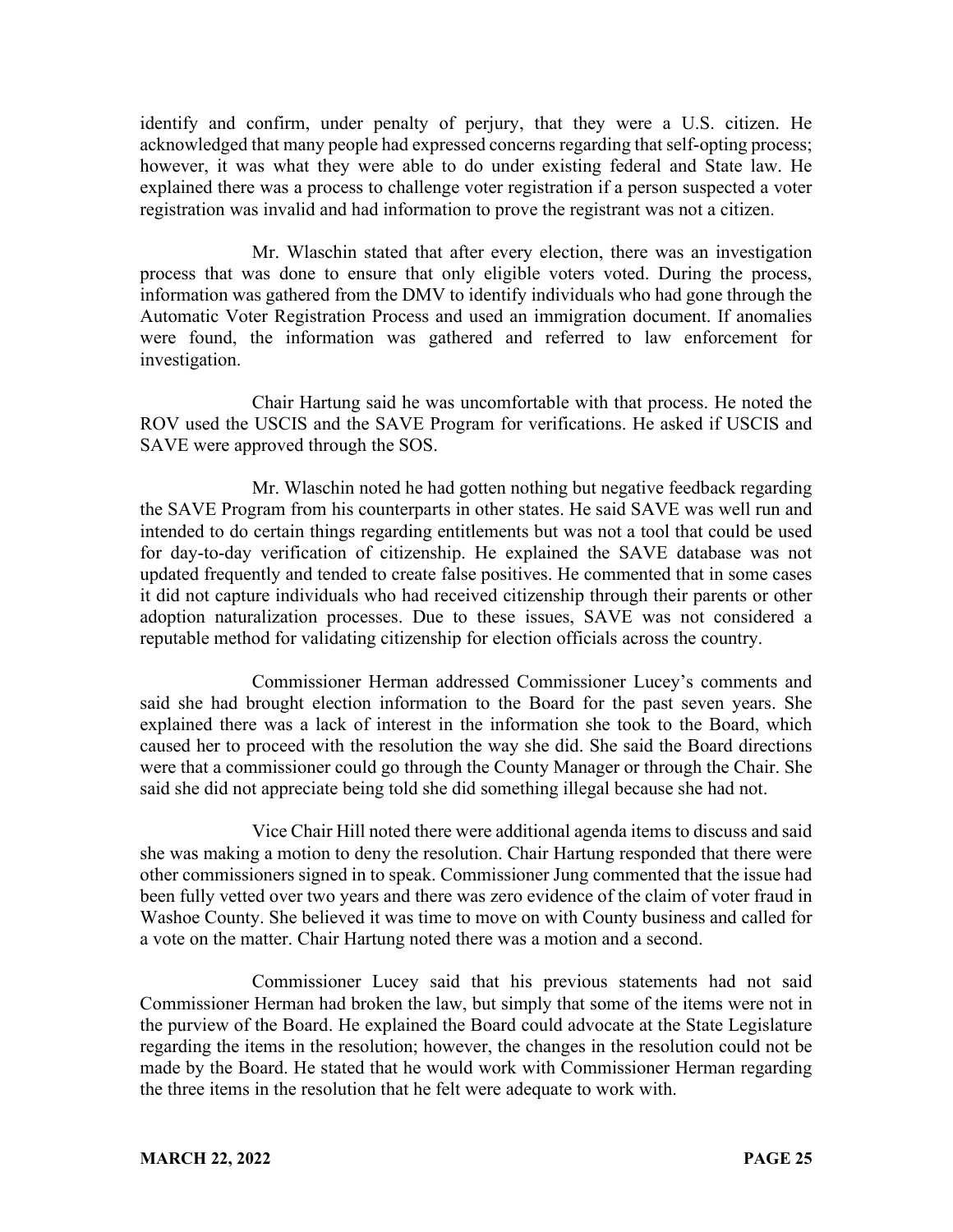identify and confirm, under penalty of perjury, that they were a U.S. citizen. He acknowledged that many people had expressed concerns regarding that self-opting process; however, it was what they were able to do under existing federal and State law. He explained there was a process to challenge voter registration if a person suspected a voter registration was invalid and had information to prove the registrant was not a citizen.

Mr. Wlaschin stated that after every election, there was an investigation process that was done to ensure that only eligible voters voted. During the process, information was gathered from the DMV to identify individuals who had gone through the Automatic Voter Registration Process and used an immigration document. If anomalies were found, the information was gathered and referred to law enforcement for investigation.

Chair Hartung said he was uncomfortable with that process. He noted the ROV used the USCIS and the SAVE Program for verifications. He asked if USCIS and SAVE were approved through the SOS.

Mr. Wlaschin noted he had gotten nothing but negative feedback regarding the SAVE Program from his counterparts in other states. He said SAVE was well run and intended to do certain things regarding entitlements but was not a tool that could be used for day-to-day verification of citizenship. He explained the SAVE database was not updated frequently and tended to create false positives. He commented that in some cases it did not capture individuals who had received citizenship through their parents or other adoption naturalization processes. Due to these issues, SAVE was not considered a reputable method for validating citizenship for election officials across the country.

Commissioner Herman addressed Commissioner Lucey's comments and said she had brought election information to the Board for the past seven years. She explained there was a lack of interest in the information she took to the Board, which caused her to proceed with the resolution the way she did. She said the Board directions were that a commissioner could go through the County Manager or through the Chair. She said she did not appreciate being told she did something illegal because she had not.

Vice Chair Hill noted there were additional agenda items to discuss and said she was making a motion to deny the resolution. Chair Hartung responded that there were other commissioners signed in to speak. Commissioner Jung commented that the issue had been fully vetted over two years and there was zero evidence of the claim of voter fraud in Washoe County. She believed it was time to move on with County business and called for a vote on the matter. Chair Hartung noted there was a motion and a second.

Commissioner Lucey said that his previous statements had not said Commissioner Herman had broken the law, but simply that some of the items were not in the purview of the Board. He explained the Board could advocate at the State Legislature regarding the items in the resolution; however, the changes in the resolution could not be made by the Board. He stated that he would work with Commissioner Herman regarding the three items in the resolution that he felt were adequate to work with.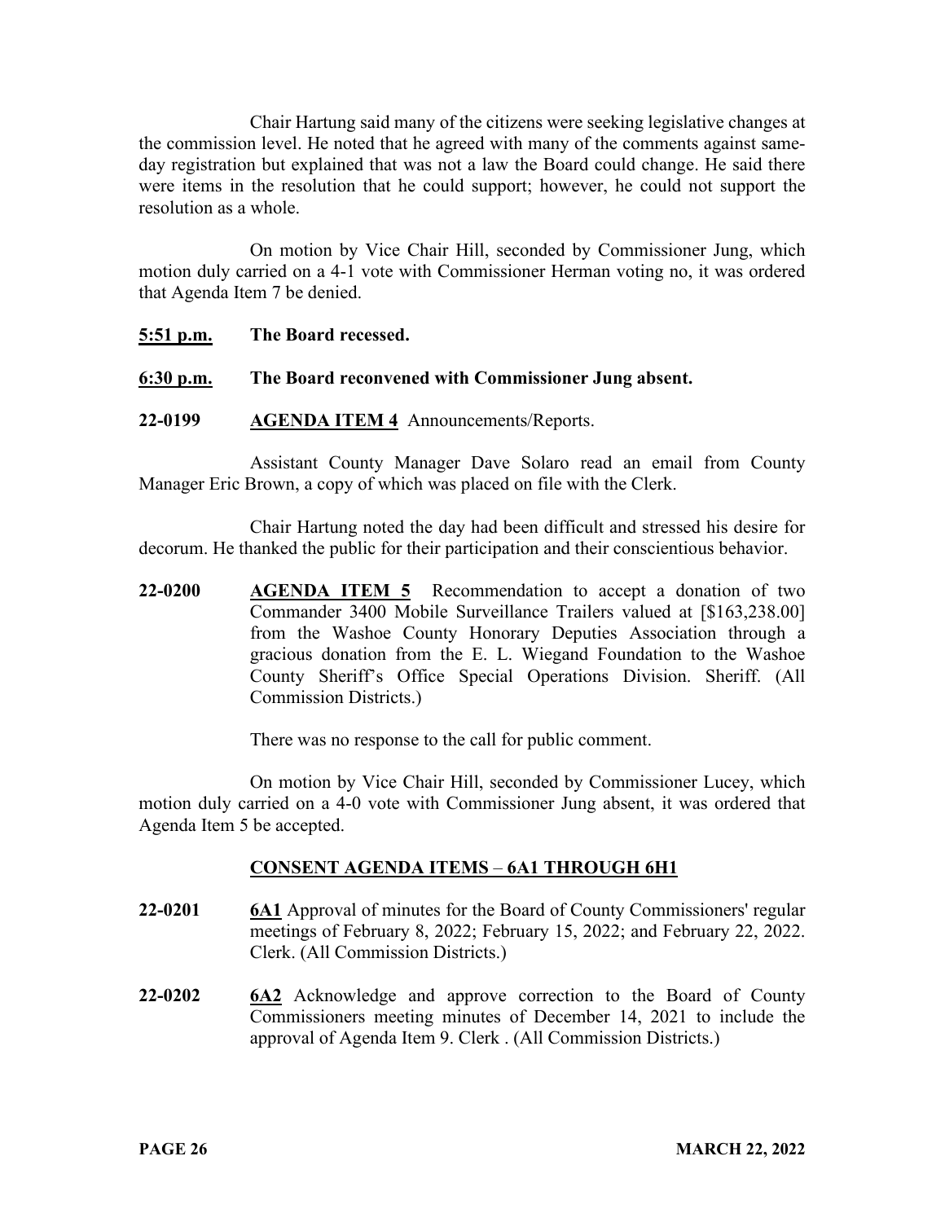Chair Hartung said many of the citizens were seeking legislative changes at the commission level. He noted that he agreed with many of the comments against same-day registration but explained that was not a law the Board could change. He said there were items in the resolution that he could support; however, he could not support the resolution as a whole.

On motion by Vice Chair Hill, seconded by Commissioner Jung, which motion duly carried on a 4-1 vote with Commissioner Herman voting no, it was ordered that Agenda Item 7 be denied.

**5:51 p.m.** **The Board recessed.**

**6:30 p.m.** **The Board reconvened with Commissioner Jung absent.**

**22-0199** **AGENDA ITEM 4** Announcements/Reports.

Assistant County Manager Dave Solaro read an email from County Manager Eric Brown, a copy of which was placed on file with the Clerk.

Chair Hartung noted the day had been difficult and stressed his desire for decorum. He thanked the public for their participation and their conscientious behavior.

**22-0200** **AGENDA ITEM 5** Recommendation to accept a donation of two Commander 3400 Mobile Surveillance Trailers valued at [$163,238.00] from the Washoe County Honorary Deputies Association through a gracious donation from the E. L. Wiegand Foundation to the Washoe County Sheriff's Office Special Operations Division. Sheriff. (All Commission Districts.)

There was no response to the call for public comment.

On motion by Vice Chair Hill, seconded by Commissioner Lucey, which motion duly carried on a 4-0 vote with Commissioner Jung absent, it was ordered that Agenda Item 5 be accepted.

## CONSENT AGENDA ITEMS – 6A1 THROUGH 6H1

**22-0201** **6A1** Approval of minutes for the Board of County Commissioners' regular meetings of February 8, 2022; February 15, 2022; and February 22, 2022. Clerk. (All Commission Districts.)

**22-0202** **6A2** Acknowledge and approve correction to the Board of County Commissioners meeting minutes of December 14, 2021 to include the approval of Agenda Item 9. Clerk . (All Commission Districts.)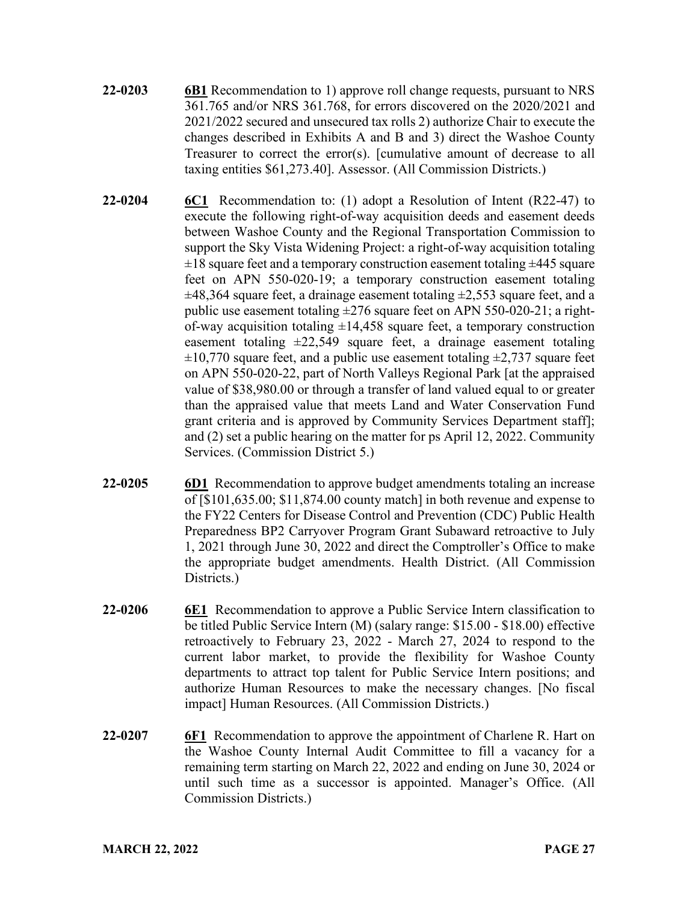**22-0203** **6B1** Recommendation to 1) approve roll change requests, pursuant to NRS 361.765 and/or NRS 361.768, for errors discovered on the 2020/2021 and 2021/2022 secured and unsecured tax rolls 2) authorize Chair to execute the changes described in Exhibits A and B and 3) direct the Washoe County Treasurer to correct the error(s). [cumulative amount of decrease to all taxing entities $61,273.40]. Assessor. (All Commission Districts.)

**22-0204** **6C1** Recommendation to: (1) adopt a Resolution of Intent (R22-47) to execute the following right-of-way acquisition deeds and easement deeds between Washoe County and the Regional Transportation Commission to support the Sky Vista Widening Project: a right-of-way acquisition totaling ±18 square feet and a temporary construction easement totaling ±445 square feet on APN 550-020-19; a temporary construction easement totaling ±48,364 square feet, a drainage easement totaling ±2,553 square feet, and a public use easement totaling ±276 square feet on APN 550-020-21; a right-of-way acquisition totaling ±14,458 square feet, a temporary construction easement totaling ±22,549 square feet, a drainage easement totaling ±10,770 square feet, and a public use easement totaling ±2,737 square feet on APN 550-020-22, part of North Valleys Regional Park [at the appraised value of $38,980.00 or through a transfer of land valued equal to or greater than the appraised value that meets Land and Water Conservation Fund grant criteria and is approved by Community Services Department staff]; and (2) set a public hearing on the matter for ps April 12, 2022. Community Services. (Commission District 5.)

**22-0205** **6D1** Recommendation to approve budget amendments totaling an increase of [$101,635.00; $11,874.00 county match] in both revenue and expense to the FY22 Centers for Disease Control and Prevention (CDC) Public Health Preparedness BP2 Carryover Program Grant Subaward retroactive to July 1, 2021 through June 30, 2022 and direct the Comptroller's Office to make the appropriate budget amendments. Health District. (All Commission Districts.)

**22-0206** **6E1** Recommendation to approve a Public Service Intern classification to be titled Public Service Intern (M) (salary range: $15.00 - $18.00) effective retroactively to February 23, 2022 - March 27, 2024 to respond to the current labor market, to provide the flexibility for Washoe County departments to attract top talent for Public Service Intern positions; and authorize Human Resources to make the necessary changes. [No fiscal impact] Human Resources. (All Commission Districts.)

**22-0207** **6F1** Recommendation to approve the appointment of Charlene R. Hart on the Washoe County Internal Audit Committee to fill a vacancy for a remaining term starting on March 22, 2022 and ending on June 30, 2024 or until such time as a successor is appointed. Manager's Office. (All Commission Districts.)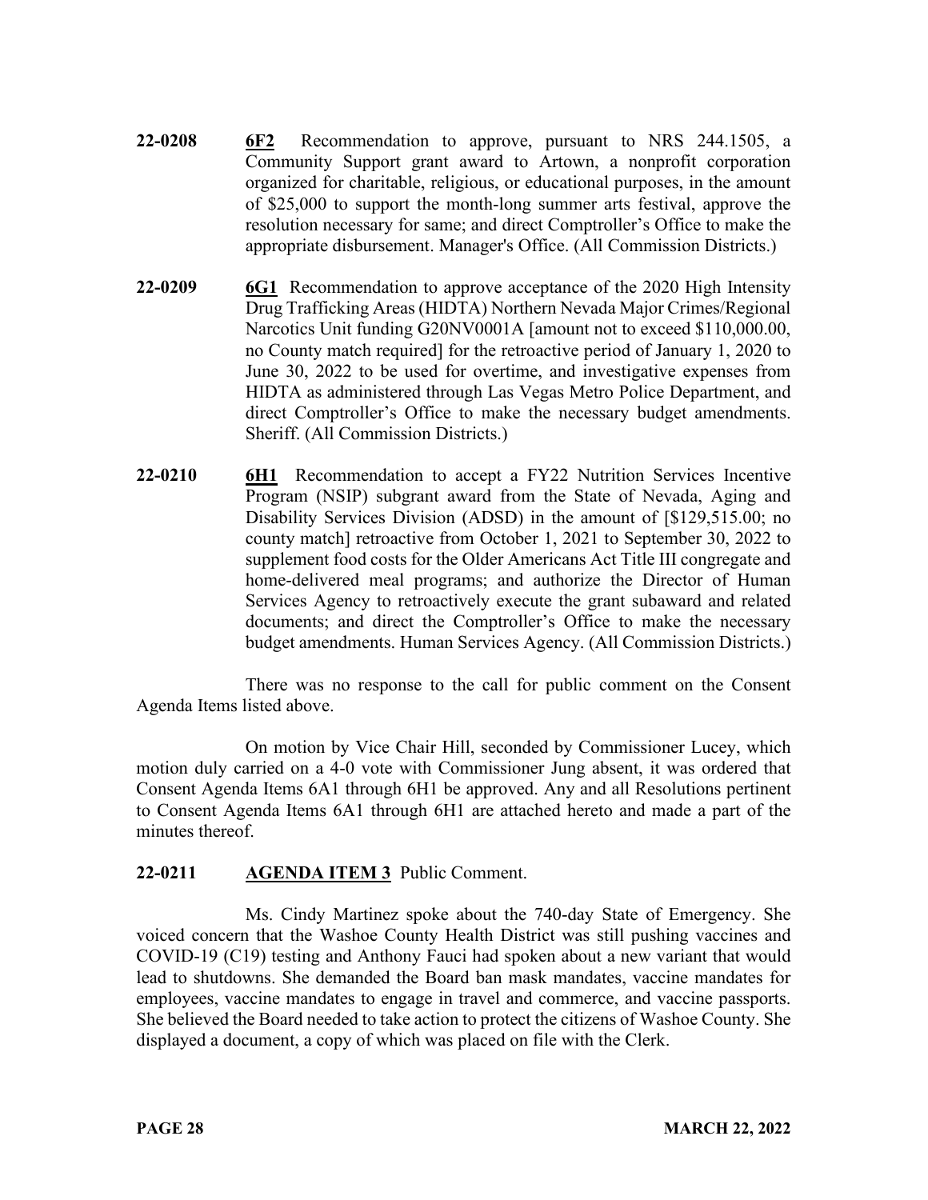**22-0208** **6F2** Recommendation to approve, pursuant to NRS 244.1505, a Community Support grant award to Artown, a nonprofit corporation organized for charitable, religious, or educational purposes, in the amount of $25,000 to support the month-long summer arts festival, approve the resolution necessary for same; and direct Comptroller's Office to make the appropriate disbursement. Manager's Office. (All Commission Districts.)

**22-0209** **6G1** Recommendation to approve acceptance of the 2020 High Intensity Drug Trafficking Areas (HIDTA) Northern Nevada Major Crimes/Regional Narcotics Unit funding G20NV0001A [amount not to exceed $110,000.00, no County match required] for the retroactive period of January 1, 2020 to June 30, 2022 to be used for overtime, and investigative expenses from HIDTA as administered through Las Vegas Metro Police Department, and direct Comptroller's Office to make the necessary budget amendments. Sheriff. (All Commission Districts.)

**22-0210** **6H1** Recommendation to accept a FY22 Nutrition Services Incentive Program (NSIP) subgrant award from the State of Nevada, Aging and Disability Services Division (ADSD) in the amount of [$129,515.00; no county match] retroactive from October 1, 2021 to September 30, 2022 to supplement food costs for the Older Americans Act Title III congregate and home-delivered meal programs; and authorize the Director of Human Services Agency to retroactively execute the grant subaward and related documents; and direct the Comptroller's Office to make the necessary budget amendments. Human Services Agency. (All Commission Districts.)

There was no response to the call for public comment on the Consent Agenda Items listed above.

On motion by Vice Chair Hill, seconded by Commissioner Lucey, which motion duly carried on a 4-0 vote with Commissioner Jung absent, it was ordered that Consent Agenda Items 6A1 through 6H1 be approved. Any and all Resolutions pertinent to Consent Agenda Items 6A1 through 6H1 are attached hereto and made a part of the minutes thereof.

**22-0211** **AGENDA ITEM 3** Public Comment.

Ms. Cindy Martinez spoke about the 740-day State of Emergency. She voiced concern that the Washoe County Health District was still pushing vaccines and COVID-19 (C19) testing and Anthony Fauci had spoken about a new variant that would lead to shutdowns. She demanded the Board ban mask mandates, vaccine mandates for employees, vaccine mandates to engage in travel and commerce, and vaccine passports. She believed the Board needed to take action to protect the citizens of Washoe County. She displayed a document, a copy of which was placed on file with the Clerk.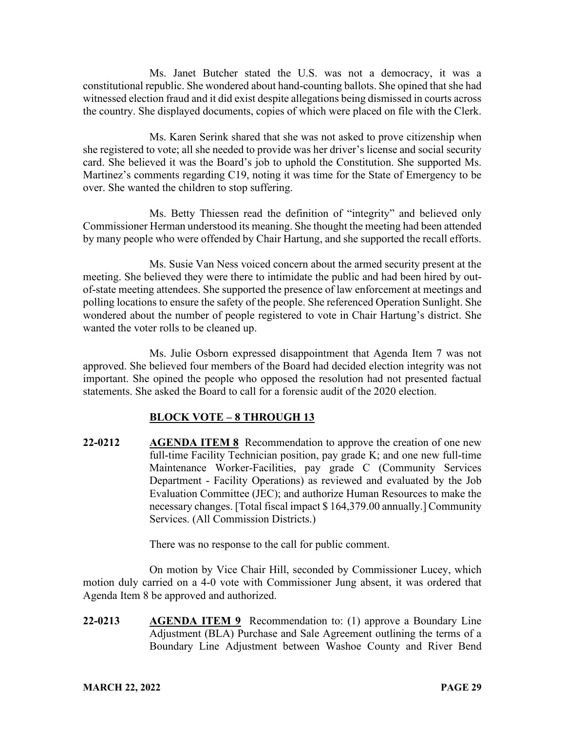Ms. Janet Butcher stated the U.S. was not a democracy, it was a constitutional republic. She wondered about hand-counting ballots. She opined that she had witnessed election fraud and it did exist despite allegations being dismissed in courts across the country. She displayed documents, copies of which were placed on file with the Clerk.

Ms. Karen Serink shared that she was not asked to prove citizenship when she registered to vote; all she needed to provide was her driver's license and social security card. She believed it was the Board's job to uphold the Constitution. She supported Ms. Martinez's comments regarding C19, noting it was time for the State of Emergency to be over. She wanted the children to stop suffering.

Ms. Betty Thiessen read the definition of "integrity" and believed only Commissioner Herman understood its meaning. She thought the meeting had been attended by many people who were offended by Chair Hartung, and she supported the recall efforts.

Ms. Susie Van Ness voiced concern about the armed security present at the meeting. She believed they were there to intimidate the public and had been hired by out-of-state meeting attendees. She supported the presence of law enforcement at meetings and polling locations to ensure the safety of the people. She referenced Operation Sunlight. She wondered about the number of people registered to vote in Chair Hartung's district. She wanted the voter rolls to be cleaned up.

Ms. Julie Osborn expressed disappointment that Agenda Item 7 was not approved. She believed four members of the Board had decided election integrity was not important. She opined the people who opposed the resolution had not presented factual statements. She asked the Board to call for a forensic audit of the 2020 election.

**BLOCK VOTE – 8 THROUGH 13**

**22-0212** **AGENDA ITEM 8** Recommendation to approve the creation of one new full-time Facility Technician position, pay grade K; and one new full-time Maintenance Worker-Facilities, pay grade C (Community Services Department - Facility Operations) as reviewed and evaluated by the Job Evaluation Committee (JEC); and authorize Human Resources to make the necessary changes. [Total fiscal impact $ 164,379.00 annually.] Community Services. (All Commission Districts.)

There was no response to the call for public comment.

On motion by Vice Chair Hill, seconded by Commissioner Lucey, which motion duly carried on a 4-0 vote with Commissioner Jung absent, it was ordered that Agenda Item 8 be approved and authorized.

**22-0213** **AGENDA ITEM 9** Recommendation to: (1) approve a Boundary Line Adjustment (BLA) Purchase and Sale Agreement outlining the terms of a Boundary Line Adjustment between Washoe County and River Bend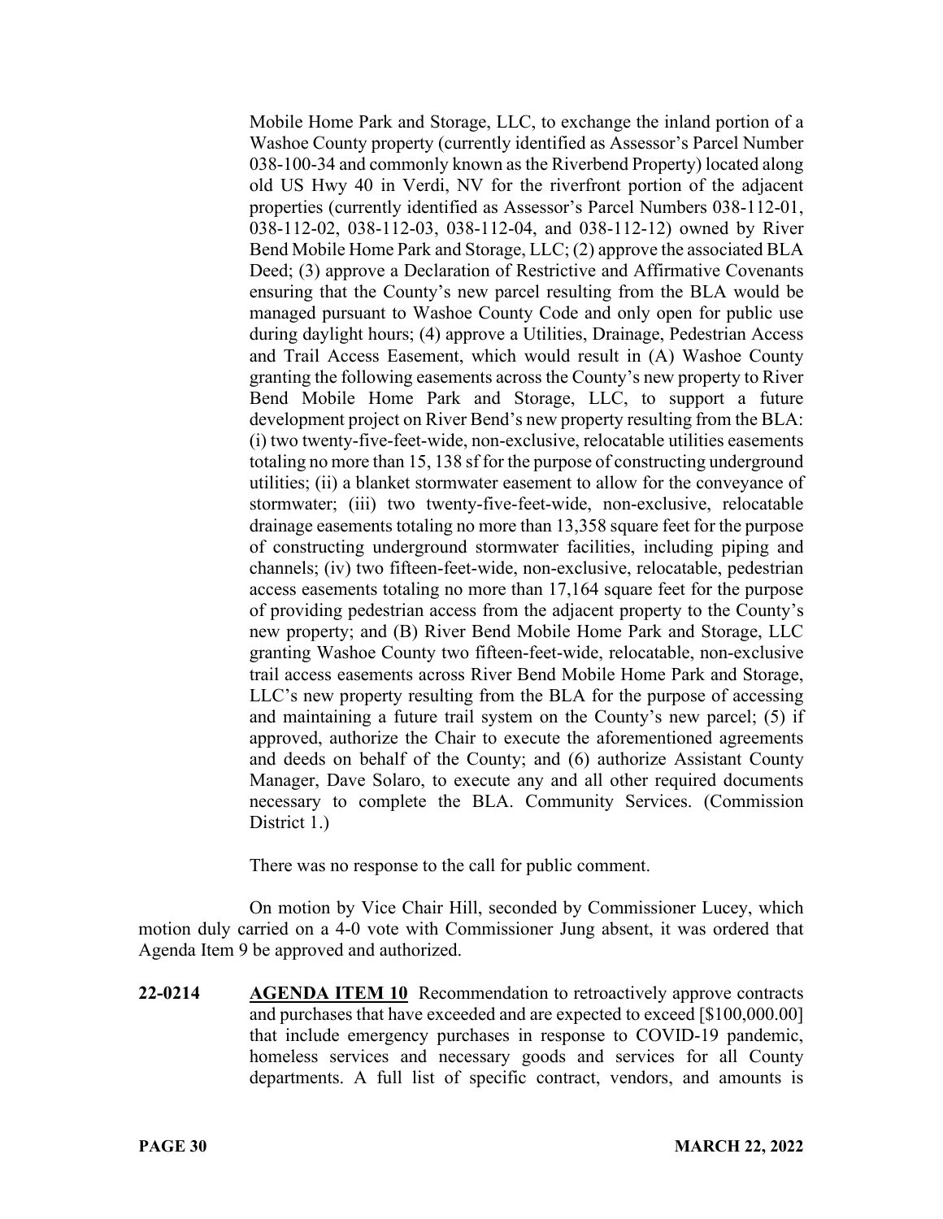Mobile Home Park and Storage, LLC, to exchange the inland portion of a Washoe County property (currently identified as Assessor's Parcel Number 038-100-34 and commonly known as the Riverbend Property) located along old US Hwy 40 in Verdi, NV for the riverfront portion of the adjacent properties (currently identified as Assessor's Parcel Numbers 038-112-01, 038-112-02, 038-112-03, 038-112-04, and 038-112-12) owned by River Bend Mobile Home Park and Storage, LLC; (2) approve the associated BLA Deed; (3) approve a Declaration of Restrictive and Affirmative Covenants ensuring that the County's new parcel resulting from the BLA would be managed pursuant to Washoe County Code and only open for public use during daylight hours; (4) approve a Utilities, Drainage, Pedestrian Access and Trail Access Easement, which would result in (A) Washoe County granting the following easements across the County's new property to River Bend Mobile Home Park and Storage, LLC, to support a future development project on River Bend's new property resulting from the BLA: (i) two twenty-five-feet-wide, non-exclusive, relocatable utilities easements totaling no more than 15, 138 sf for the purpose of constructing underground utilities; (ii) a blanket stormwater easement to allow for the conveyance of stormwater; (iii) two twenty-five-feet-wide, non-exclusive, relocatable drainage easements totaling no more than 13,358 square feet for the purpose of constructing underground stormwater facilities, including piping and channels; (iv) two fifteen-feet-wide, non-exclusive, relocatable, pedestrian access easements totaling no more than 17,164 square feet for the purpose of providing pedestrian access from the adjacent property to the County's new property; and (B) River Bend Mobile Home Park and Storage, LLC granting Washoe County two fifteen-feet-wide, relocatable, non-exclusive trail access easements across River Bend Mobile Home Park and Storage, LLC's new property resulting from the BLA for the purpose of accessing and maintaining a future trail system on the County's new parcel; (5) if approved, authorize the Chair to execute the aforementioned agreements and deeds on behalf of the County; and (6) authorize Assistant County Manager, Dave Solaro, to execute any and all other required documents necessary to complete the BLA. Community Services. (Commission District 1.)

There was no response to the call for public comment.

On motion by Vice Chair Hill, seconded by Commissioner Lucey, which motion duly carried on a 4-0 vote with Commissioner Jung absent, it was ordered that Agenda Item 9 be approved and authorized.

**22-0214** **AGENDA ITEM 10** Recommendation to retroactively approve contracts and purchases that have exceeded and are expected to exceed [$100,000.00] that include emergency purchases in response to COVID-19 pandemic, homeless services and necessary goods and services for all County departments. A full list of specific contract, vendors, and amounts is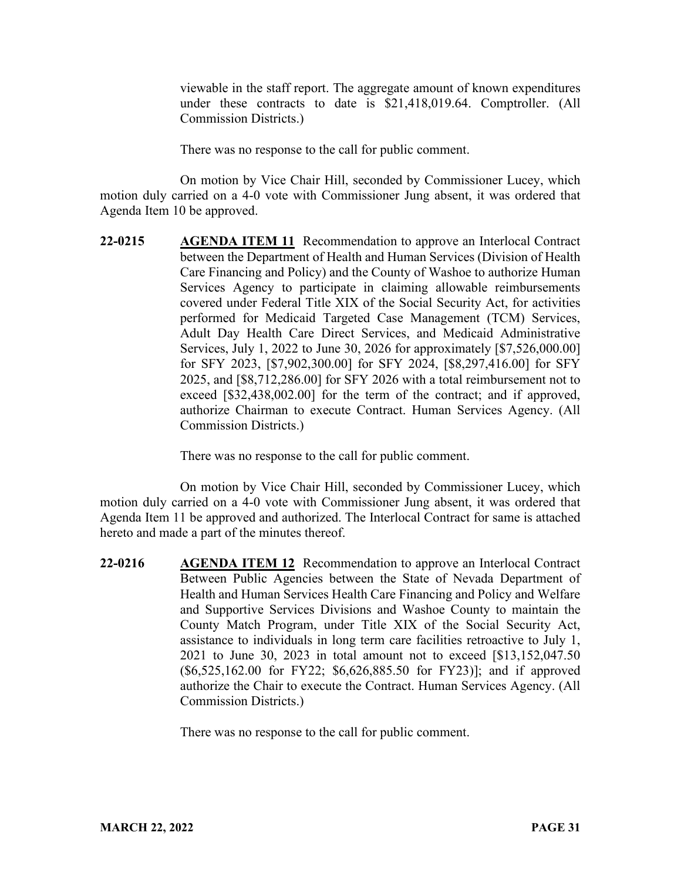viewable in the staff report. The aggregate amount of known expenditures under these contracts to date is $21,418,019.64. Comptroller. (All Commission Districts.)

There was no response to the call for public comment.

On motion by Vice Chair Hill, seconded by Commissioner Lucey, which motion duly carried on a 4-0 vote with Commissioner Jung absent, it was ordered that Agenda Item 10 be approved.

**22-0215** **AGENDA ITEM 11** Recommendation to approve an Interlocal Contract between the Department of Health and Human Services (Division of Health Care Financing and Policy) and the County of Washoe to authorize Human Services Agency to participate in claiming allowable reimbursements covered under Federal Title XIX of the Social Security Act, for activities performed for Medicaid Targeted Case Management (TCM) Services, Adult Day Health Care Direct Services, and Medicaid Administrative Services, July 1, 2022 to June 30, 2026 for approximately [$7,526,000.00] for SFY 2023, [$7,902,300.00] for SFY 2024, [$8,297,416.00] for SFY 2025, and [$8,712,286.00] for SFY 2026 with a total reimbursement not to exceed [$32,438,002.00] for the term of the contract; and if approved, authorize Chairman to execute Contract. Human Services Agency. (All Commission Districts.)

There was no response to the call for public comment.

On motion by Vice Chair Hill, seconded by Commissioner Lucey, which motion duly carried on a 4-0 vote with Commissioner Jung absent, it was ordered that Agenda Item 11 be approved and authorized. The Interlocal Contract for same is attached hereto and made a part of the minutes thereof.

**22-0216** **AGENDA ITEM 12** Recommendation to approve an Interlocal Contract Between Public Agencies between the State of Nevada Department of Health and Human Services Health Care Financing and Policy and Welfare and Supportive Services Divisions and Washoe County to maintain the County Match Program, under Title XIX of the Social Security Act, assistance to individuals in long term care facilities retroactive to July 1, 2021 to June 30, 2023 in total amount not to exceed [$13,152,047.50 ($6,525,162.00 for FY22; $6,626,885.50 for FY23)]; and if approved authorize the Chair to execute the Contract. Human Services Agency. (All Commission Districts.)

There was no response to the call for public comment.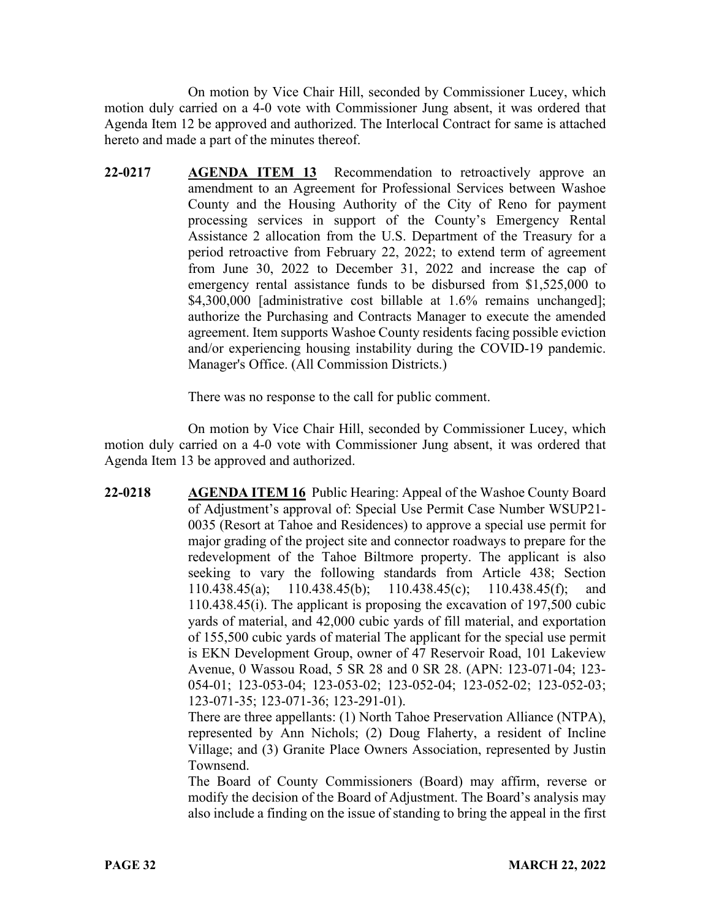On motion by Vice Chair Hill, seconded by Commissioner Lucey, which motion duly carried on a 4-0 vote with Commissioner Jung absent, it was ordered that Agenda Item 12 be approved and authorized. The Interlocal Contract for same is attached hereto and made a part of the minutes thereof.

**22-0217** **AGENDA ITEM 13** Recommendation to retroactively approve an amendment to an Agreement for Professional Services between Washoe County and the Housing Authority of the City of Reno for payment processing services in support of the County's Emergency Rental Assistance 2 allocation from the U.S. Department of the Treasury for a period retroactive from February 22, 2022; to extend term of agreement from June 30, 2022 to December 31, 2022 and increase the cap of emergency rental assistance funds to be disbursed from $1,525,000 to $4,300,000 [administrative cost billable at 1.6% remains unchanged]; authorize the Purchasing and Contracts Manager to execute the amended agreement. Item supports Washoe County residents facing possible eviction and/or experiencing housing instability during the COVID-19 pandemic. Manager's Office. (All Commission Districts.)

There was no response to the call for public comment.

On motion by Vice Chair Hill, seconded by Commissioner Lucey, which motion duly carried on a 4-0 vote with Commissioner Jung absent, it was ordered that Agenda Item 13 be approved and authorized.

**22-0218** **AGENDA ITEM 16** Public Hearing: Appeal of the Washoe County Board of Adjustment's approval of: Special Use Permit Case Number WSUP21-0035 (Resort at Tahoe and Residences) to approve a special use permit for major grading of the project site and connector roadways to prepare for the redevelopment of the Tahoe Biltmore property. The applicant is also seeking to vary the following standards from Article 438; Section 110.438.45(a); 110.438.45(b); 110.438.45(c); 110.438.45(f); and 110.438.45(i). The applicant is proposing the excavation of 197,500 cubic yards of material, and 42,000 cubic yards of fill material, and exportation of 155,500 cubic yards of material The applicant for the special use permit is EKN Development Group, owner of 47 Reservoir Road, 101 Lakeview Avenue, 0 Wassou Road, 5 SR 28 and 0 SR 28. (APN: 123-071-04; 123-054-01; 123-053-04; 123-053-02; 123-052-04; 123-052-02; 123-052-03; 123-071-35; 123-071-36; 123-291-01).

There are three appellants: (1) North Tahoe Preservation Alliance (NTPA), represented by Ann Nichols; (2) Doug Flaherty, a resident of Incline Village; and (3) Granite Place Owners Association, represented by Justin Townsend.

The Board of County Commissioners (Board) may affirm, reverse or modify the decision of the Board of Adjustment. The Board's analysis may also include a finding on the issue of standing to bring the appeal in the first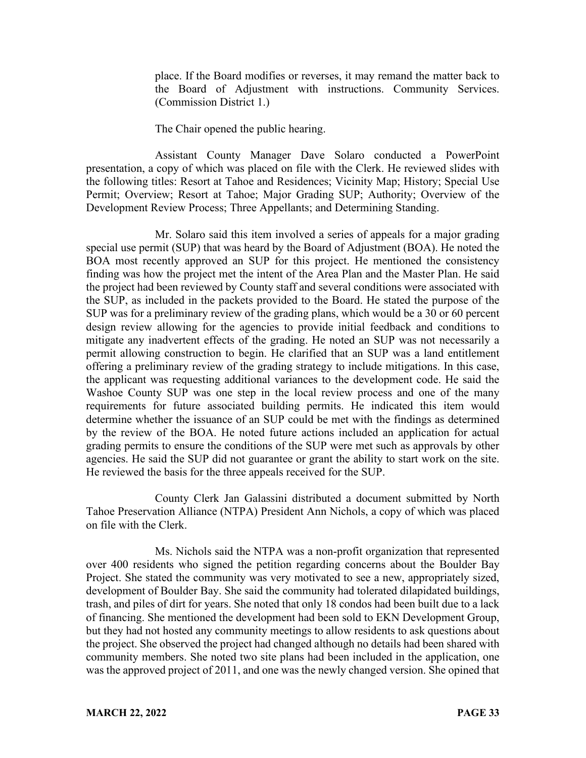place. If the Board modifies or reverses, it may remand the matter back to the Board of Adjustment with instructions. Community Services. (Commission District 1.)

The Chair opened the public hearing.

Assistant County Manager Dave Solaro conducted a PowerPoint presentation, a copy of which was placed on file with the Clerk. He reviewed slides with the following titles: Resort at Tahoe and Residences; Vicinity Map; History; Special Use Permit; Overview; Resort at Tahoe; Major Grading SUP; Authority; Overview of the Development Review Process; Three Appellants; and Determining Standing.

Mr. Solaro said this item involved a series of appeals for a major grading special use permit (SUP) that was heard by the Board of Adjustment (BOA). He noted the BOA most recently approved an SUP for this project. He mentioned the consistency finding was how the project met the intent of the Area Plan and the Master Plan. He said the project had been reviewed by County staff and several conditions were associated with the SUP, as included in the packets provided to the Board. He stated the purpose of the SUP was for a preliminary review of the grading plans, which would be a 30 or 60 percent design review allowing for the agencies to provide initial feedback and conditions to mitigate any inadvertent effects of the grading. He noted an SUP was not necessarily a permit allowing construction to begin. He clarified that an SUP was a land entitlement offering a preliminary review of the grading strategy to include mitigations. In this case, the applicant was requesting additional variances to the development code. He said the Washoe County SUP was one step in the local review process and one of the many requirements for future associated building permits. He indicated this item would determine whether the issuance of an SUP could be met with the findings as determined by the review of the BOA. He noted future actions included an application for actual grading permits to ensure the conditions of the SUP were met such as approvals by other agencies. He said the SUP did not guarantee or grant the ability to start work on the site. He reviewed the basis for the three appeals received for the SUP.

County Clerk Jan Galassini distributed a document submitted by North Tahoe Preservation Alliance (NTPA) President Ann Nichols, a copy of which was placed on file with the Clerk.

Ms. Nichols said the NTPA was a non-profit organization that represented over 400 residents who signed the petition regarding concerns about the Boulder Bay Project. She stated the community was very motivated to see a new, appropriately sized, development of Boulder Bay. She said the community had tolerated dilapidated buildings, trash, and piles of dirt for years. She noted that only 18 condos had been built due to a lack of financing. She mentioned the development had been sold to EKN Development Group, but they had not hosted any community meetings to allow residents to ask questions about the project. She observed the project had changed although no details had been shared with community members. She noted two site plans had been included in the application, one was the approved project of 2011, and one was the newly changed version. She opined that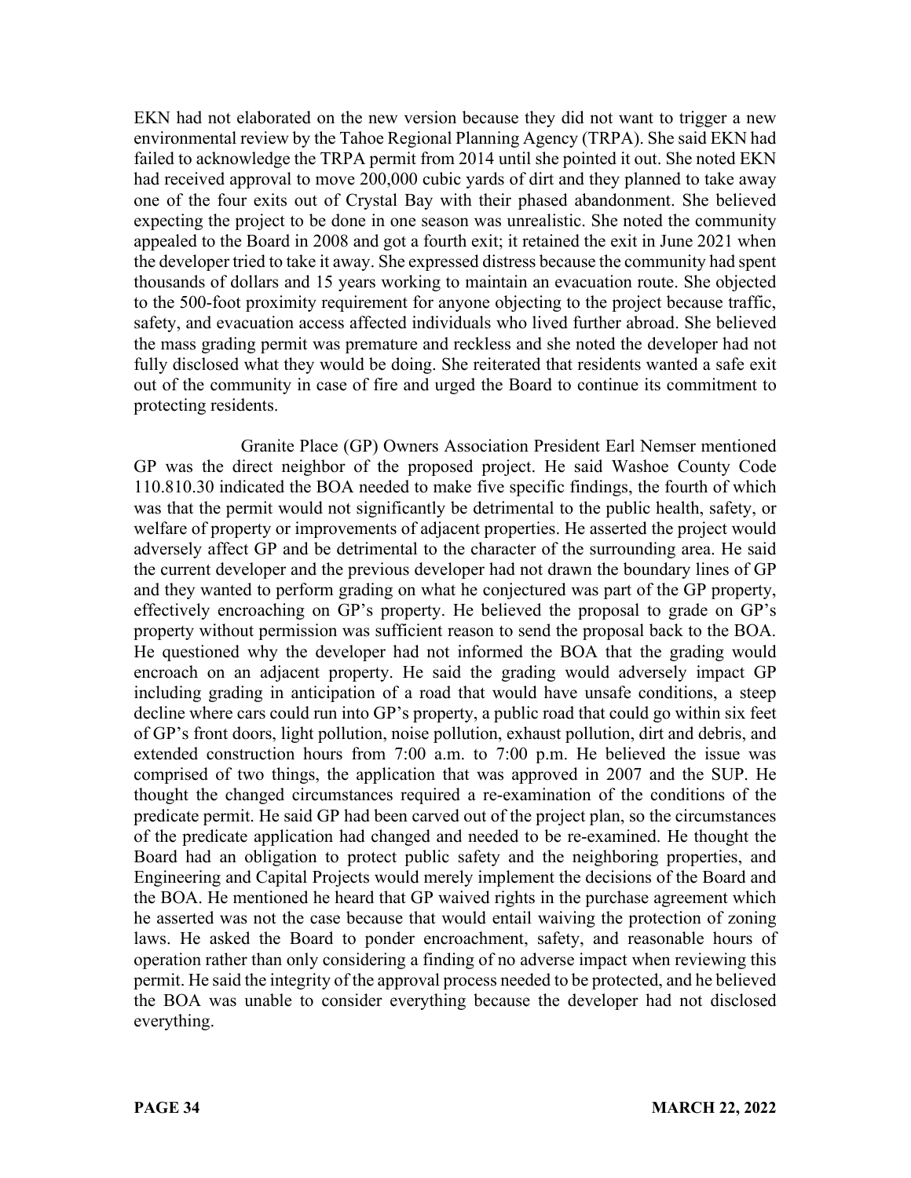EKN had not elaborated on the new version because they did not want to trigger a new environmental review by the Tahoe Regional Planning Agency (TRPA). She said EKN had failed to acknowledge the TRPA permit from 2014 until she pointed it out. She noted EKN had received approval to move 200,000 cubic yards of dirt and they planned to take away one of the four exits out of Crystal Bay with their phased abandonment. She believed expecting the project to be done in one season was unrealistic. She noted the community appealed to the Board in 2008 and got a fourth exit; it retained the exit in June 2021 when the developer tried to take it away. She expressed distress because the community had spent thousands of dollars and 15 years working to maintain an evacuation route. She objected to the 500-foot proximity requirement for anyone objecting to the project because traffic, safety, and evacuation access affected individuals who lived further abroad. She believed the mass grading permit was premature and reckless and she noted the developer had not fully disclosed what they would be doing. She reiterated that residents wanted a safe exit out of the community in case of fire and urged the Board to continue its commitment to protecting residents.

Granite Place (GP) Owners Association President Earl Nemser mentioned GP was the direct neighbor of the proposed project. He said Washoe County Code 110.810.30 indicated the BOA needed to make five specific findings, the fourth of which was that the permit would not significantly be detrimental to the public health, safety, or welfare of property or improvements of adjacent properties. He asserted the project would adversely affect GP and be detrimental to the character of the surrounding area. He said the current developer and the previous developer had not drawn the boundary lines of GP and they wanted to perform grading on what he conjectured was part of the GP property, effectively encroaching on GP's property. He believed the proposal to grade on GP's property without permission was sufficient reason to send the proposal back to the BOA. He questioned why the developer had not informed the BOA that the grading would encroach on an adjacent property. He said the grading would adversely impact GP including grading in anticipation of a road that would have unsafe conditions, a steep decline where cars could run into GP's property, a public road that could go within six feet of GP's front doors, light pollution, noise pollution, exhaust pollution, dirt and debris, and extended construction hours from 7:00 a.m. to 7:00 p.m. He believed the issue was comprised of two things, the application that was approved in 2007 and the SUP. He thought the changed circumstances required a re-examination of the conditions of the predicate permit. He said GP had been carved out of the project plan, so the circumstances of the predicate application had changed and needed to be re-examined. He thought the Board had an obligation to protect public safety and the neighboring properties, and Engineering and Capital Projects would merely implement the decisions of the Board and the BOA. He mentioned he heard that GP waived rights in the purchase agreement which he asserted was not the case because that would entail waiving the protection of zoning laws. He asked the Board to ponder encroachment, safety, and reasonable hours of operation rather than only considering a finding of no adverse impact when reviewing this permit. He said the integrity of the approval process needed to be protected, and he believed the BOA was unable to consider everything because the developer had not disclosed everything.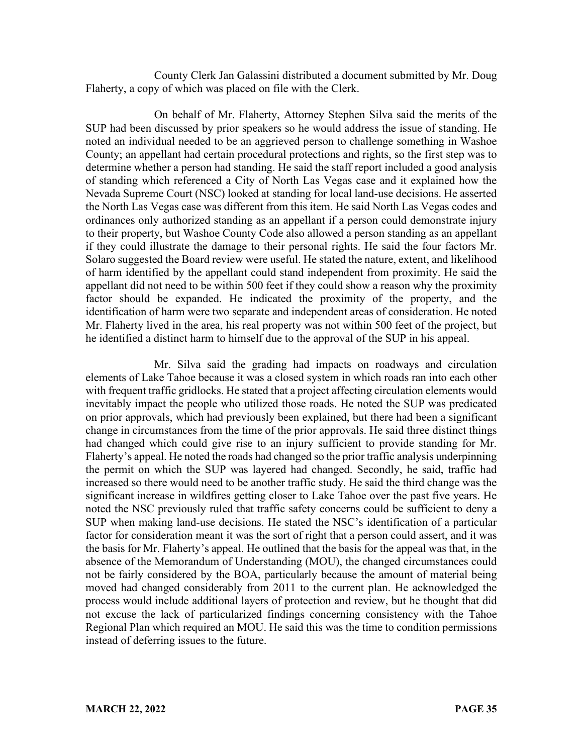County Clerk Jan Galassini distributed a document submitted by Mr. Doug Flaherty, a copy of which was placed on file with the Clerk.

On behalf of Mr. Flaherty, Attorney Stephen Silva said the merits of the SUP had been discussed by prior speakers so he would address the issue of standing. He noted an individual needed to be an aggrieved person to challenge something in Washoe County; an appellant had certain procedural protections and rights, so the first step was to determine whether a person had standing. He said the staff report included a good analysis of standing which referenced a City of North Las Vegas case and it explained how the Nevada Supreme Court (NSC) looked at standing for local land-use decisions. He asserted the North Las Vegas case was different from this item. He said North Las Vegas codes and ordinances only authorized standing as an appellant if a person could demonstrate injury to their property, but Washoe County Code also allowed a person standing as an appellant if they could illustrate the damage to their personal rights. He said the four factors Mr. Solaro suggested the Board review were useful. He stated the nature, extent, and likelihood of harm identified by the appellant could stand independent from proximity. He said the appellant did not need to be within 500 feet if they could show a reason why the proximity factor should be expanded. He indicated the proximity of the property, and the identification of harm were two separate and independent areas of consideration. He noted Mr. Flaherty lived in the area, his real property was not within 500 feet of the project, but he identified a distinct harm to himself due to the approval of the SUP in his appeal.

Mr. Silva said the grading had impacts on roadways and circulation elements of Lake Tahoe because it was a closed system in which roads ran into each other with frequent traffic gridlocks. He stated that a project affecting circulation elements would inevitably impact the people who utilized those roads. He noted the SUP was predicated on prior approvals, which had previously been explained, but there had been a significant change in circumstances from the time of the prior approvals. He said three distinct things had changed which could give rise to an injury sufficient to provide standing for Mr. Flaherty's appeal. He noted the roads had changed so the prior traffic analysis underpinning the permit on which the SUP was layered had changed. Secondly, he said, traffic had increased so there would need to be another traffic study. He said the third change was the significant increase in wildfires getting closer to Lake Tahoe over the past five years. He noted the NSC previously ruled that traffic safety concerns could be sufficient to deny a SUP when making land-use decisions. He stated the NSC's identification of a particular factor for consideration meant it was the sort of right that a person could assert, and it was the basis for Mr. Flaherty's appeal. He outlined that the basis for the appeal was that, in the absence of the Memorandum of Understanding (MOU), the changed circumstances could not be fairly considered by the BOA, particularly because the amount of material being moved had changed considerably from 2011 to the current plan. He acknowledged the process would include additional layers of protection and review, but he thought that did not excuse the lack of particularized findings concerning consistency with the Tahoe Regional Plan which required an MOU. He said this was the time to condition permissions instead of deferring issues to the future.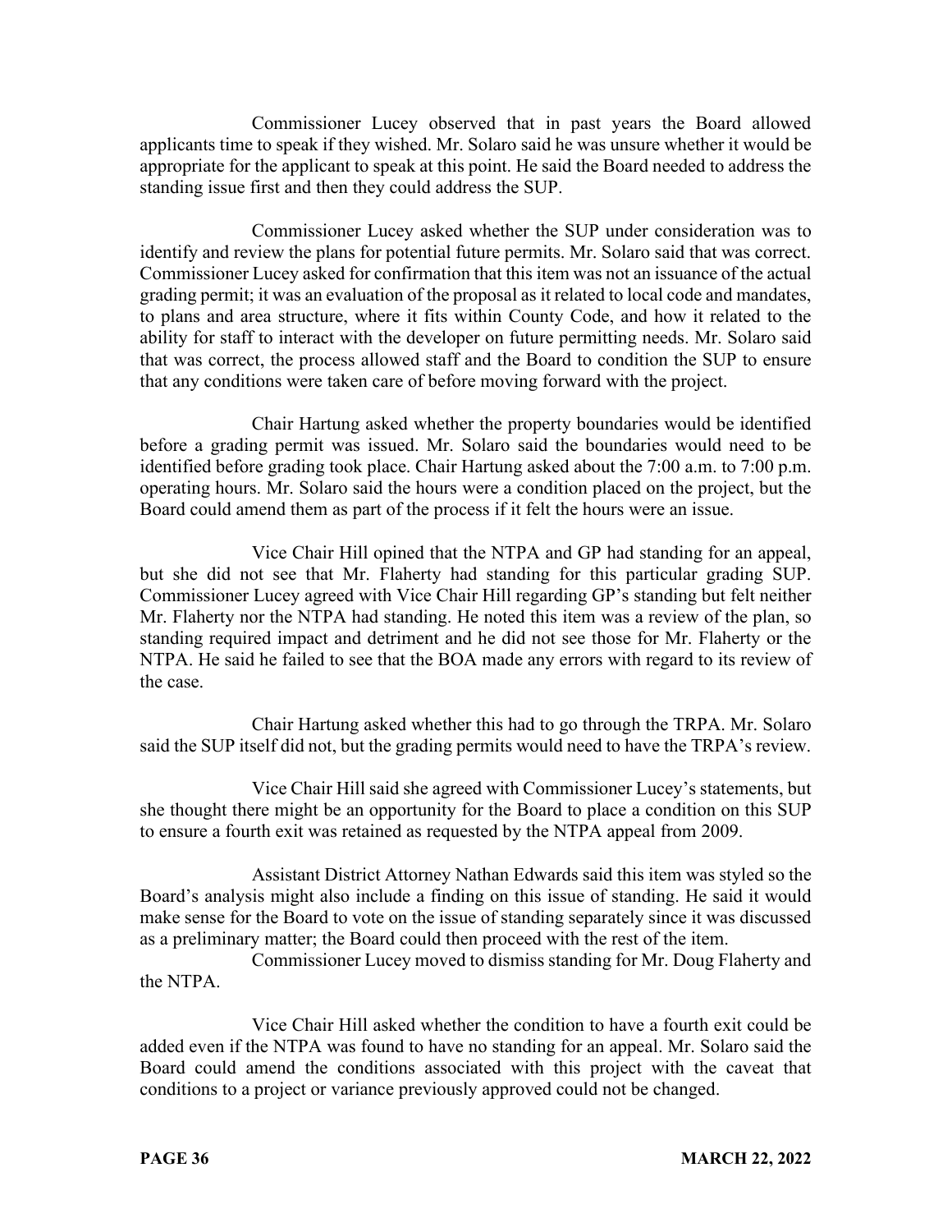Commissioner Lucey observed that in past years the Board allowed applicants time to speak if they wished. Mr. Solaro said he was unsure whether it would be appropriate for the applicant to speak at this point. He said the Board needed to address the standing issue first and then they could address the SUP.

Commissioner Lucey asked whether the SUP under consideration was to identify and review the plans for potential future permits. Mr. Solaro said that was correct. Commissioner Lucey asked for confirmation that this item was not an issuance of the actual grading permit; it was an evaluation of the proposal as it related to local code and mandates, to plans and area structure, where it fits within County Code, and how it related to the ability for staff to interact with the developer on future permitting needs. Mr. Solaro said that was correct, the process allowed staff and the Board to condition the SUP to ensure that any conditions were taken care of before moving forward with the project.

Chair Hartung asked whether the property boundaries would be identified before a grading permit was issued. Mr. Solaro said the boundaries would need to be identified before grading took place. Chair Hartung asked about the 7:00 a.m. to 7:00 p.m. operating hours. Mr. Solaro said the hours were a condition placed on the project, but the Board could amend them as part of the process if it felt the hours were an issue.

Vice Chair Hill opined that the NTPA and GP had standing for an appeal, but she did not see that Mr. Flaherty had standing for this particular grading SUP. Commissioner Lucey agreed with Vice Chair Hill regarding GP's standing but felt neither Mr. Flaherty nor the NTPA had standing. He noted this item was a review of the plan, so standing required impact and detriment and he did not see those for Mr. Flaherty or the NTPA. He said he failed to see that the BOA made any errors with regard to its review of the case.

Chair Hartung asked whether this had to go through the TRPA. Mr. Solaro said the SUP itself did not, but the grading permits would need to have the TRPA's review.

Vice Chair Hill said she agreed with Commissioner Lucey's statements, but she thought there might be an opportunity for the Board to place a condition on this SUP to ensure a fourth exit was retained as requested by the NTPA appeal from 2009.

Assistant District Attorney Nathan Edwards said this item was styled so the Board's analysis might also include a finding on this issue of standing. He said it would make sense for the Board to vote on the issue of standing separately since it was discussed as a preliminary matter; the Board could then proceed with the rest of the item.

Commissioner Lucey moved to dismiss standing for Mr. Doug Flaherty and the NTPA.

Vice Chair Hill asked whether the condition to have a fourth exit could be added even if the NTPA was found to have no standing for an appeal. Mr. Solaro said the Board could amend the conditions associated with this project with the caveat that conditions to a project or variance previously approved could not be changed.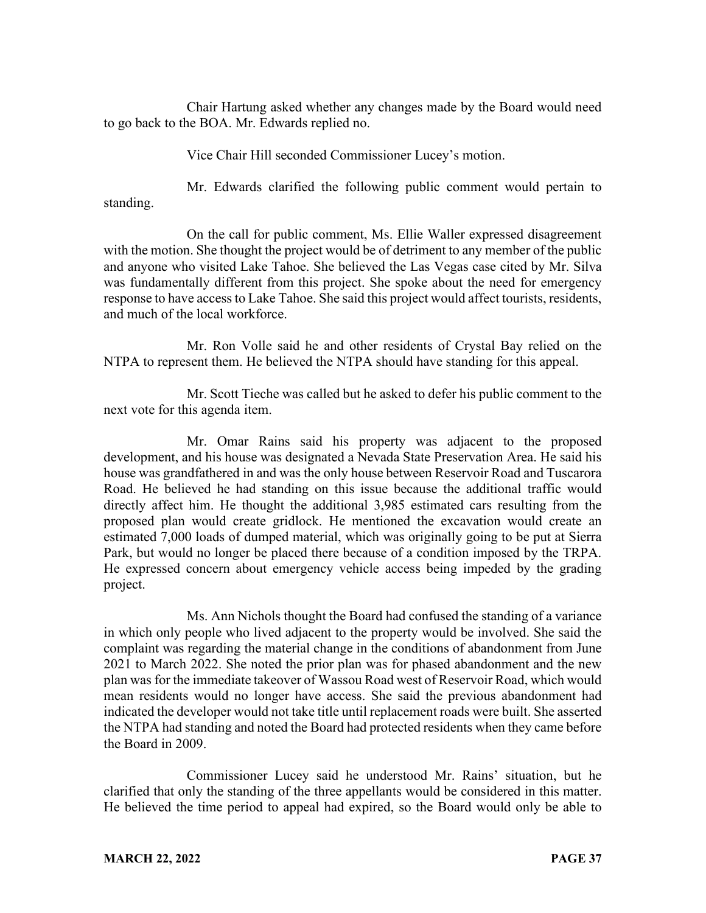Chair Hartung asked whether any changes made by the Board would need to go back to the BOA. Mr. Edwards replied no.

Vice Chair Hill seconded Commissioner Lucey's motion.

Mr. Edwards clarified the following public comment would pertain to standing.

On the call for public comment, Ms. Ellie Waller expressed disagreement with the motion. She thought the project would be of detriment to any member of the public and anyone who visited Lake Tahoe. She believed the Las Vegas case cited by Mr. Silva was fundamentally different from this project. She spoke about the need for emergency response to have access to Lake Tahoe. She said this project would affect tourists, residents, and much of the local workforce.

Mr. Ron Volle said he and other residents of Crystal Bay relied on the NTPA to represent them. He believed the NTPA should have standing for this appeal.

Mr. Scott Tieche was called but he asked to defer his public comment to the next vote for this agenda item.

Mr. Omar Rains said his property was adjacent to the proposed development, and his house was designated a Nevada State Preservation Area. He said his house was grandfathered in and was the only house between Reservoir Road and Tuscarora Road. He believed he had standing on this issue because the additional traffic would directly affect him. He thought the additional 3,985 estimated cars resulting from the proposed plan would create gridlock. He mentioned the excavation would create an estimated 7,000 loads of dumped material, which was originally going to be put at Sierra Park, but would no longer be placed there because of a condition imposed by the TRPA. He expressed concern about emergency vehicle access being impeded by the grading project.

Ms. Ann Nichols thought the Board had confused the standing of a variance in which only people who lived adjacent to the property would be involved. She said the complaint was regarding the material change in the conditions of abandonment from June 2021 to March 2022. She noted the prior plan was for phased abandonment and the new plan was for the immediate takeover of Wassou Road west of Reservoir Road, which would mean residents would no longer have access. She said the previous abandonment had indicated the developer would not take title until replacement roads were built. She asserted the NTPA had standing and noted the Board had protected residents when they came before the Board in 2009.

Commissioner Lucey said he understood Mr. Rains' situation, but he clarified that only the standing of the three appellants would be considered in this matter. He believed the time period to appeal had expired, so the Board would only be able to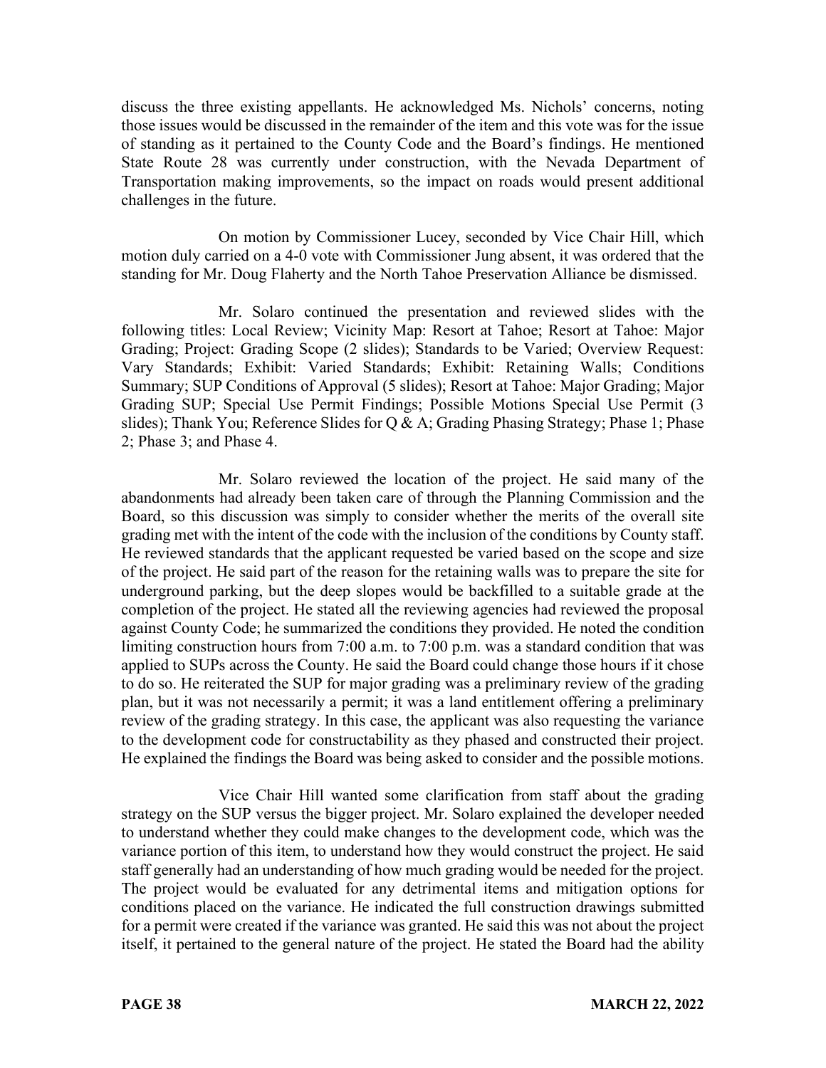discuss the three existing appellants. He acknowledged Ms. Nichols' concerns, noting those issues would be discussed in the remainder of the item and this vote was for the issue of standing as it pertained to the County Code and the Board's findings. He mentioned State Route 28 was currently under construction, with the Nevada Department of Transportation making improvements, so the impact on roads would present additional challenges in the future.

On motion by Commissioner Lucey, seconded by Vice Chair Hill, which motion duly carried on a 4-0 vote with Commissioner Jung absent, it was ordered that the standing for Mr. Doug Flaherty and the North Tahoe Preservation Alliance be dismissed.

Mr. Solaro continued the presentation and reviewed slides with the following titles: Local Review; Vicinity Map: Resort at Tahoe; Resort at Tahoe: Major Grading; Project: Grading Scope (2 slides); Standards to be Varied; Overview Request: Vary Standards; Exhibit: Varied Standards; Exhibit: Retaining Walls; Conditions Summary; SUP Conditions of Approval (5 slides); Resort at Tahoe: Major Grading; Major Grading SUP; Special Use Permit Findings; Possible Motions Special Use Permit (3 slides); Thank You; Reference Slides for Q & A; Grading Phasing Strategy; Phase 1; Phase 2; Phase 3; and Phase 4.

Mr. Solaro reviewed the location of the project. He said many of the abandonments had already been taken care of through the Planning Commission and the Board, so this discussion was simply to consider whether the merits of the overall site grading met with the intent of the code with the inclusion of the conditions by County staff. He reviewed standards that the applicant requested be varied based on the scope and size of the project. He said part of the reason for the retaining walls was to prepare the site for underground parking, but the deep slopes would be backfilled to a suitable grade at the completion of the project. He stated all the reviewing agencies had reviewed the proposal against County Code; he summarized the conditions they provided. He noted the condition limiting construction hours from 7:00 a.m. to 7:00 p.m. was a standard condition that was applied to SUPs across the County. He said the Board could change those hours if it chose to do so. He reiterated the SUP for major grading was a preliminary review of the grading plan, but it was not necessarily a permit; it was a land entitlement offering a preliminary review of the grading strategy. In this case, the applicant was also requesting the variance to the development code for constructability as they phased and constructed their project. He explained the findings the Board was being asked to consider and the possible motions.

Vice Chair Hill wanted some clarification from staff about the grading strategy on the SUP versus the bigger project. Mr. Solaro explained the developer needed to understand whether they could make changes to the development code, which was the variance portion of this item, to understand how they would construct the project. He said staff generally had an understanding of how much grading would be needed for the project. The project would be evaluated for any detrimental items and mitigation options for conditions placed on the variance. He indicated the full construction drawings submitted for a permit were created if the variance was granted. He said this was not about the project itself, it pertained to the general nature of the project. He stated the Board had the ability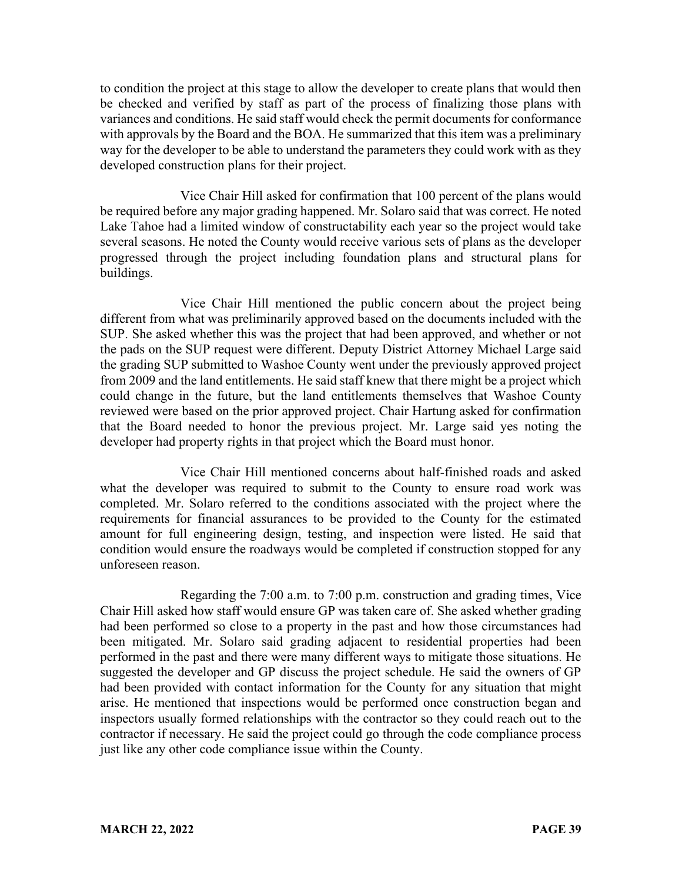to condition the project at this stage to allow the developer to create plans that would then be checked and verified by staff as part of the process of finalizing those plans with variances and conditions. He said staff would check the permit documents for conformance with approvals by the Board and the BOA. He summarized that this item was a preliminary way for the developer to be able to understand the parameters they could work with as they developed construction plans for their project.

Vice Chair Hill asked for confirmation that 100 percent of the plans would be required before any major grading happened. Mr. Solaro said that was correct. He noted Lake Tahoe had a limited window of constructability each year so the project would take several seasons. He noted the County would receive various sets of plans as the developer progressed through the project including foundation plans and structural plans for buildings.

Vice Chair Hill mentioned the public concern about the project being different from what was preliminarily approved based on the documents included with the SUP. She asked whether this was the project that had been approved, and whether or not the pads on the SUP request were different. Deputy District Attorney Michael Large said the grading SUP submitted to Washoe County went under the previously approved project from 2009 and the land entitlements. He said staff knew that there might be a project which could change in the future, but the land entitlements themselves that Washoe County reviewed were based on the prior approved project. Chair Hartung asked for confirmation that the Board needed to honor the previous project. Mr. Large said yes noting the developer had property rights in that project which the Board must honor.

Vice Chair Hill mentioned concerns about half-finished roads and asked what the developer was required to submit to the County to ensure road work was completed. Mr. Solaro referred to the conditions associated with the project where the requirements for financial assurances to be provided to the County for the estimated amount for full engineering design, testing, and inspection were listed. He said that condition would ensure the roadways would be completed if construction stopped for any unforeseen reason.

Regarding the 7:00 a.m. to 7:00 p.m. construction and grading times, Vice Chair Hill asked how staff would ensure GP was taken care of. She asked whether grading had been performed so close to a property in the past and how those circumstances had been mitigated. Mr. Solaro said grading adjacent to residential properties had been performed in the past and there were many different ways to mitigate those situations. He suggested the developer and GP discuss the project schedule. He said the owners of GP had been provided with contact information for the County for any situation that might arise. He mentioned that inspections would be performed once construction began and inspectors usually formed relationships with the contractor so they could reach out to the contractor if necessary. He said the project could go through the code compliance process just like any other code compliance issue within the County.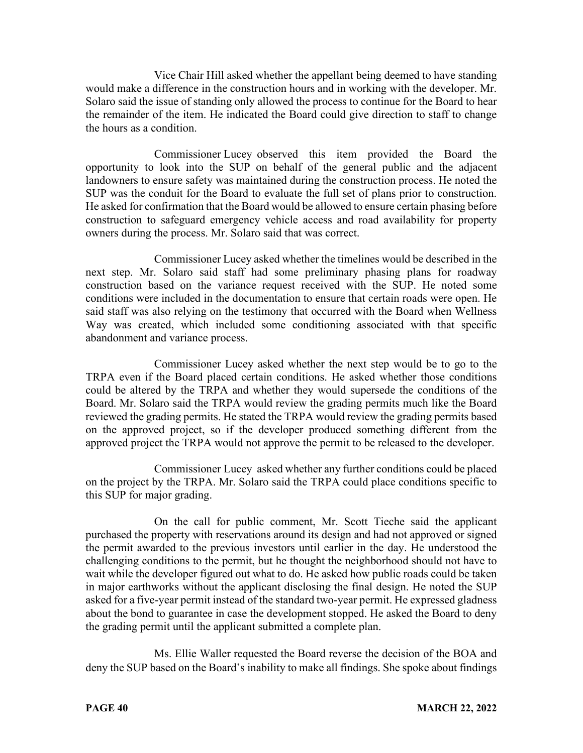Vice Chair Hill asked whether the appellant being deemed to have standing would make a difference in the construction hours and in working with the developer. Mr. Solaro said the issue of standing only allowed the process to continue for the Board to hear the remainder of the item. He indicated the Board could give direction to staff to change the hours as a condition.

Commissioner Lucey observed this item provided the Board the opportunity to look into the SUP on behalf of the general public and the adjacent landowners to ensure safety was maintained during the construction process. He noted the SUP was the conduit for the Board to evaluate the full set of plans prior to construction. He asked for confirmation that the Board would be allowed to ensure certain phasing before construction to safeguard emergency vehicle access and road availability for property owners during the process. Mr. Solaro said that was correct.

Commissioner Lucey asked whether the timelines would be described in the next step. Mr. Solaro said staff had some preliminary phasing plans for roadway construction based on the variance request received with the SUP. He noted some conditions were included in the documentation to ensure that certain roads were open. He said staff was also relying on the testimony that occurred with the Board when Wellness Way was created, which included some conditioning associated with that specific abandonment and variance process.

Commissioner Lucey asked whether the next step would be to go to the TRPA even if the Board placed certain conditions. He asked whether those conditions could be altered by the TRPA and whether they would supersede the conditions of the Board. Mr. Solaro said the TRPA would review the grading permits much like the Board reviewed the grading permits. He stated the TRPA would review the grading permits based on the approved project, so if the developer produced something different from the approved project the TRPA would not approve the permit to be released to the developer.

Commissioner Lucey asked whether any further conditions could be placed on the project by the TRPA. Mr. Solaro said the TRPA could place conditions specific to this SUP for major grading.

On the call for public comment, Mr. Scott Tieche said the applicant purchased the property with reservations around its design and had not approved or signed the permit awarded to the previous investors until earlier in the day. He understood the challenging conditions to the permit, but he thought the neighborhood should not have to wait while the developer figured out what to do. He asked how public roads could be taken in major earthworks without the applicant disclosing the final design. He noted the SUP asked for a five-year permit instead of the standard two-year permit. He expressed gladness about the bond to guarantee in case the development stopped. He asked the Board to deny the grading permit until the applicant submitted a complete plan.

Ms. Ellie Waller requested the Board reverse the decision of the BOA and deny the SUP based on the Board's inability to make all findings. She spoke about findings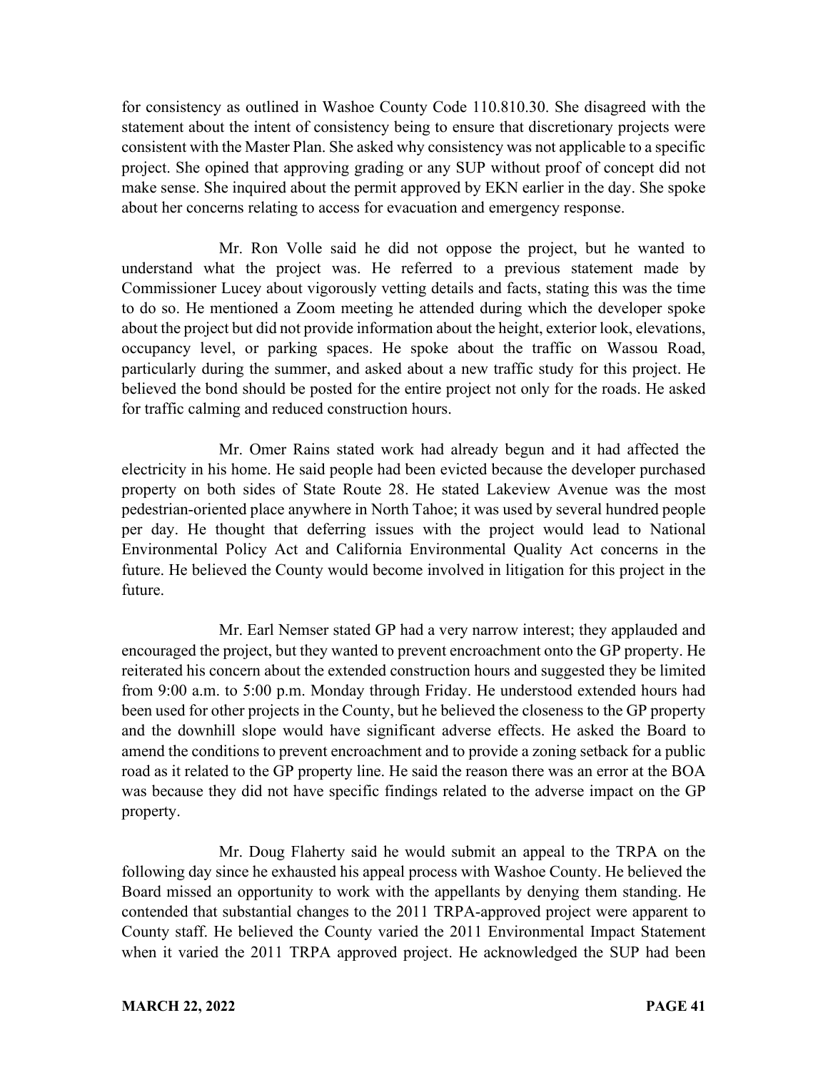for consistency as outlined in Washoe County Code 110.810.30. She disagreed with the statement about the intent of consistency being to ensure that discretionary projects were consistent with the Master Plan. She asked why consistency was not applicable to a specific project. She opined that approving grading or any SUP without proof of concept did not make sense. She inquired about the permit approved by EKN earlier in the day. She spoke about her concerns relating to access for evacuation and emergency response.

Mr. Ron Volle said he did not oppose the project, but he wanted to understand what the project was. He referred to a previous statement made by Commissioner Lucey about vigorously vetting details and facts, stating this was the time to do so. He mentioned a Zoom meeting he attended during which the developer spoke about the project but did not provide information about the height, exterior look, elevations, occupancy level, or parking spaces. He spoke about the traffic on Wassou Road, particularly during the summer, and asked about a new traffic study for this project. He believed the bond should be posted for the entire project not only for the roads. He asked for traffic calming and reduced construction hours.

Mr. Omer Rains stated work had already begun and it had affected the electricity in his home. He said people had been evicted because the developer purchased property on both sides of State Route 28. He stated Lakeview Avenue was the most pedestrian-oriented place anywhere in North Tahoe; it was used by several hundred people per day. He thought that deferring issues with the project would lead to National Environmental Policy Act and California Environmental Quality Act concerns in the future. He believed the County would become involved in litigation for this project in the future.

Mr. Earl Nemser stated GP had a very narrow interest; they applauded and encouraged the project, but they wanted to prevent encroachment onto the GP property. He reiterated his concern about the extended construction hours and suggested they be limited from 9:00 a.m. to 5:00 p.m. Monday through Friday. He understood extended hours had been used for other projects in the County, but he believed the closeness to the GP property and the downhill slope would have significant adverse effects. He asked the Board to amend the conditions to prevent encroachment and to provide a zoning setback for a public road as it related to the GP property line. He said the reason there was an error at the BOA was because they did not have specific findings related to the adverse impact on the GP property.

Mr. Doug Flaherty said he would submit an appeal to the TRPA on the following day since he exhausted his appeal process with Washoe County. He believed the Board missed an opportunity to work with the appellants by denying them standing. He contended that substantial changes to the 2011 TRPA-approved project were apparent to County staff. He believed the County varied the 2011 Environmental Impact Statement when it varied the 2011 TRPA approved project. He acknowledged the SUP had been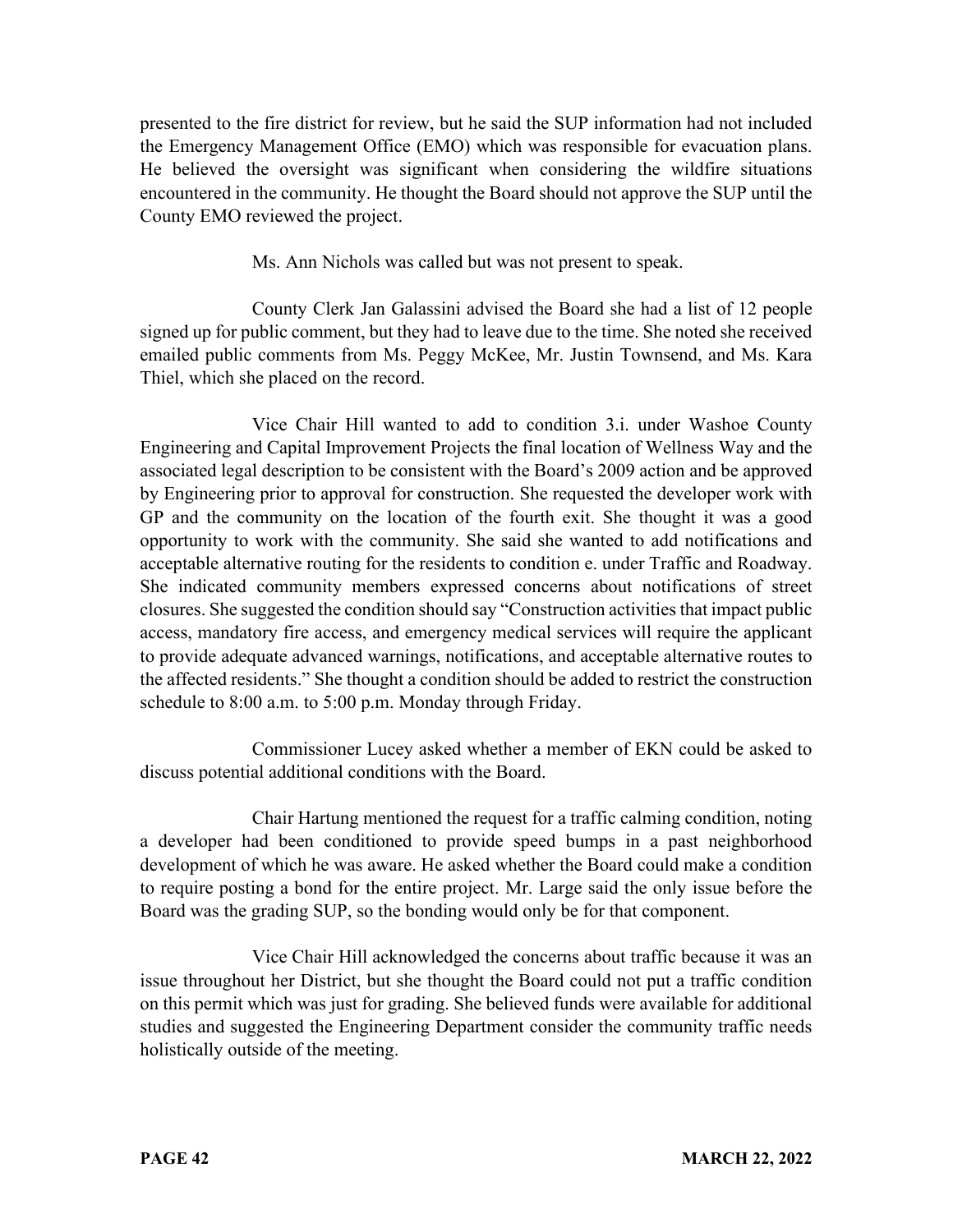presented to the fire district for review, but he said the SUP information had not included the Emergency Management Office (EMO) which was responsible for evacuation plans. He believed the oversight was significant when considering the wildfire situations encountered in the community. He thought the Board should not approve the SUP until the County EMO reviewed the project.

Ms. Ann Nichols was called but was not present to speak.

County Clerk Jan Galassini advised the Board she had a list of 12 people signed up for public comment, but they had to leave due to the time. She noted she received emailed public comments from Ms. Peggy McKee, Mr. Justin Townsend, and Ms. Kara Thiel, which she placed on the record.

Vice Chair Hill wanted to add to condition 3.i. under Washoe County Engineering and Capital Improvement Projects the final location of Wellness Way and the associated legal description to be consistent with the Board's 2009 action and be approved by Engineering prior to approval for construction. She requested the developer work with GP and the community on the location of the fourth exit. She thought it was a good opportunity to work with the community. She said she wanted to add notifications and acceptable alternative routing for the residents to condition e. under Traffic and Roadway. She indicated community members expressed concerns about notifications of street closures. She suggested the condition should say "Construction activities that impact public access, mandatory fire access, and emergency medical services will require the applicant to provide adequate advanced warnings, notifications, and acceptable alternative routes to the affected residents." She thought a condition should be added to restrict the construction schedule to 8:00 a.m. to 5:00 p.m. Monday through Friday.

Commissioner Lucey asked whether a member of EKN could be asked to discuss potential additional conditions with the Board.

Chair Hartung mentioned the request for a traffic calming condition, noting a developer had been conditioned to provide speed bumps in a past neighborhood development of which he was aware. He asked whether the Board could make a condition to require posting a bond for the entire project. Mr. Large said the only issue before the Board was the grading SUP, so the bonding would only be for that component.

Vice Chair Hill acknowledged the concerns about traffic because it was an issue throughout her District, but she thought the Board could not put a traffic condition on this permit which was just for grading. She believed funds were available for additional studies and suggested the Engineering Department consider the community traffic needs holistically outside of the meeting.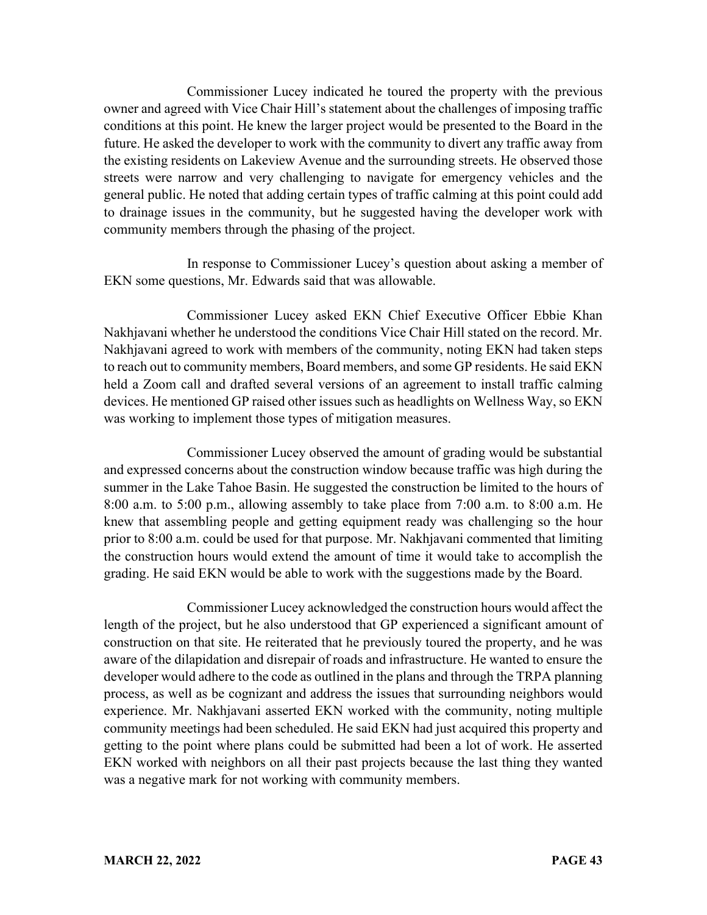Commissioner Lucey indicated he toured the property with the previous owner and agreed with Vice Chair Hill's statement about the challenges of imposing traffic conditions at this point. He knew the larger project would be presented to the Board in the future. He asked the developer to work with the community to divert any traffic away from the existing residents on Lakeview Avenue and the surrounding streets. He observed those streets were narrow and very challenging to navigate for emergency vehicles and the general public. He noted that adding certain types of traffic calming at this point could add to drainage issues in the community, but he suggested having the developer work with community members through the phasing of the project.

In response to Commissioner Lucey's question about asking a member of EKN some questions, Mr. Edwards said that was allowable.

Commissioner Lucey asked EKN Chief Executive Officer Ebbie Khan Nakhjavani whether he understood the conditions Vice Chair Hill stated on the record. Mr. Nakhjavani agreed to work with members of the community, noting EKN had taken steps to reach out to community members, Board members, and some GP residents. He said EKN held a Zoom call and drafted several versions of an agreement to install traffic calming devices. He mentioned GP raised other issues such as headlights on Wellness Way, so EKN was working to implement those types of mitigation measures.

Commissioner Lucey observed the amount of grading would be substantial and expressed concerns about the construction window because traffic was high during the summer in the Lake Tahoe Basin. He suggested the construction be limited to the hours of 8:00 a.m. to 5:00 p.m., allowing assembly to take place from 7:00 a.m. to 8:00 a.m. He knew that assembling people and getting equipment ready was challenging so the hour prior to 8:00 a.m. could be used for that purpose. Mr. Nakhjavani commented that limiting the construction hours would extend the amount of time it would take to accomplish the grading. He said EKN would be able to work with the suggestions made by the Board.

Commissioner Lucey acknowledged the construction hours would affect the length of the project, but he also understood that GP experienced a significant amount of construction on that site. He reiterated that he previously toured the property, and he was aware of the dilapidation and disrepair of roads and infrastructure. He wanted to ensure the developer would adhere to the code as outlined in the plans and through the TRPA planning process, as well as be cognizant and address the issues that surrounding neighbors would experience. Mr. Nakhjavani asserted EKN worked with the community, noting multiple community meetings had been scheduled. He said EKN had just acquired this property and getting to the point where plans could be submitted had been a lot of work. He asserted EKN worked with neighbors on all their past projects because the last thing they wanted was a negative mark for not working with community members.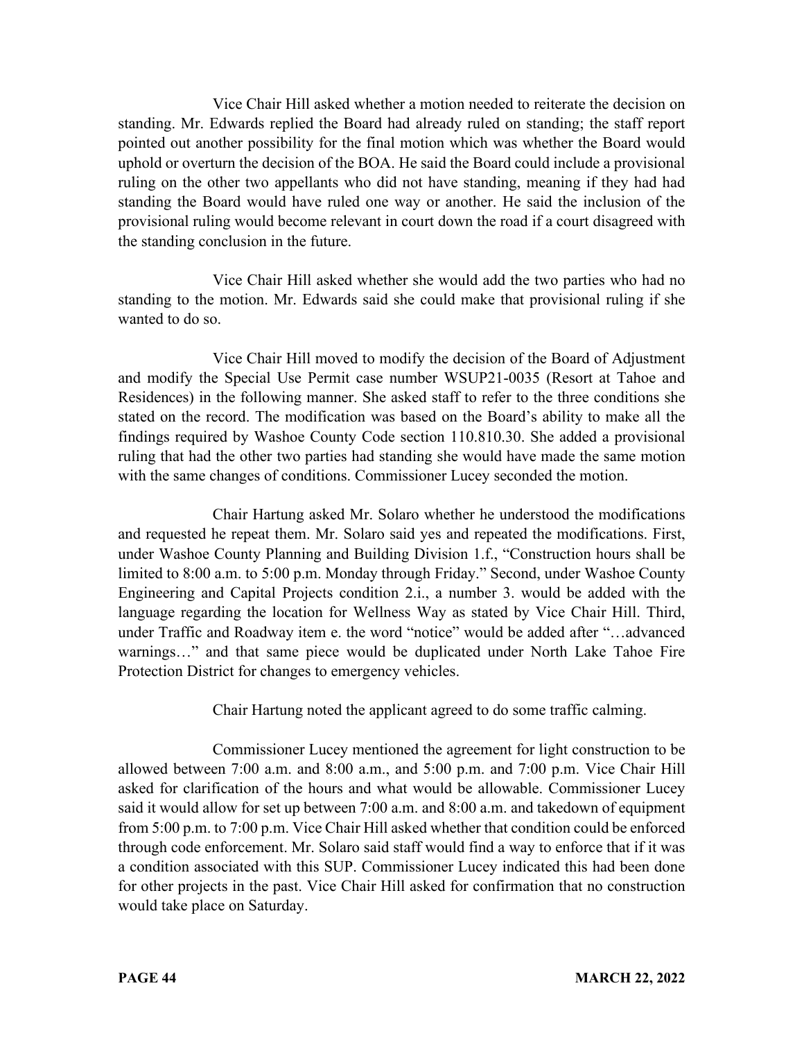Vice Chair Hill asked whether a motion needed to reiterate the decision on standing. Mr. Edwards replied the Board had already ruled on standing; the staff report pointed out another possibility for the final motion which was whether the Board would uphold or overturn the decision of the BOA. He said the Board could include a provisional ruling on the other two appellants who did not have standing, meaning if they had had standing the Board would have ruled one way or another. He said the inclusion of the provisional ruling would become relevant in court down the road if a court disagreed with the standing conclusion in the future.

Vice Chair Hill asked whether she would add the two parties who had no standing to the motion. Mr. Edwards said she could make that provisional ruling if she wanted to do so.

Vice Chair Hill moved to modify the decision of the Board of Adjustment and modify the Special Use Permit case number WSUP21-0035 (Resort at Tahoe and Residences) in the following manner. She asked staff to refer to the three conditions she stated on the record. The modification was based on the Board's ability to make all the findings required by Washoe County Code section 110.810.30. She added a provisional ruling that had the other two parties had standing she would have made the same motion with the same changes of conditions. Commissioner Lucey seconded the motion.

Chair Hartung asked Mr. Solaro whether he understood the modifications and requested he repeat them. Mr. Solaro said yes and repeated the modifications. First, under Washoe County Planning and Building Division 1.f., "Construction hours shall be limited to 8:00 a.m. to 5:00 p.m. Monday through Friday." Second, under Washoe County Engineering and Capital Projects condition 2.i., a number 3. would be added with the language regarding the location for Wellness Way as stated by Vice Chair Hill. Third, under Traffic and Roadway item e. the word "notice" would be added after "…advanced warnings…" and that same piece would be duplicated under North Lake Tahoe Fire Protection District for changes to emergency vehicles.

Chair Hartung noted the applicant agreed to do some traffic calming.

Commissioner Lucey mentioned the agreement for light construction to be allowed between 7:00 a.m. and 8:00 a.m., and 5:00 p.m. and 7:00 p.m. Vice Chair Hill asked for clarification of the hours and what would be allowable. Commissioner Lucey said it would allow for set up between 7:00 a.m. and 8:00 a.m. and takedown of equipment from 5:00 p.m. to 7:00 p.m. Vice Chair Hill asked whether that condition could be enforced through code enforcement. Mr. Solaro said staff would find a way to enforce that if it was a condition associated with this SUP. Commissioner Lucey indicated this had been done for other projects in the past. Vice Chair Hill asked for confirmation that no construction would take place on Saturday.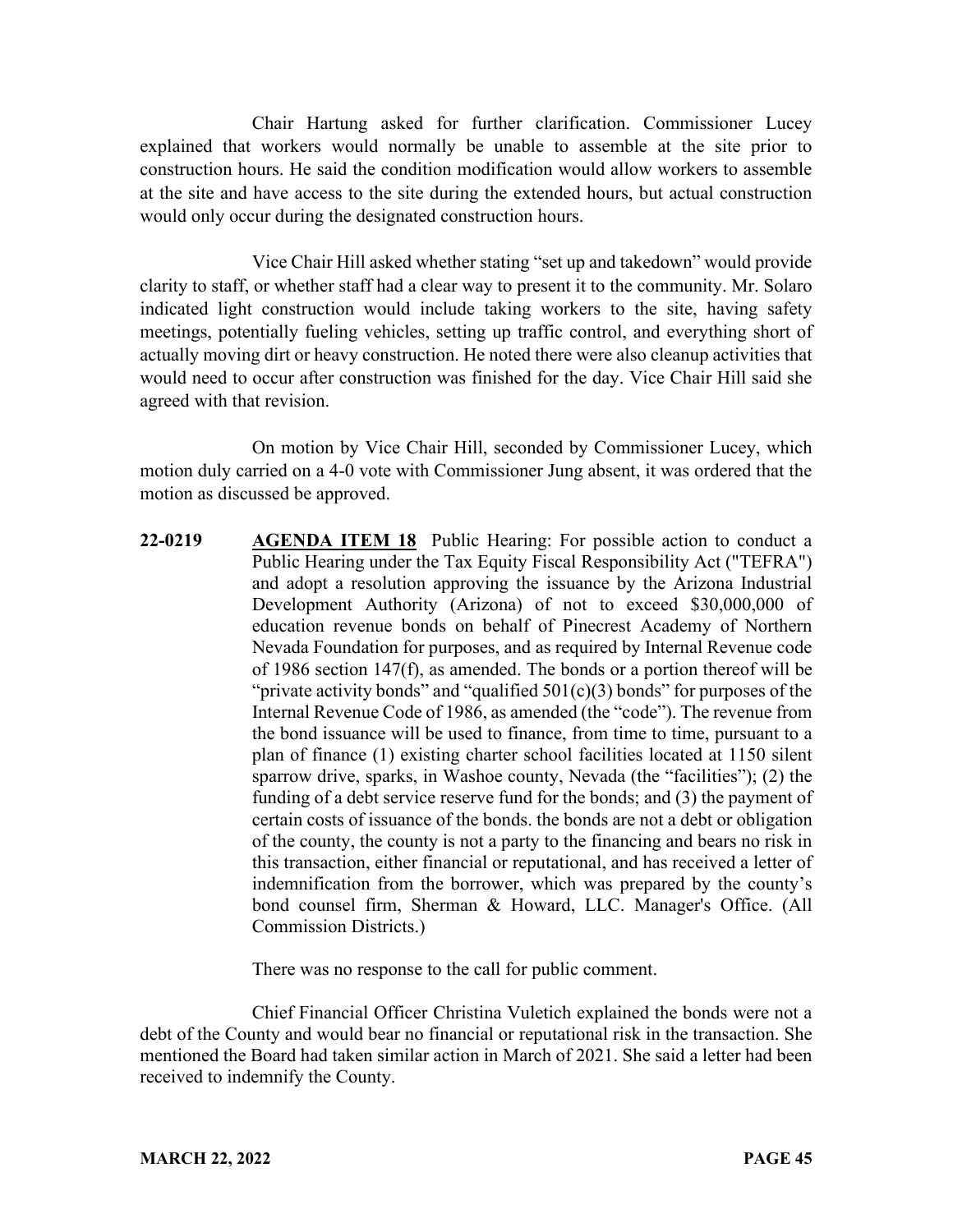Chair Hartung asked for further clarification. Commissioner Lucey explained that workers would normally be unable to assemble at the site prior to construction hours. He said the condition modification would allow workers to assemble at the site and have access to the site during the extended hours, but actual construction would only occur during the designated construction hours.

Vice Chair Hill asked whether stating "set up and takedown" would provide clarity to staff, or whether staff had a clear way to present it to the community. Mr. Solaro indicated light construction would include taking workers to the site, having safety meetings, potentially fueling vehicles, setting up traffic control, and everything short of actually moving dirt or heavy construction. He noted there were also cleanup activities that would need to occur after construction was finished for the day. Vice Chair Hill said she agreed with that revision.

On motion by Vice Chair Hill, seconded by Commissioner Lucey, which motion duly carried on a 4-0 vote with Commissioner Jung absent, it was ordered that the motion as discussed be approved.

**22-0219** **AGENDA ITEM 18** Public Hearing: For possible action to conduct a Public Hearing under the Tax Equity Fiscal Responsibility Act ("TEFRA") and adopt a resolution approving the issuance by the Arizona Industrial Development Authority (Arizona) of not to exceed $30,000,000 of education revenue bonds on behalf of Pinecrest Academy of Northern Nevada Foundation for purposes, and as required by Internal Revenue code of 1986 section 147(f), as amended. The bonds or a portion thereof will be "private activity bonds" and "qualified 501(c)(3) bonds" for purposes of the Internal Revenue Code of 1986, as amended (the "code"). The revenue from the bond issuance will be used to finance, from time to time, pursuant to a plan of finance (1) existing charter school facilities located at 1150 silent sparrow drive, sparks, in Washoe county, Nevada (the "facilities"); (2) the funding of a debt service reserve fund for the bonds; and (3) the payment of certain costs of issuance of the bonds. the bonds are not a debt or obligation of the county, the county is not a party to the financing and bears no risk in this transaction, either financial or reputational, and has received a letter of indemnification from the borrower, which was prepared by the county's bond counsel firm, Sherman & Howard, LLC. Manager's Office. (All Commission Districts.)

There was no response to the call for public comment.

Chief Financial Officer Christina Vuletich explained the bonds were not a debt of the County and would bear no financial or reputational risk in the transaction. She mentioned the Board had taken similar action in March of 2021. She said a letter had been received to indemnify the County.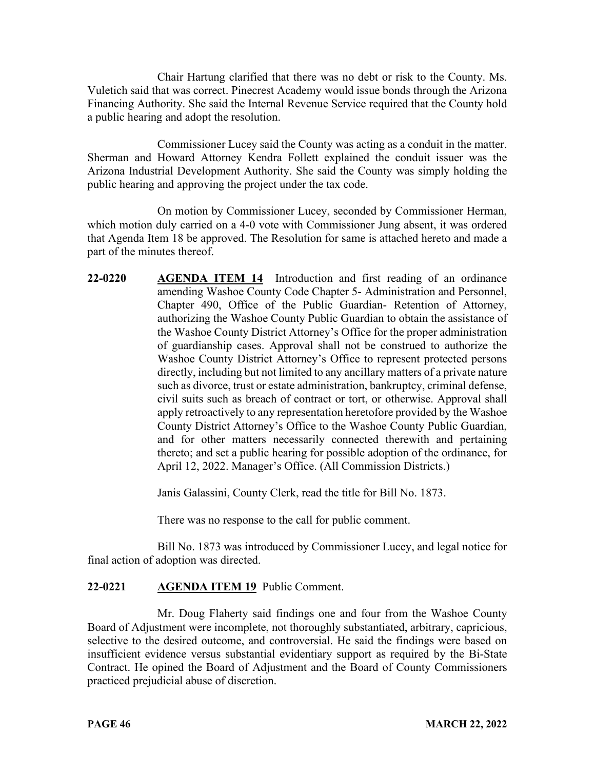Chair Hartung clarified that there was no debt or risk to the County. Ms. Vuletich said that was correct. Pinecrest Academy would issue bonds through the Arizona Financing Authority. She said the Internal Revenue Service required that the County hold a public hearing and adopt the resolution.

Commissioner Lucey said the County was acting as a conduit in the matter. Sherman and Howard Attorney Kendra Follett explained the conduit issuer was the Arizona Industrial Development Authority. She said the County was simply holding the public hearing and approving the project under the tax code.

On motion by Commissioner Lucey, seconded by Commissioner Herman, which motion duly carried on a 4-0 vote with Commissioner Jung absent, it was ordered that Agenda Item 18 be approved. The Resolution for same is attached hereto and made a part of the minutes thereof.

**22-0220** **AGENDA ITEM 14** Introduction and first reading of an ordinance amending Washoe County Code Chapter 5- Administration and Personnel, Chapter 490, Office of the Public Guardian- Retention of Attorney, authorizing the Washoe County Public Guardian to obtain the assistance of the Washoe County District Attorney's Office for the proper administration of guardianship cases. Approval shall not be construed to authorize the Washoe County District Attorney's Office to represent protected persons directly, including but not limited to any ancillary matters of a private nature such as divorce, trust or estate administration, bankruptcy, criminal defense, civil suits such as breach of contract or tort, or otherwise. Approval shall apply retroactively to any representation heretofore provided by the Washoe County District Attorney's Office to the Washoe County Public Guardian, and for other matters necessarily connected therewith and pertaining thereto; and set a public hearing for possible adoption of the ordinance, for April 12, 2022. Manager's Office. (All Commission Districts.)

Janis Galassini, County Clerk, read the title for Bill No. 1873.

There was no response to the call for public comment.

Bill No. 1873 was introduced by Commissioner Lucey, and legal notice for final action of adoption was directed.

**22-0221** **AGENDA ITEM 19** Public Comment.

Mr. Doug Flaherty said findings one and four from the Washoe County Board of Adjustment were incomplete, not thoroughly substantiated, arbitrary, capricious, selective to the desired outcome, and controversial. He said the findings were based on insufficient evidence versus substantial evidentiary support as required by the Bi-State Contract. He opined the Board of Adjustment and the Board of County Commissioners practiced prejudicial abuse of discretion.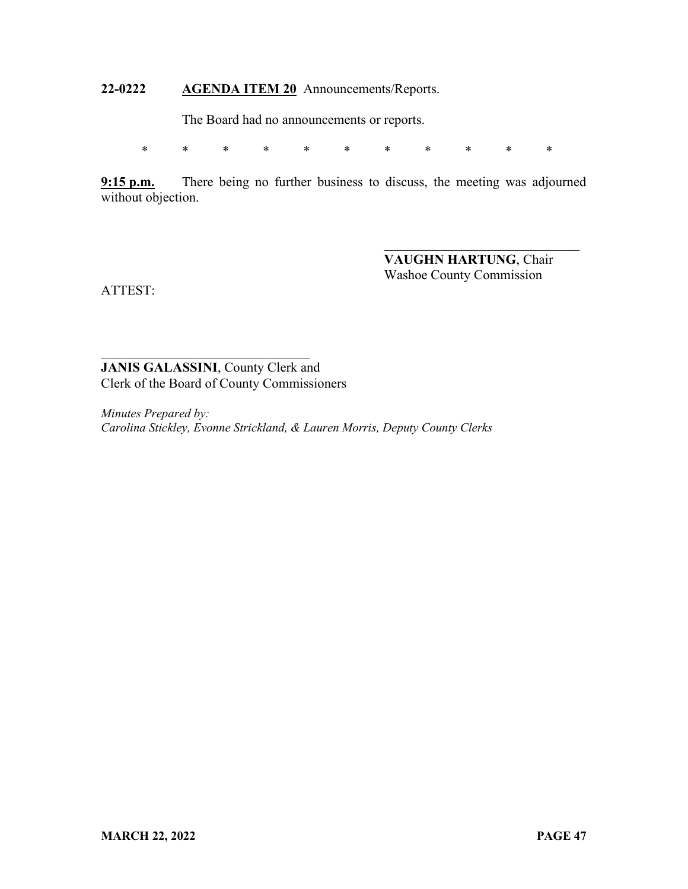**22-0222** **AGENDA ITEM 20** Announcements/Reports.

The Board had no announcements or reports.

\* \* \* \* \* \* \* \* \* \* \*

**9:15 p.m.** There being no further business to discuss, the meeting was adjourned without objection.

\_\_\_\_\_\_\_\_\_\_\_\_\_\_\_\_\_\_\_\_\_\_\_\_\_\_\_\_\_\_
**VAUGHN HARTUNG**, Chair
Washoe County Commission

ATTEST:

\_\_\_\_\_\_\_\_\_\_\_\_\_\_\_\_\_\_\_\_\_\_\_\_\_\_\_\_\_\_\_\_
**JANIS GALASSINI**, County Clerk and
Clerk of the Board of County Commissioners

*Minutes Prepared by:*
*Carolina Stickley, Evonne Strickland, & Lauren Morris, Deputy County Clerks*